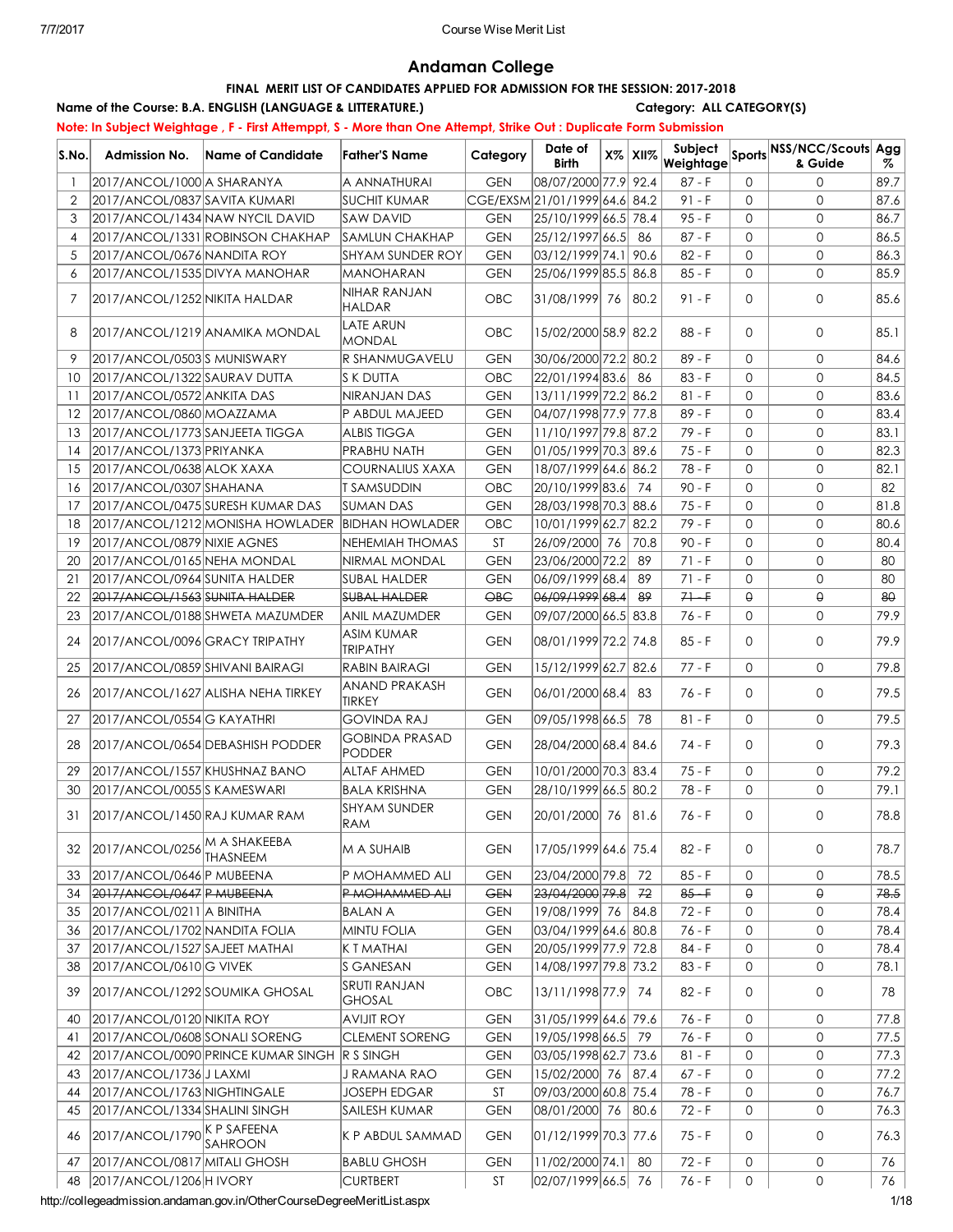# Andaman College

## FINAL MERIT LIST OF CANDIDATES APPLIED FOR ADMISSION FOR THE SESSION: 2017-2018

**Name of the Course: B.A. ENGLISH (LANGUAGE & LITTERATURE.)** **Category: ALL CATEGORY(S)**

**Note: In Subject Weightage , F - First Attemppt, S - More than One Attempt, Strike Out : Duplicate Form Submission**

| S.No. | Admission No. | Name of Candidate | Father'S Name | Category | Date of Birth | X% | XII% | Subject Weightage | Sports | NSS/NCC/Scouts & Guide | Agg % |
|---|---|---|---|---|---|---|---|---|---|---|---|
| 1 | 2017/ANCOL/1000 | A SHARANYA | A ANNATHURAI | GEN | 08/07/2000 | 77.9 | 92.4 | 87 - F | 0 | 0 | 89.7 |
| 2 | 2017/ANCOL/0837 | SAVITA KUMARI | SUCHIT KUMAR | CGE/EXSM | 21/01/1999 | 64.6 | 84.2 | 91 - F | 0 | 0 | 87.6 |
| 3 | 2017/ANCOL/1434 | NAW NYCIL DAVID | SAW DAVID | GEN | 25/10/1999 | 66.5 | 78.4 | 95 - F | 0 | 0 | 86.7 |
| 4 | 2017/ANCOL/1331 | ROBINSON CHAKHAP | SAMLUN CHAKHAP | GEN | 25/12/1997 | 66.5 | 86 | 87 - F | 0 | 0 | 86.5 |
| 5 | 2017/ANCOL/0676 | NANDITA ROY | SHYAM SUNDER ROY | GEN | 03/12/1999 | 74.1 | 90.6 | 82 - F | 0 | 0 | 86.3 |
| 6 | 2017/ANCOL/1535 | DIVYA MANOHAR | MANOHARAN | GEN | 25/06/1999 | 85.5 | 86.8 | 85 - F | 0 | 0 | 85.9 |
| 7 | 2017/ANCOL/1252 | NIKITA HALDAR | NIHAR RANJAN HALDAR | OBC | 31/08/1999 | 76 | 80.2 | 91 - F | 0 | 0 | 85.6 |
| 8 | 2017/ANCOL/1219 | ANAMIKA MONDAL | LATE ARUN MONDAL | OBC | 15/02/2000 | 58.9 | 82.2 | 88 - F | 0 | 0 | 85.1 |
| 9 | 2017/ANCOL/0503 | S MUNISWARY | R SHANMUGAVELU | GEN | 30/06/2000 | 72.2 | 80.2 | 89 - F | 0 | 0 | 84.6 |
| 10 | 2017/ANCOL/1322 | SAURAV DUTTA | S K DUTTA | OBC | 22/01/1994 | 83.6 | 86 | 83 - F | 0 | 0 | 84.5 |
| 11 | 2017/ANCOL/0572 | ANKITA DAS | NIRANJAN DAS | GEN | 13/11/1999 | 72.2 | 86.2 | 81 - F | 0 | 0 | 83.6 |
| 12 | 2017/ANCOL/0860 | MOAZZAMA | P ABDUL MAJEED | GEN | 04/07/1998 | 77.9 | 77.8 | 89 - F | 0 | 0 | 83.4 |
| 13 | 2017/ANCOL/1773 | SANJEETA TIGGA | ALBIS TIGGA | GEN | 11/10/1997 | 79.8 | 87.2 | 79 - F | 0 | 0 | 83.1 |
| 14 | 2017/ANCOL/1373 | PRIYANKA | PRABHU NATH | GEN | 01/05/1999 | 70.3 | 89.6 | 75 - F | 0 | 0 | 82.3 |
| 15 | 2017/ANCOL/0638 | ALOK XAXA | COURNALIUS XAXA | GEN | 18/07/1999 | 64.6 | 86.2 | 78 - F | 0 | 0 | 82.1 |
| 16 | 2017/ANCOL/0307 | SHAHANA | T SAMSUDDIN | OBC | 20/10/1999 | 83.6 | 74 | 90 - F | 0 | 0 | 82 |
| 17 | 2017/ANCOL/0475 | SURESH KUMAR DAS | SUMAN DAS | GEN | 28/03/1998 | 70.3 | 88.6 | 75 - F | 0 | 0 | 81.8 |
| 18 | 2017/ANCOL/1212 | MONISHA HOWLADER | BIDHAN HOWLADER | OBC | 10/01/1999 | 62.7 | 82.2 | 79 - F | 0 | 0 | 80.6 |
| 19 | 2017/ANCOL/0879 | NIXIE AGNES | NEHEMIAH THOMAS | ST | 26/09/2000 | 76 | 70.8 | 90 - F | 0 | 0 | 80.4 |
| 20 | 2017/ANCOL/0165 | NEHA MONDAL | NIRMAL MONDAL | GEN | 23/06/2000 | 72.2 | 89 | 71 - F | 0 | 0 | 80 |
| 21 | 2017/ANCOL/0964 | SUNITA HALDER | SUBAL HALDER | GEN | 06/09/1999 | 68.4 | 89 | 71 - F | 0 | 0 | 80 |
| 22 | ~~2017/ANCOL/1563~~ | ~~SUNITA HALDER~~ | ~~SUBAL HALDER~~ | ~~OBC~~ | ~~06/09/1999~~ | ~~68.4~~ | ~~89~~ | ~~71 - F~~ | ~~0~~ | ~~0~~ | ~~80~~ |
| 23 | 2017/ANCOL/0188 | SHWETA MAZUMDER | ANIL MAZUMDER | GEN | 09/07/2000 | 66.5 | 83.8 | 76 - F | 0 | 0 | 79.9 |
| 24 | 2017/ANCOL/0096 | GRACY TRIPATHY | ASIM KUMAR TRIPATHY | GEN | 08/01/1999 | 72.2 | 74.8 | 85 - F | 0 | 0 | 79.9 |
| 25 | 2017/ANCOL/0859 | SHIVANI BAIRAGI | RABIN BAIRAGI | GEN | 15/12/1999 | 62.7 | 82.6 | 77 - F | 0 | 0 | 79.8 |
| 26 | 2017/ANCOL/1627 | ALISHA NEHA TIRKEY | ANAND PRAKASH TIRKEY | GEN | 06/01/2000 | 68.4 | 83 | 76 - F | 0 | 0 | 79.5 |
| 27 | 2017/ANCOL/0554 | G KAYATHRI | GOVINDA RAJ | GEN | 09/05/1998 | 66.5 | 78 | 81 - F | 0 | 0 | 79.5 |
| 28 | 2017/ANCOL/0654 | DEBASHISH PODDER | GOBINDA PRASAD PODDER | GEN | 28/04/2000 | 68.4 | 84.6 | 74 - F | 0 | 0 | 79.3 |
| 29 | 2017/ANCOL/1557 | KHUSHNAZ BANO | ALTAF AHMED | GEN | 10/01/2000 | 70.3 | 83.4 | 75 - F | 0 | 0 | 79.2 |
| 30 | 2017/ANCOL/0055 | S KAMESWARI | BALA KRISHNA | GEN | 28/10/1999 | 66.5 | 80.2 | 78 - F | 0 | 0 | 79.1 |
| 31 | 2017/ANCOL/1450 | RAJ KUMAR RAM | SHYAM SUNDER RAM | GEN | 20/01/2000 | 76 | 81.6 | 76 - F | 0 | 0 | 78.8 |
| 32 | 2017/ANCOL/0256 | M A SHAKEEBA THASNEEM | M A SUHAIB | GEN | 17/05/1999 | 64.6 | 75.4 | 82 - F | 0 | 0 | 78.7 |
| 33 | 2017/ANCOL/0646 | P MUBEENA | P MOHAMMED ALI | GEN | 23/04/2000 | 79.8 | 72 | 85 - F | 0 | 0 | 78.5 |
| 34 | ~~2017/ANCOL/0647~~ | ~~P MUBEENA~~ | ~~P MOHAMMED ALI~~ | ~~GEN~~ | ~~23/04/2000~~ | ~~79.8~~ | ~~72~~ | ~~85 - F~~ | ~~0~~ | ~~0~~ | ~~78.5~~ |
| 35 | 2017/ANCOL/0211 | A BINITHA | BALAN A | GEN | 19/08/1999 | 76 | 84.8 | 72 - F | 0 | 0 | 78.4 |
| 36 | 2017/ANCOL/1702 | NANDITA FOLIA | MINTU FOLIA | GEN | 03/04/1999 | 64.6 | 80.8 | 76 - F | 0 | 0 | 78.4 |
| 37 | 2017/ANCOL/1527 | SAJEET MATHAI | K T MATHAI | GEN | 20/05/1999 | 77.9 | 72.8 | 84 - F | 0 | 0 | 78.4 |
| 38 | 2017/ANCOL/0610 | G VIVEK | S GANESAN | GEN | 14/08/1997 | 79.8 | 73.2 | 83 - F | 0 | 0 | 78.1 |
| 39 | 2017/ANCOL/1292 | SOUMIKA GHOSAL | SRUTI RANJAN GHOSAL | OBC | 13/11/1998 | 77.9 | 74 | 82 - F | 0 | 0 | 78 |
| 40 | 2017/ANCOL/0120 | NIKITA ROY | AVIJIT ROY | GEN | 31/05/1999 | 64.6 | 79.6 | 76 - F | 0 | 0 | 77.8 |
| 41 | 2017/ANCOL/0608 | SONALI SORENG | CLEMENT SORENG | GEN | 19/05/1998 | 66.5 | 79 | 76 - F | 0 | 0 | 77.5 |
| 42 | 2017/ANCOL/0090 | PRINCE KUMAR SINGH | R S SINGH | GEN | 03/05/1998 | 62.7 | 73.6 | 81 - F | 0 | 0 | 77.3 |
| 43 | 2017/ANCOL/1736 | J LAXMI | J RAMANA RAO | GEN | 15/02/2000 | 76 | 87.4 | 67 - F | 0 | 0 | 77.2 |
| 44 | 2017/ANCOL/1763 | NIGHTINGALE | JOSEPH EDGAR | ST | 09/03/2000 | 60.8 | 75.4 | 78 - F | 0 | 0 | 76.7 |
| 45 | 2017/ANCOL/1334 | SHALINI SINGH | SAILESH KUMAR | GEN | 08/01/2000 | 76 | 80.6 | 72 - F | 0 | 0 | 76.3 |
| 46 | 2017/ANCOL/1790 | K P SAFEENA SAHROON | K P ABDUL SAMMAD | GEN | 01/12/1999 | 70.3 | 77.6 | 75 - F | 0 | 0 | 76.3 |
| 47 | 2017/ANCOL/0817 | MITALI GHOSH | BABLU GHOSH | GEN | 11/02/2000 | 74.1 | 80 | 72 - F | 0 | 0 | 76 |
| 48 | 2017/ANCOL/1206 | H IVORY | CURTBERT | ST | 02/07/1999 | 66.5 | 76 | 76 - F | 0 | 0 | 76 |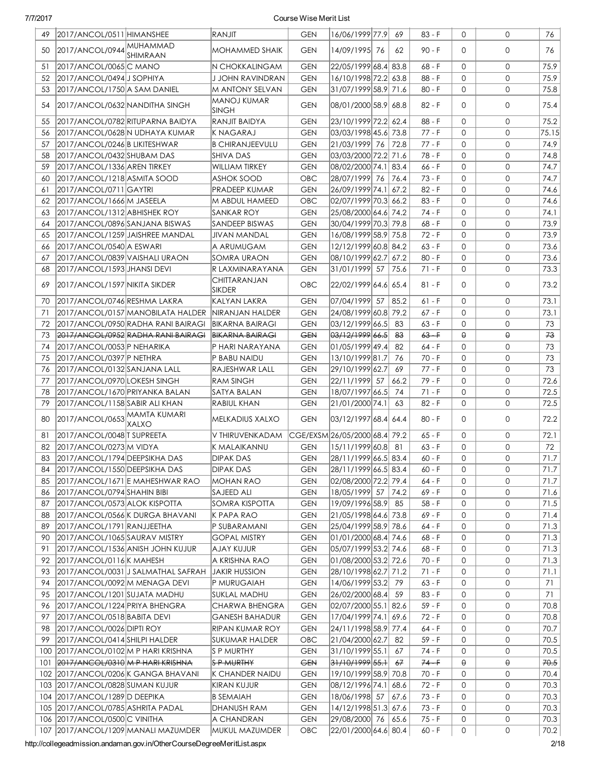| 49 | 2017/ANCOL/0511 | HIMANSHEE | RANJIT | GEN | 16/06/1999 | 77.9 | 69 | 83 - F | 0 | 0 | 76 |
|---|---|---|---|---|---|---|---|---|---|---|---|
| 50 | 2017/ANCOL/0944 | MUHAMMAD SHIMRAAN | MOHAMMED SHAIK | GEN | 14/09/1995 | 76 | 62 | 90 - F | 0 | 0 | 76 |
| 51 | 2017/ANCOL/0065 | C MANO | N CHOKKALINGAM | GEN | 22/05/1999 | 68.4 | 83.8 | 68 - F | 0 | 0 | 75.9 |
| 52 | 2017/ANCOL/0494 | J SOPHIYA | J JOHN RAVINDRAN | GEN | 16/10/1998 | 72.2 | 63.8 | 88 - F | 0 | 0 | 75.9 |
| 53 | 2017/ANCOL/1750 | A SAM DANIEL | M ANTONY SELVAN | GEN | 31/07/1999 | 58.9 | 71.6 | 80 - F | 0 | 0 | 75.8 |
| 54 | 2017/ANCOL/0632 | NANDITHA SINGH | MANOJ KUMAR SINGH | GEN | 08/01/2000 | 58.9 | 68.8 | 82 - F | 0 | 0 | 75.4 |
| 55 | 2017/ANCOL/0782 | RITUPARNA BAIDYA | RANJIT BAIDYA | GEN | 23/10/1999 | 72.2 | 62.4 | 88 - F | 0 | 0 | 75.2 |
| 56 | 2017/ANCOL/0628 | N UDHAYA KUMAR | K NAGARAJ | GEN | 03/03/1998 | 45.6 | 73.8 | 77 - F | 0 | 0 | 75.15 |
| 57 | 2017/ANCOL/0246 | B LIKITESHWAR | B CHIRANJEEVULU | GEN | 21/03/1999 | 76 | 72.8 | 77 - F | 0 | 0 | 74.9 |
| 58 | 2017/ANCOL/0432 | SHUBAM DAS | SHIVA DAS | GEN | 03/03/2000 | 72.2 | 71.6 | 78 - F | 0 | 0 | 74.8 |
| 59 | 2017/ANCOL/1336 | AREN TIRKEY | WILLIAM TIRKEY | GEN | 08/02/2000 | 74.1 | 83.4 | 66 - F | 0 | 0 | 74.7 |
| 60 | 2017/ANCOL/1218 | ASMITA SOOD | ASHOK SOOD | OBC | 28/07/1999 | 76 | 76.4 | 73 - F | 0 | 0 | 74.7 |
| 61 | 2017/ANCOL/0711 | GAYTRI | PRADEEP KUMAR | GEN | 26/09/1999 | 74.1 | 67.2 | 82 - F | 0 | 0 | 74.6 |
| 62 | 2017/ANCOL/1666 | M JASEELA | M ABDUL HAMEED | OBC | 02/07/1999 | 70.3 | 66.2 | 83 - F | 0 | 0 | 74.6 |
| 63 | 2017/ANCOL/1312 | ABHISHEK ROY | SANKAR ROY | GEN | 25/08/2000 | 64.6 | 74.2 | 74 - F | 0 | 0 | 74.1 |
| 64 | 2017/ANCOL/0896 | SANJANA BISWAS | SANDEEP BISWAS | GEN | 30/04/1999 | 70.3 | 79.8 | 68 - F | 0 | 0 | 73.9 |
| 65 | 2017/ANCOL/1259 | JAISHREE MANDAL | JIVAN MANDAL | GEN | 16/08/1999 | 58.9 | 75.8 | 72 - F | 0 | 0 | 73.9 |
| 66 | 2017/ANCOL/0540 | A ESWARI | A ARUMUGAM | GEN | 12/12/1999 | 60.8 | 84.2 | 63 - F | 0 | 0 | 73.6 |
| 67 | 2017/ANCOL/0839 | VAISHALI URAON | SOMRA URAON | GEN | 08/10/1999 | 62.7 | 67.2 | 80 - F | 0 | 0 | 73.6 |
| 68 | 2017/ANCOL/1593 | JHANSI DEVI | R LAXMINARAYANA | GEN | 31/01/1999 | 57 | 75.6 | 71 - F | 0 | 0 | 73.3 |
| 69 | 2017/ANCOL/1597 | NIKITA SIKDER | CHITTARANJAN SIKDER | OBC | 22/02/1999 | 64.6 | 65.4 | 81 - F | 0 | 0 | 73.2 |
| 70 | 2017/ANCOL/0746 | RESHMA LAKRA | KALYAN LAKRA | GEN | 07/04/1999 | 57 | 85.2 | 61 - F | 0 | 0 | 73.1 |
| 71 | 2017/ANCOL/0157 | MANOBILATA HALDER | NIRANJAN HALDER | GEN | 24/08/1999 | 60.8 | 79.2 | 67 - F | 0 | 0 | 73.1 |
| 72 | 2017/ANCOL/0950 | RADHA RANI BAIRAGI | BIKARNA BAIRAGI | GEN | 03/12/1999 | 66.5 | 83 | 63 - F | 0 | 0 | 73 |
| 73 | ~~2017/ANCOL/0952~~ | ~~RADHA RANI BAIRAGI~~ | ~~BIKARNA BAIRAGI~~ | ~~GEN~~ | ~~03/12/1999~~ | ~~66.5~~ | ~~83~~ | ~~63 - F~~ | ~~0~~ | ~~0~~ | ~~73~~ |
| 74 | 2017/ANCOL/0053 | P NEHARIKA | P HARI NARAYANA | GEN | 01/05/1999 | 49.4 | 82 | 64 - F | 0 | 0 | 73 |
| 75 | 2017/ANCOL/0397 | P NETHRA | P BABU NAIDU | GEN | 13/10/1999 | 81.7 | 76 | 70 - F | 0 | 0 | 73 |
| 76 | 2017/ANCOL/0132 | SANJANA LALL | RAJESHWAR LALL | GEN | 29/10/1999 | 62.7 | 69 | 77 - F | 0 | 0 | 73 |
| 77 | 2017/ANCOL/0970 | LOKESH SINGH | RAM SINGH | GEN | 22/11/1999 | 57 | 66.2 | 79 - F | 0 | 0 | 72.6 |
| 78 | 2017/ANCOL/1670 | PRIYANKA BALAN | SATYA BALAN | GEN | 18/07/1997 | 66.5 | 74 | 71 - F | 0 | 0 | 72.5 |
| 79 | 2017/ANCOL/1158 | SABIR ALI KHAN | RABIUL KHAN | GEN | 21/01/2000 | 74.1 | 63 | 82 - F | 0 | 0 | 72.5 |
| 80 | 2017/ANCOL/0653 | MAMTA KUMARI XALXO | MELKADIUS XALXO | GEN | 03/12/1997 | 68.4 | 64.4 | 80 - F | 0 | 0 | 72.2 |
| 81 | 2017/ANCOL/0048 | T SUPREETA | V THIRUVENKADAM | CGE/EXSM | 26/05/2000 | 68.4 | 79.2 | 65 - F | 0 | 0 | 72.1 |
| 82 | 2017/ANCOL/0273 | M VIDYA | K MALAIKANNU | GEN | 15/11/1999 | 60.8 | 81 | 63 - F | 0 | 0 | 72 |
| 83 | 2017/ANCOL/1794 | DEEPSIKHA DAS | DIPAK DAS | GEN | 28/11/1999 | 66.5 | 83.4 | 60 - F | 0 | 0 | 71.7 |
| 84 | 2017/ANCOL/1550 | DEEPSIKHA DAS | DIPAK DAS | GEN | 28/11/1999 | 66.5 | 83.4 | 60 - F | 0 | 0 | 71.7 |
| 85 | 2017/ANCOL/1671 | E MAHESHWAR RAO | MOHAN RAO | GEN | 02/08/2000 | 72.2 | 79.4 | 64 - F | 0 | 0 | 71.7 |
| 86 | 2017/ANCOL/0794 | SHAHIN BIBI | SAJEED ALI | GEN | 18/05/1999 | 57 | 74.2 | 69 - F | 0 | 0 | 71.6 |
| 87 | 2017/ANCOL/0573 | ALOK KISPOTTA | SOMRA KISPOTTA | GEN | 19/09/1996 | 58.9 | 85 | 58 - F | 0 | 0 | 71.5 |
| 88 | 2017/ANCOL/0566 | K DURGA BHAVANI | K PAPA RAO | GEN | 21/05/1998 | 64.6 | 73.8 | 69 - F | 0 | 0 | 71.4 |
| 89 | 2017/ANCOL/1791 | RANJJEETHA | P SUBARAMANI | GEN | 25/04/1999 | 58.9 | 78.6 | 64 - F | 0 | 0 | 71.3 |
| 90 | 2017/ANCOL/1065 | SAURAV MISTRY | GOPAL MISTRY | GEN | 01/01/2000 | 68.4 | 74.6 | 68 - F | 0 | 0 | 71.3 |
| 91 | 2017/ANCOL/1536 | ANISH JOHN KUJUR | AJAY KUJUR | GEN | 05/07/1999 | 53.2 | 74.6 | 68 - F | 0 | 0 | 71.3 |
| 92 | 2017/ANCOL/0116 | K MAHESH | A KRISHNA RAO | GEN | 01/08/2000 | 53.2 | 72.6 | 70 - F | 0 | 0 | 71.3 |
| 93 | 2017/ANCOL/0031 | J SALMATHAL SAFRAH | JAKIR HUSSION | GEN | 28/10/1998 | 62.7 | 71.2 | 71 - F | 0 | 0 | 71.1 |
| 94 | 2017/ANCOL/0092 | M MENAGA DEVI | P MURUGAIAH | GEN | 14/06/1999 | 53.2 | 79 | 63 - F | 0 | 0 | 71 |
| 95 | 2017/ANCOL/1201 | SUJATA MADHU | SUKLAL MADHU | GEN | 26/02/2000 | 68.4 | 59 | 83 - F | 0 | 0 | 71 |
| 96 | 2017/ANCOL/1224 | PRIYA BHENGRA | CHARWA BHENGRA | GEN | 02/07/2000 | 55.1 | 82.6 | 59 - F | 0 | 0 | 70.8 |
| 97 | 2017/ANCOL/0518 | BABITA DEVI | GANESH BAHADUR | GEN | 17/04/1999 | 74.1 | 69.6 | 72 - F | 0 | 0 | 70.8 |
| 98 | 2017/ANCOL/0026 | DIPTI ROY | RIPAN KUMAR ROY | GEN | 24/11/1998 | 58.9 | 77.4 | 64 - F | 0 | 0 | 70.7 |
| 99 | 2017/ANCOL/0414 | SHILPI HALDER | SUKUMAR HALDER | OBC | 21/04/2000 | 62.7 | 82 | 59 - F | 0 | 0 | 70.5 |
| 100 | 2017/ANCOL/0102 | M P HARI KRISHNA | S P MURTHY | GEN | 31/10/1999 | 55.1 | 67 | 74 - F | 0 | 0 | 70.5 |
| 101 | ~~2017/ANCOL/0310~~ | ~~M P HARI KRISHNA~~ | ~~S P MURTHY~~ | ~~GEN~~ | ~~31/10/1999~~ | ~~55.1~~ | ~~67~~ | ~~74 - F~~ | ~~0~~ | ~~0~~ | ~~70.5~~ |
| 102 | 2017/ANCOL/0206 | K GANGA BHAVANI | K CHANDER NAIDU | GEN | 19/10/1999 | 58.9 | 70.8 | 70 - F | 0 | 0 | 70.4 |
| 103 | 2017/ANCOL/0828 | SUMAN KUJUR | KIRAN KUJUR | GEN | 08/12/1996 | 74.1 | 68.6 | 72 - F | 0 | 0 | 70.3 |
| 104 | 2017/ANCOL/1289 | D DEEPIKA | B SEMAIAH | GEN | 18/06/1998 | 57 | 67.6 | 73 - F | 0 | 0 | 70.3 |
| 105 | 2017/ANCOL/0785 | ASHRITA PADAL | DHANUSH RAM | GEN | 14/12/1998 | 51.3 | 67.6 | 73 - F | 0 | 0 | 70.3 |
| 106 | 2017/ANCOL/0500 | C VINITHA | A CHANDRAN | GEN | 29/08/2000 | 76 | 65.6 | 75 - F | 0 | 0 | 70.3 |
| 107 | 2017/ANCOL/1209 | MANALI MAZUMDER | MUKUL MAZUMDER | OBC | 22/01/2000 | 64.6 | 80.4 | 60 - F | 0 | 0 | 70.2 |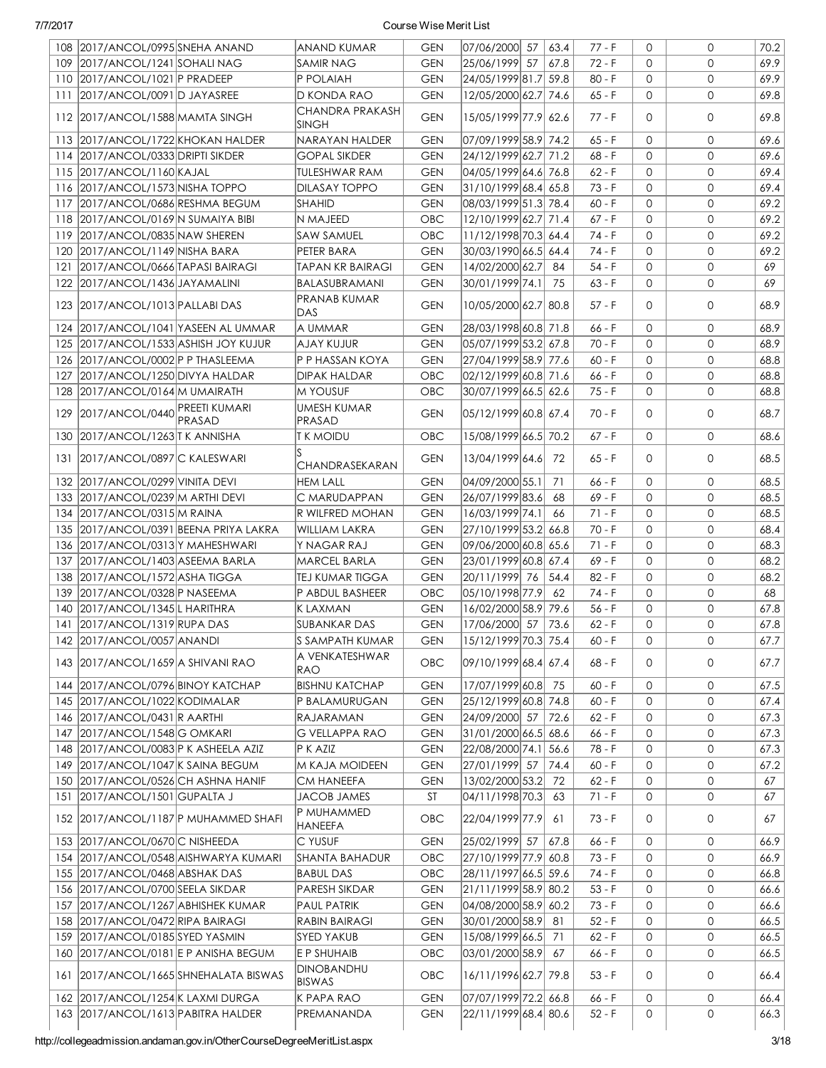| 108 | 2017/ANCOL/0995 | SNEHA ANAND | ANAND KUMAR | GEN | 07/06/2000 | 57 | 63.4 | 77 - F | 0 | 0 | 70.2 |
|---|---|---|---|---|---|---|---|---|---|---|---|
| 109 | 2017/ANCOL/1241 | SOHALI NAG | SAMIR NAG | GEN | 25/06/1999 | 57 | 67.8 | 72 - F | 0 | 0 | 69.9 |
| 110 | 2017/ANCOL/1021 | P PRADEEP | P POLAIAH | GEN | 24/05/1999 | 81.7 | 59.8 | 80 - F | 0 | 0 | 69.9 |
| 111 | 2017/ANCOL/0091 | D JAYASREE | D KONDA RAO | GEN | 12/05/2000 | 62.7 | 74.6 | 65 - F | 0 | 0 | 69.8 |
| 112 | 2017/ANCOL/1588 | MAMTA SINGH | CHANDRA PRAKASH SINGH | GEN | 15/05/1999 | 77.9 | 62.6 | 77 - F | 0 | 0 | 69.8 |
| 113 | 2017/ANCOL/1722 | KHOKAN HALDER | NARAYAN HALDER | GEN | 07/09/1999 | 58.9 | 74.2 | 65 - F | 0 | 0 | 69.6 |
| 114 | 2017/ANCOL/0333 | DRIPTI SIKDER | GOPAL SIKDER | GEN | 24/12/1999 | 62.7 | 71.2 | 68 - F | 0 | 0 | 69.6 |
| 115 | 2017/ANCOL/1160 | KAJAL | TULESHWAR RAM | GEN | 04/05/1999 | 64.6 | 76.8 | 62 - F | 0 | 0 | 69.4 |
| 116 | 2017/ANCOL/1573 | NISHA TOPPO | DILASAY TOPPO | GEN | 31/10/1999 | 68.4 | 65.8 | 73 - F | 0 | 0 | 69.4 |
| 117 | 2017/ANCOL/0686 | RESHMA BEGUM | SHAHID | GEN | 08/03/1999 | 51.3 | 78.4 | 60 - F | 0 | 0 | 69.2 |
| 118 | 2017/ANCOL/0169 | N SUMAIYA BIBI | N MAJEED | OBC | 12/10/1999 | 62.7 | 71.4 | 67 - F | 0 | 0 | 69.2 |
| 119 | 2017/ANCOL/0835 | NAW SHEREN | SAW SAMUEL | OBC | 11/12/1998 | 70.3 | 64.4 | 74 - F | 0 | 0 | 69.2 |
| 120 | 2017/ANCOL/1149 | NISHA BARA | PETER BARA | GEN | 30/03/1990 | 66.5 | 64.4 | 74 - F | 0 | 0 | 69.2 |
| 121 | 2017/ANCOL/0666 | TAPASI BAIRAGI | TAPAN KR BAIRAGI | GEN | 14/02/2000 | 62.7 | 84 | 54 - F | 0 | 0 | 69 |
| 122 | 2017/ANCOL/1436 | JAYAMALINI | BALASUBRAMANI | GEN | 30/01/1999 | 74.1 | 75 | 63 - F | 0 | 0 | 69 |
| 123 | 2017/ANCOL/1013 | PALLABI DAS | PRANAB KUMAR DAS | GEN | 10/05/2000 | 62.7 | 80.8 | 57 - F | 0 | 0 | 68.9 |
| 124 | 2017/ANCOL/1041 | YASEEN AL UMMAR | A UMMAR | GEN | 28/03/1998 | 60.8 | 71.8 | 66 - F | 0 | 0 | 68.9 |
| 125 | 2017/ANCOL/1533 | ASHISH JOY KUJUR | AJAY KUJUR | GEN | 05/07/1999 | 53.2 | 67.8 | 70 - F | 0 | 0 | 68.9 |
| 126 | 2017/ANCOL/0002 | P P THASLEEMA | P P HASSAN KOYA | GEN | 27/04/1999 | 58.9 | 77.6 | 60 - F | 0 | 0 | 68.8 |
| 127 | 2017/ANCOL/1250 | DIVYA HALDAR | DIPAK HALDAR | OBC | 02/12/1999 | 60.8 | 71.6 | 66 - F | 0 | 0 | 68.8 |
| 128 | 2017/ANCOL/0164 | M UMAIRATH | M YOUSUF | OBC | 30/07/1999 | 66.5 | 62.6 | 75 - F | 0 | 0 | 68.8 |
| 129 | 2017/ANCOL/0440 | PREETI KUMARI PRASAD | UMESH KUMAR PRASAD | GEN | 05/12/1999 | 60.8 | 67.4 | 70 - F | 0 | 0 | 68.7 |
| 130 | 2017/ANCOL/1263 | T K ANNISHA | T K MOIDU | OBC | 15/08/1999 | 66.5 | 70.2 | 67 - F | 0 | 0 | 68.6 |
| 131 | 2017/ANCOL/0897 | C KALESWARI | S CHANDRASEKARAN | GEN | 13/04/1999 | 64.6 | 72 | 65 - F | 0 | 0 | 68.5 |
| 132 | 2017/ANCOL/0299 | VINITA DEVI | HEM LALL | GEN | 04/09/2000 | 55.1 | 71 | 66 - F | 0 | 0 | 68.5 |
| 133 | 2017/ANCOL/0239 | M ARTHI DEVI | C MARUDAPPAN | GEN | 26/07/1999 | 83.6 | 68 | 69 - F | 0 | 0 | 68.5 |
| 134 | 2017/ANCOL/0315 | M RAINA | R WILFRED MOHAN | GEN | 16/03/1999 | 74.1 | 66 | 71 - F | 0 | 0 | 68.5 |
| 135 | 2017/ANCOL/0391 | BEENA PRIYA LAKRA | WILLIAM LAKRA | GEN | 27/10/1999 | 53.2 | 66.8 | 70 - F | 0 | 0 | 68.4 |
| 136 | 2017/ANCOL/0313 | Y MAHESHWARI | Y NAGAR RAJ | GEN | 09/06/2000 | 60.8 | 65.6 | 71 - F | 0 | 0 | 68.3 |
| 137 | 2017/ANCOL/1403 | ASEEMA BARLA | MARCEL BARLA | GEN | 23/01/1999 | 60.8 | 67.4 | 69 - F | 0 | 0 | 68.2 |
| 138 | 2017/ANCOL/1572 | ASHA TIGGA | TEJ KUMAR TIGGA | GEN | 20/11/1999 | 76 | 54.4 | 82 - F | 0 | 0 | 68.2 |
| 139 | 2017/ANCOL/0328 | P NASEEMA | P ABDUL BASHEER | OBC | 05/10/1998 | 77.9 | 62 | 74 - F | 0 | 0 | 68 |
| 140 | 2017/ANCOL/1345 | L HARITHRA | K LAXMAN | GEN | 16/02/2000 | 58.9 | 79.6 | 56 - F | 0 | 0 | 67.8 |
| 141 | 2017/ANCOL/1319 | RUPA DAS | SUBANKAR DAS | GEN | 17/06/2000 | 57 | 73.6 | 62 - F | 0 | 0 | 67.8 |
| 142 | 2017/ANCOL/0057 | ANANDI | S SAMPATH KUMAR | GEN | 15/12/1999 | 70.3 | 75.4 | 60 - F | 0 | 0 | 67.7 |
| 143 | 2017/ANCOL/1659 | A SHIVANI RAO | A VENKATESHWAR RAO | OBC | 09/10/1999 | 68.4 | 67.4 | 68 - F | 0 | 0 | 67.7 |
| 144 | 2017/ANCOL/0796 | BINOY KATCHAP | BISHNU KATCHAP | GEN | 17/07/1999 | 60.8 | 75 | 60 - F | 0 | 0 | 67.5 |
| 145 | 2017/ANCOL/1022 | KODIMALAR | P BALAMURUGAN | GEN | 25/12/1999 | 60.8 | 74.8 | 60 - F | 0 | 0 | 67.4 |
| 146 | 2017/ANCOL/0431 | R AARTHI | RAJARAMAN | GEN | 24/09/2000 | 57 | 72.6 | 62 - F | 0 | 0 | 67.3 |
| 147 | 2017/ANCOL/1548 | G OMKARI | G VELLAPPA RAO | GEN | 31/01/2000 | 66.5 | 68.6 | 66 - F | 0 | 0 | 67.3 |
| 148 | 2017/ANCOL/0083 | P K ASHEELA AZIZ | P K AZIZ | GEN | 22/08/2000 | 74.1 | 56.6 | 78 - F | 0 | 0 | 67.3 |
| 149 | 2017/ANCOL/1047 | K SAINA BEGUM | M KAJA MOIDEEN | GEN | 27/01/1999 | 57 | 74.4 | 60 - F | 0 | 0 | 67.2 |
| 150 | 2017/ANCOL/0526 | CH ASHNA HANIF | CM HANEEFA | GEN | 13/02/2000 | 53.2 | 72 | 62 - F | 0 | 0 | 67 |
| 151 | 2017/ANCOL/1501 | GUPALTA J | JACOB JAMES | ST | 04/11/1998 | 70.3 | 63 | 71 - F | 0 | 0 | 67 |
| 152 | 2017/ANCOL/1187 | P MUHAMMED SHAFI | P MUHAMMED HANEEFA | OBC | 22/04/1999 | 77.9 | 61 | 73 - F | 0 | 0 | 67 |
| 153 | 2017/ANCOL/0670 | C NISHEEDA | C YUSUF | GEN | 25/02/1999 | 57 | 67.8 | 66 - F | 0 | 0 | 66.9 |
| 154 | 2017/ANCOL/0548 | AISHWARYA KUMARI | SHANTA BAHADUR | OBC | 27/10/1999 | 77.9 | 60.8 | 73 - F | 0 | 0 | 66.9 |
| 155 | 2017/ANCOL/0468 | ABSHAK DAS | BABUL DAS | OBC | 28/11/1997 | 66.5 | 59.6 | 74 - F | 0 | 0 | 66.8 |
| 156 | 2017/ANCOL/0700 | SEELA SIKDAR | PARESH SIKDAR | GEN | 21/11/1999 | 58.9 | 80.2 | 53 - F | 0 | 0 | 66.6 |
| 157 | 2017/ANCOL/1267 | ABHISHEK KUMAR | PAUL PATRIK | GEN | 04/08/2000 | 58.9 | 60.2 | 73 - F | 0 | 0 | 66.6 |
| 158 | 2017/ANCOL/0472 | RIPA BAIRAGI | RABIN BAIRAGI | GEN | 30/01/2000 | 58.9 | 81 | 52 - F | 0 | 0 | 66.5 |
| 159 | 2017/ANCOL/0185 | SYED YASMIN | SYED YAKUB | GEN | 15/08/1999 | 66.5 | 71 | 62 - F | 0 | 0 | 66.5 |
| 160 | 2017/ANCOL/0181 | E P ANISHA BEGUM | E P SHUHAIB | OBC | 03/01/2000 | 58.9 | 67 | 66 - F | 0 | 0 | 66.5 |
| 161 | 2017/ANCOL/1665 | SHNEHALATA BISWAS | DINOBANDHU BISWAS | OBC | 16/11/1996 | 62.7 | 79.8 | 53 - F | 0 | 0 | 66.4 |
| 162 | 2017/ANCOL/1254 | K LAXMI DURGA | K PAPA RAO | GEN | 07/07/1999 | 72.2 | 66.8 | 66 - F | 0 | 0 | 66.4 |
| 163 | 2017/ANCOL/1613 | PABITRA HALDER | PREMANANDA | GEN | 22/11/1999 | 68.4 | 80.6 | 52 - F | 0 | 0 | 66.3 |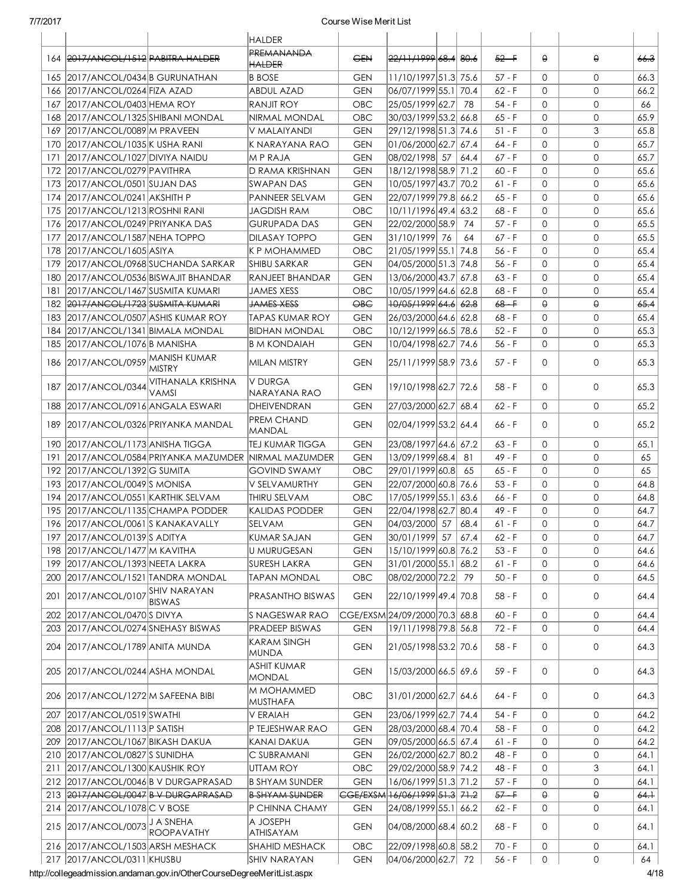| | | | HALDER | | | | | | | | |
|---|---|---|---|---|---|---|---|---|---|---|---|
| 164 | ~~2017/ANCOL/1512~~ | ~~PABITRA HALDER~~ | ~~PREMANANDA HALDER~~ | ~~GEN~~ | ~~22/11/1999~~ | ~~68.4~~ | ~~80.6~~ | ~~52 - F~~ | ~~0~~ | ~~0~~ | ~~66.3~~ |
| 165 | 2017/ANCOL/0434 | B GURUNATHAN | B BOSE | GEN | 11/10/1997 | 51.3 | 75.6 | 57 - F | 0 | 0 | 66.3 |
| 166 | 2017/ANCOL/0264 | FIZA AZAD | ABDUL AZAD | GEN | 06/07/1999 | 55.1 | 70.4 | 62 - F | 0 | 0 | 66.2 |
| 167 | 2017/ANCOL/0403 | HEMA ROY | RANJIT ROY | OBC | 25/05/1999 | 62.7 | 78 | 54 - F | 0 | 0 | 66 |
| 168 | 2017/ANCOL/1325 | SHIBANI MONDAL | NIRMAL MONDAL | OBC | 30/03/1999 | 53.2 | 66.8 | 65 - F | 0 | 0 | 65.9 |
| 169 | 2017/ANCOL/0089 | M PRAVEEN | V MALAIYANDI | GEN | 29/12/1998 | 51.3 | 74.6 | 51 - F | 0 | 3 | 65.8 |
| 170 | 2017/ANCOL/1035 | K USHA RANI | K NARAYANA RAO | GEN | 01/06/2000 | 62.7 | 67.4 | 64 - F | 0 | 0 | 65.7 |
| 171 | 2017/ANCOL/1027 | DIVIYA NAIDU | M P RAJA | GEN | 08/02/1998 | 57 | 64.4 | 67 - F | 0 | 0 | 65.7 |
| 172 | 2017/ANCOL/0279 | PAVITHRA | D RAMA KRISHNAN | GEN | 18/12/1998 | 58.9 | 71.2 | 60 - F | 0 | 0 | 65.6 |
| 173 | 2017/ANCOL/0501 | SUJAN DAS | SWAPAN DAS | GEN | 10/05/1997 | 43.7 | 70.2 | 61 - F | 0 | 0 | 65.6 |
| 174 | 2017/ANCOL/0241 | AKSHITH P | PANNEER SELVAM | GEN | 22/07/1999 | 79.8 | 66.2 | 65 - F | 0 | 0 | 65.6 |
| 175 | 2017/ANCOL/1213 | ROSHNI RANI | JAGDISH RAM | OBC | 10/11/1996 | 49.4 | 63.2 | 68 - F | 0 | 0 | 65.6 |
| 176 | 2017/ANCOL/0249 | PRIYANKA DAS | GURUPADA DAS | GEN | 22/02/2000 | 58.9 | 74 | 57 - F | 0 | 0 | 65.5 |
| 177 | 2017/ANCOL/1587 | NEHA TOPPO | DILASAY TOPPO | GEN | 31/10/1999 | 76 | 64 | 67 - F | 0 | 0 | 65.5 |
| 178 | 2017/ANCOL/1605 | ASIYA | K P MOHAMMED | OBC | 21/05/1999 | 55.1 | 74.8 | 56 - F | 0 | 0 | 65.4 |
| 179 | 2017/ANCOL/0968 | SUCHANDA SARKAR | SHIBU SARKAR | GEN | 04/05/2000 | 51.3 | 74.8 | 56 - F | 0 | 0 | 65.4 |
| 180 | 2017/ANCOL/0536 | BISWAJIT BHANDAR | RANJEET BHANDAR | GEN | 13/06/2000 | 43.7 | 67.8 | 63 - F | 0 | 0 | 65.4 |
| 181 | 2017/ANCOL/1467 | SUSMITA KUMARI | JAMES XESS | OBC | 10/05/1999 | 64.6 | 62.8 | 68 - F | 0 | 0 | 65.4 |
| 182 | ~~2017/ANCOL/1723~~ | ~~SUSMITA KUMARI~~ | ~~JAMES XESS~~ | ~~OBC~~ | ~~10/05/1999~~ | ~~64.6~~ | ~~62.8~~ | ~~68 - F~~ | ~~0~~ | ~~0~~ | ~~65.4~~ |
| 183 | 2017/ANCOL/0507 | ASHIS KUMAR ROY | TAPAS KUMAR ROY | GEN | 26/03/2000 | 64.6 | 62.8 | 68 - F | 0 | 0 | 65.4 |
| 184 | 2017/ANCOL/1341 | BIMALA MONDAL | BIDHAN MONDAL | OBC | 10/12/1999 | 66.5 | 78.6 | 52 - F | 0 | 0 | 65.3 |
| 185 | 2017/ANCOL/1076 | B MANISHA | B M KONDAIAH | GEN | 10/04/1998 | 62.7 | 74.6 | 56 - F | 0 | 0 | 65.3 |
| 186 | 2017/ANCOL/0959 | MANISH KUMAR MISTRY | MILAN MISTRY | GEN | 25/11/1999 | 58.9 | 73.6 | 57 - F | 0 | 0 | 65.3 |
| 187 | 2017/ANCOL/0344 | VITHANALA KRISHNA VAMSI | V DURGA NARAYANA RAO | GEN | 19/10/1998 | 62.7 | 72.6 | 58 - F | 0 | 0 | 65.3 |
| 188 | 2017/ANCOL/0916 | ANGALA ESWARI | DHEIVENDRAN | GEN | 27/03/2000 | 62.7 | 68.4 | 62 - F | 0 | 0 | 65.2 |
| 189 | 2017/ANCOL/0326 | PRIYANKA MANDAL | PREM CHAND MANDAL | GEN | 02/04/1999 | 53.2 | 64.4 | 66 - F | 0 | 0 | 65.2 |
| 190 | 2017/ANCOL/1173 | ANISHA TIGGA | TEJ KUMAR TIGGA | GEN | 23/08/1997 | 64.6 | 67.2 | 63 - F | 0 | 0 | 65.1 |
| 191 | 2017/ANCOL/0584 | PRIYANKA MAZUMDER | NIRMAL MAZUMDER | GEN | 13/09/1999 | 68.4 | 81 | 49 - F | 0 | 0 | 65 |
| 192 | 2017/ANCOL/1392 | G SUMITA | GOVIND SWAMY | OBC | 29/01/1999 | 60.8 | 65 | 65 - F | 0 | 0 | 65 |
| 193 | 2017/ANCOL/0049 | S MONISA | V SELVAMURTHY | GEN | 22/07/2000 | 60.8 | 76.6 | 53 - F | 0 | 0 | 64.8 |
| 194 | 2017/ANCOL/0551 | KARTHIK SELVAM | THIRU SELVAM | OBC | 17/05/1999 | 55.1 | 63.6 | 66 - F | 0 | 0 | 64.8 |
| 195 | 2017/ANCOL/1135 | CHAMPA PODDER | KALIDAS PODDER | GEN | 22/04/1998 | 62.7 | 80.4 | 49 - F | 0 | 0 | 64.7 |
| 196 | 2017/ANCOL/0061 | S KANAKAVALLY | SELVAM | GEN | 04/03/2000 | 57 | 68.4 | 61 - F | 0 | 0 | 64.7 |
| 197 | 2017/ANCOL/0139 | S ADITYA | KUMAR SAJAN | GEN | 30/01/1999 | 57 | 67.4 | 62 - F | 0 | 0 | 64.7 |
| 198 | 2017/ANCOL/1477 | M KAVITHA | U MURUGESAN | GEN | 15/10/1999 | 60.8 | 76.2 | 53 - F | 0 | 0 | 64.6 |
| 199 | 2017/ANCOL/1393 | NEETA LAKRA | SURESH LAKRA | GEN | 31/01/2000 | 55.1 | 68.2 | 61 - F | 0 | 0 | 64.6 |
| 200 | 2017/ANCOL/1521 | TANDRA MONDAL | TAPAN MONDAL | OBC | 08/02/2000 | 72.2 | 79 | 50 - F | 0 | 0 | 64.5 |
| 201 | 2017/ANCOL/0107 | SHIV NARAYAN BISWAS | PRASANTHO BISWAS | GEN | 22/10/1999 | 49.4 | 70.8 | 58 - F | 0 | 0 | 64.4 |
| 202 | 2017/ANCOL/0470 | S DIVYA | S NAGESWAR RAO | CGE/EXSM | 24/09/2000 | 70.3 | 68.8 | 60 - F | 0 | 0 | 64.4 |
| 203 | 2017/ANCOL/0274 | SNEHASY BISWAS | PRADEEP BISWAS | GEN | 19/11/1998 | 79.8 | 56.8 | 72 - F | 0 | 0 | 64.4 |
| 204 | 2017/ANCOL/1789 | ANITA MUNDA | KARAM SINGH MUNDA | GEN | 21/05/1998 | 53.2 | 70.6 | 58 - F | 0 | 0 | 64.3 |
| 205 | 2017/ANCOL/0244 | ASHA MONDAL | ASHIT KUMAR MONDAL | GEN | 15/03/2000 | 66.5 | 69.6 | 59 - F | 0 | 0 | 64.3 |
| 206 | 2017/ANCOL/1272 | M SAFEENA BIBI | M MOHAMMED MUSTHAFA | OBC | 31/01/2000 | 62.7 | 64.6 | 64 - F | 0 | 0 | 64.3 |
| 207 | 2017/ANCOL/0519 | SWATHI | V ERAIAH | GEN | 23/06/1999 | 62.7 | 74.4 | 54 - F | 0 | 0 | 64.2 |
| 208 | 2017/ANCOL/1113 | P SATISH | P TEJESHWAR RAO | GEN | 28/03/2000 | 68.4 | 70.4 | 58 - F | 0 | 0 | 64.2 |
| 209 | 2017/ANCOL/1067 | BIKASH DAKUA | KANAI DAKUA | GEN | 09/05/2000 | 66.5 | 67.4 | 61 - F | 0 | 0 | 64.2 |
| 210 | 2017/ANCOL/0827 | S SUNIDHA | C SUBRAMANI | GEN | 26/02/2000 | 62.7 | 80.2 | 48 - F | 0 | 0 | 64.1 |
| 211 | 2017/ANCOL/1300 | KAUSHIK ROY | UTTAM ROY | OBC | 29/02/2000 | 58.9 | 74.2 | 48 - F | 0 | 3 | 64.1 |
| 212 | 2017/ANCOL/0046 | B V DURGAPRASAD | B SHYAM SUNDER | GEN | 16/06/1999 | 51.3 | 71.2 | 57 - F | 0 | 0 | 64.1 |
| 213 | ~~2017/ANCOL/0047~~ | ~~B V DURGAPRASAD~~ | ~~B SHYAM SUNDER~~ | ~~CGE/EXSM~~ | ~~16/06/1999~~ | ~~51.3~~ | ~~71.2~~ | ~~57 - F~~ | ~~0~~ | ~~0~~ | ~~64.1~~ |
| 214 | 2017/ANCOL/1078 | C V BOSE | P CHINNA CHAMY | GEN | 24/08/1999 | 55.1 | 66.2 | 62 - F | 0 | 0 | 64.1 |
| 215 | 2017/ANCOL/0073 | J A SNEHA ROOPAVATHY | A JOSEPH ATHISAYAM | GEN | 04/08/2000 | 68.4 | 60.2 | 68 - F | 0 | 0 | 64.1 |
| 216 | 2017/ANCOL/1503 | ARSH MESHACK | SHAHID MESHACK | OBC | 22/09/1998 | 60.8 | 58.2 | 70 - F | 0 | 0 | 64.1 |
| 217 | 2017/ANCOL/0311 | KHUSBU | SHIV NARAYAN | GEN | 04/06/2000 | 62.7 | 72 | 56 - F | 0 | 0 | 64 |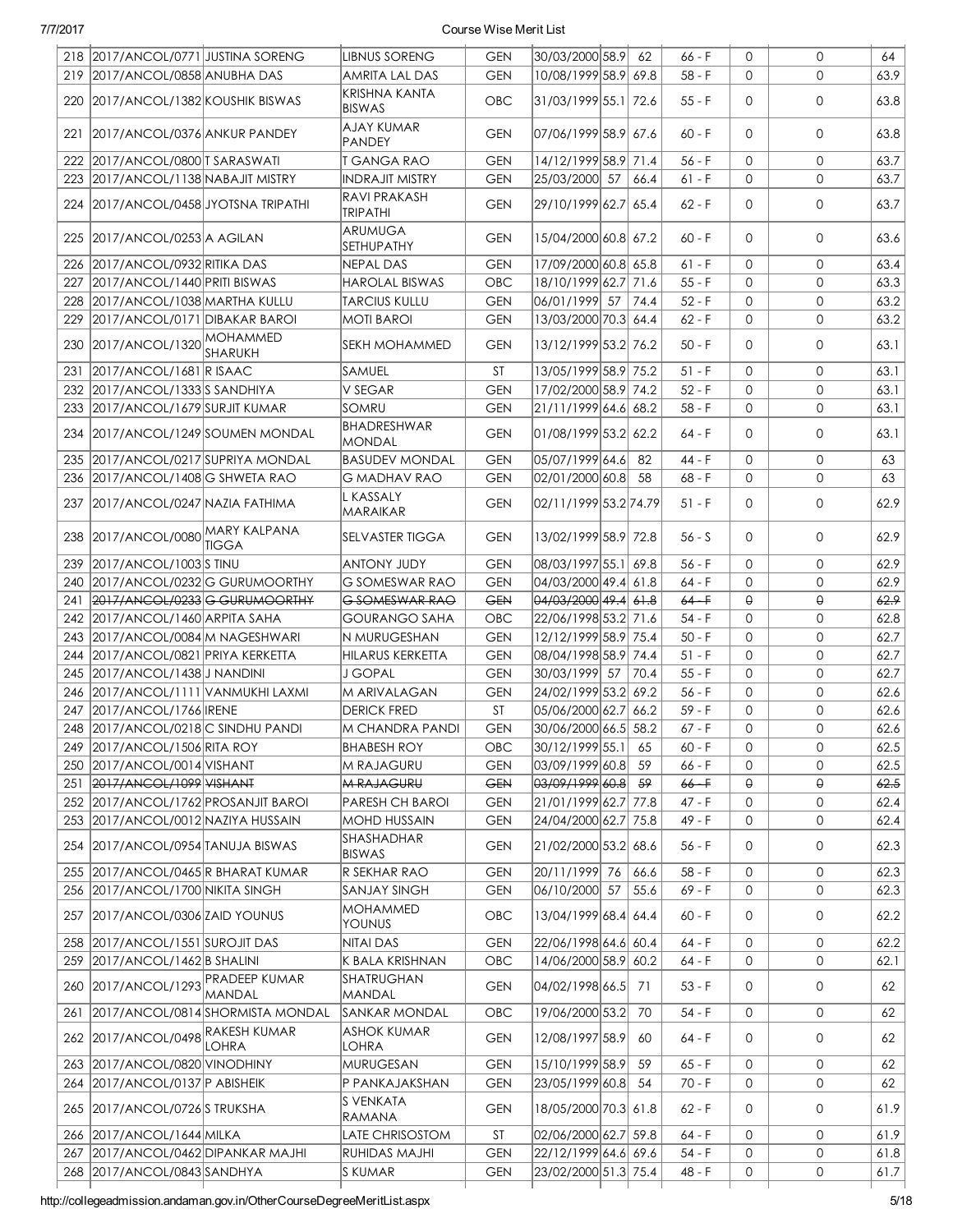| 218 | 2017/ANCOL/0771 | JUSTINA SORENG | LIBNUS SORENG | GEN | 30/03/2000 | 58.9 | 62 | 66 - F | 0 | 0 | 64 |
|---|---|---|---|---|---|---|---|---|---|---|---|
| 219 | 2017/ANCOL/0858 | ANUBHA DAS | AMRITA LAL DAS | GEN | 10/08/1999 | 58.9 | 69.8 | 58 - F | 0 | 0 | 63.9 |
| 220 | 2017/ANCOL/1382 | KOUSHIK BISWAS | KRISHNA KANTA BISWAS | OBC | 31/03/1999 | 55.1 | 72.6 | 55 - F | 0 | 0 | 63.8 |
| 221 | 2017/ANCOL/0376 | ANKUR PANDEY | AJAY KUMAR PANDEY | GEN | 07/06/1999 | 58.9 | 67.6 | 60 - F | 0 | 0 | 63.8 |
| 222 | 2017/ANCOL/0800 | T SARASWATI | T GANGA RAO | GEN | 14/12/1999 | 58.9 | 71.4 | 56 - F | 0 | 0 | 63.7 |
| 223 | 2017/ANCOL/1138 | NABAJIT MISTRY | INDRAJIT MISTRY | GEN | 25/03/2000 | 57 | 66.4 | 61 - F | 0 | 0 | 63.7 |
| 224 | 2017/ANCOL/0458 | JYOTSNA TRIPATHI | RAVI PRAKASH TRIPATHI | GEN | 29/10/1999 | 62.7 | 65.4 | 62 - F | 0 | 0 | 63.7 |
| 225 | 2017/ANCOL/0253 | A AGILAN | ARUMUGA SETHUPATHY | GEN | 15/04/2000 | 60.8 | 67.2 | 60 - F | 0 | 0 | 63.6 |
| 226 | 2017/ANCOL/0932 | RITIKA DAS | NEPAL DAS | GEN | 17/09/2000 | 60.8 | 65.8 | 61 - F | 0 | 0 | 63.4 |
| 227 | 2017/ANCOL/1440 | PRITI BISWAS | HAROLAL BISWAS | OBC | 18/10/1999 | 62.7 | 71.6 | 55 - F | 0 | 0 | 63.3 |
| 228 | 2017/ANCOL/1038 | MARTHA KULLU | TARCIUS KULLU | GEN | 06/01/1999 | 57 | 74.4 | 52 - F | 0 | 0 | 63.2 |
| 229 | 2017/ANCOL/0171 | DIBAKAR BAROI | MOTI BAROI | GEN | 13/03/2000 | 70.3 | 64.4 | 62 - F | 0 | 0 | 63.2 |
| 230 | 2017/ANCOL/1320 | MOHAMMED SHARUKH | SEKH MOHAMMED | GEN | 13/12/1999 | 53.2 | 76.2 | 50 - F | 0 | 0 | 63.1 |
| 231 | 2017/ANCOL/1681 | R ISAAC | SAMUEL | ST | 13/05/1999 | 58.9 | 75.2 | 51 - F | 0 | 0 | 63.1 |
| 232 | 2017/ANCOL/1333 | S SANDHIYA | V SEGAR | GEN | 17/02/2000 | 58.9 | 74.2 | 52 - F | 0 | 0 | 63.1 |
| 233 | 2017/ANCOL/1679 | SURJIT KUMAR | SOMRU | GEN | 21/11/1999 | 64.6 | 68.2 | 58 - F | 0 | 0 | 63.1 |
| 234 | 2017/ANCOL/1249 | SOUMEN MONDAL | BHADRESHWAR MONDAL | GEN | 01/08/1999 | 53.2 | 62.2 | 64 - F | 0 | 0 | 63.1 |
| 235 | 2017/ANCOL/0217 | SUPRIYA MONDAL | BASUDEV MONDAL | GEN | 05/07/1999 | 64.6 | 82 | 44 - F | 0 | 0 | 63 |
| 236 | 2017/ANCOL/1408 | G SHWETA RAO | G MADHAV RAO | GEN | 02/01/2000 | 60.8 | 58 | 68 - F | 0 | 0 | 63 |
| 237 | 2017/ANCOL/0247 | NAZIA FATHIMA | L KASSALY MARAIKAR | GEN | 02/11/1999 | 53.2 | 74.79 | 51 - F | 0 | 0 | 62.9 |
| 238 | 2017/ANCOL/0080 | MARY KALPANA TIGGA | SELVASTER TIGGA | GEN | 13/02/1999 | 58.9 | 72.8 | 56 - S | 0 | 0 | 62.9 |
| 239 | 2017/ANCOL/1003 | S TINU | ANTONY JUDY | GEN | 08/03/1997 | 55.1 | 69.8 | 56 - F | 0 | 0 | 62.9 |
| 240 | 2017/ANCOL/0232 | G GURUMOORTHY | G SOMESWAR RAO | GEN | 04/03/2000 | 49.4 | 61.8 | 64 - F | 0 | 0 | 62.9 |
| 241 | ~~2017/ANCOL/0233~~ | ~~G GURUMOORTHY~~ | ~~G SOMESWAR RAO~~ | ~~GEN~~ | ~~04/03/2000~~ | ~~49.4~~ | ~~61.8~~ | ~~64 - F~~ | ~~0~~ | ~~0~~ | ~~62.9~~ |
| 242 | 2017/ANCOL/1460 | ARPITA SAHA | GOURANGO SAHA | OBC | 22/06/1998 | 53.2 | 71.6 | 54 - F | 0 | 0 | 62.8 |
| 243 | 2017/ANCOL/0084 | M NAGESHWARI | N MURUGESHAN | GEN | 12/12/1999 | 58.9 | 75.4 | 50 - F | 0 | 0 | 62.7 |
| 244 | 2017/ANCOL/0821 | PRIYA KERKETTA | HILARUS KERKETTA | GEN | 08/04/1998 | 58.9 | 74.4 | 51 - F | 0 | 0 | 62.7 |
| 245 | 2017/ANCOL/1438 | J NANDINI | J GOPAL | GEN | 30/03/1999 | 57 | 70.4 | 55 - F | 0 | 0 | 62.7 |
| 246 | 2017/ANCOL/1111 | VANMUKHI LAXMI | M ARIVALAGAN | GEN | 24/02/1999 | 53.2 | 69.2 | 56 - F | 0 | 0 | 62.6 |
| 247 | 2017/ANCOL/1766 | IRENE | DERICK FRED | ST | 05/06/2000 | 62.7 | 66.2 | 59 - F | 0 | 0 | 62.6 |
| 248 | 2017/ANCOL/0218 | C SINDHU PANDI | M CHANDRA PANDI | GEN | 30/06/2000 | 66.5 | 58.2 | 67 - F | 0 | 0 | 62.6 |
| 249 | 2017/ANCOL/1506 | RITA ROY | BHABESH ROY | OBC | 30/12/1999 | 55.1 | 65 | 60 - F | 0 | 0 | 62.5 |
| 250 | 2017/ANCOL/0014 | VISHANT | M RAJAGURU | GEN | 03/09/1999 | 60.8 | 59 | 66 - F | 0 | 0 | 62.5 |
| 251 | ~~2017/ANCOL/1099~~ | ~~VISHANT~~ | ~~M RAJAGURU~~ | ~~GEN~~ | ~~03/09/1999~~ | ~~60.8~~ | ~~59~~ | ~~66 - F~~ | ~~0~~ | ~~0~~ | ~~62.5~~ |
| 252 | 2017/ANCOL/1762 | PROSANJIT BAROI | PARESH CH BAROI | GEN | 21/01/1999 | 62.7 | 77.8 | 47 - F | 0 | 0 | 62.4 |
| 253 | 2017/ANCOL/0012 | NAZIYA HUSSAIN | MOHD HUSSAIN | GEN | 24/04/2000 | 62.7 | 75.8 | 49 - F | 0 | 0 | 62.4 |
| 254 | 2017/ANCOL/0954 | TANUJA BISWAS | SHASHADHAR BISWAS | GEN | 21/02/2000 | 53.2 | 68.6 | 56 - F | 0 | 0 | 62.3 |
| 255 | 2017/ANCOL/0465 | R BHARAT KUMAR | R SEKHAR RAO | GEN | 20/11/1999 | 76 | 66.6 | 58 - F | 0 | 0 | 62.3 |
| 256 | 2017/ANCOL/1700 | NIKITA SINGH | SANJAY SINGH | GEN | 06/10/2000 | 57 | 55.6 | 69 - F | 0 | 0 | 62.3 |
| 257 | 2017/ANCOL/0306 | ZAID YOUNUS | MOHAMMED YOUNUS | OBC | 13/04/1999 | 68.4 | 64.4 | 60 - F | 0 | 0 | 62.2 |
| 258 | 2017/ANCOL/1551 | SUROJIT DAS | NITAI DAS | GEN | 22/06/1998 | 64.6 | 60.4 | 64 - F | 0 | 0 | 62.2 |
| 259 | 2017/ANCOL/1462 | B SHALINI | K BALA KRISHNAN | OBC | 14/06/2000 | 58.9 | 60.2 | 64 - F | 0 | 0 | 62.1 |
| 260 | 2017/ANCOL/1293 | PRADEEP KUMAR MANDAL | SHATRUGHAN MANDAL | GEN | 04/02/1998 | 66.5 | 71 | 53 - F | 0 | 0 | 62 |
| 261 | 2017/ANCOL/0814 | SHORMISTA MONDAL | SANKAR MONDAL | OBC | 19/06/2000 | 53.2 | 70 | 54 - F | 0 | 0 | 62 |
| 262 | 2017/ANCOL/0498 | RAKESH KUMAR LOHRA | ASHOK KUMAR LOHRA | GEN | 12/08/1997 | 58.9 | 60 | 64 - F | 0 | 0 | 62 |
| 263 | 2017/ANCOL/0820 | VINODHINY | MURUGESAN | GEN | 15/10/1999 | 58.9 | 59 | 65 - F | 0 | 0 | 62 |
| 264 | 2017/ANCOL/0137 | P ABISHEIK | P PANKAJAKSHAN | GEN | 23/05/1999 | 60.8 | 54 | 70 - F | 0 | 0 | 62 |
| 265 | 2017/ANCOL/0726 | S TRUKSHA | S VENKATA RAMANA | GEN | 18/05/2000 | 70.3 | 61.8 | 62 - F | 0 | 0 | 61.9 |
| 266 | 2017/ANCOL/1644 | MILKA | LATE CHRISOSTOM | ST | 02/06/2000 | 62.7 | 59.8 | 64 - F | 0 | 0 | 61.9 |
| 267 | 2017/ANCOL/0462 | DIPANKAR MAJHI | RUHIDAS MAJHI | GEN | 22/12/1999 | 64.6 | 69.6 | 54 - F | 0 | 0 | 61.8 |
| 268 | 2017/ANCOL/0843 | SANDHYA | S KUMAR | GEN | 23/02/2000 | 51.3 | 75.4 | 48 - F | 0 | 0 | 61.7 |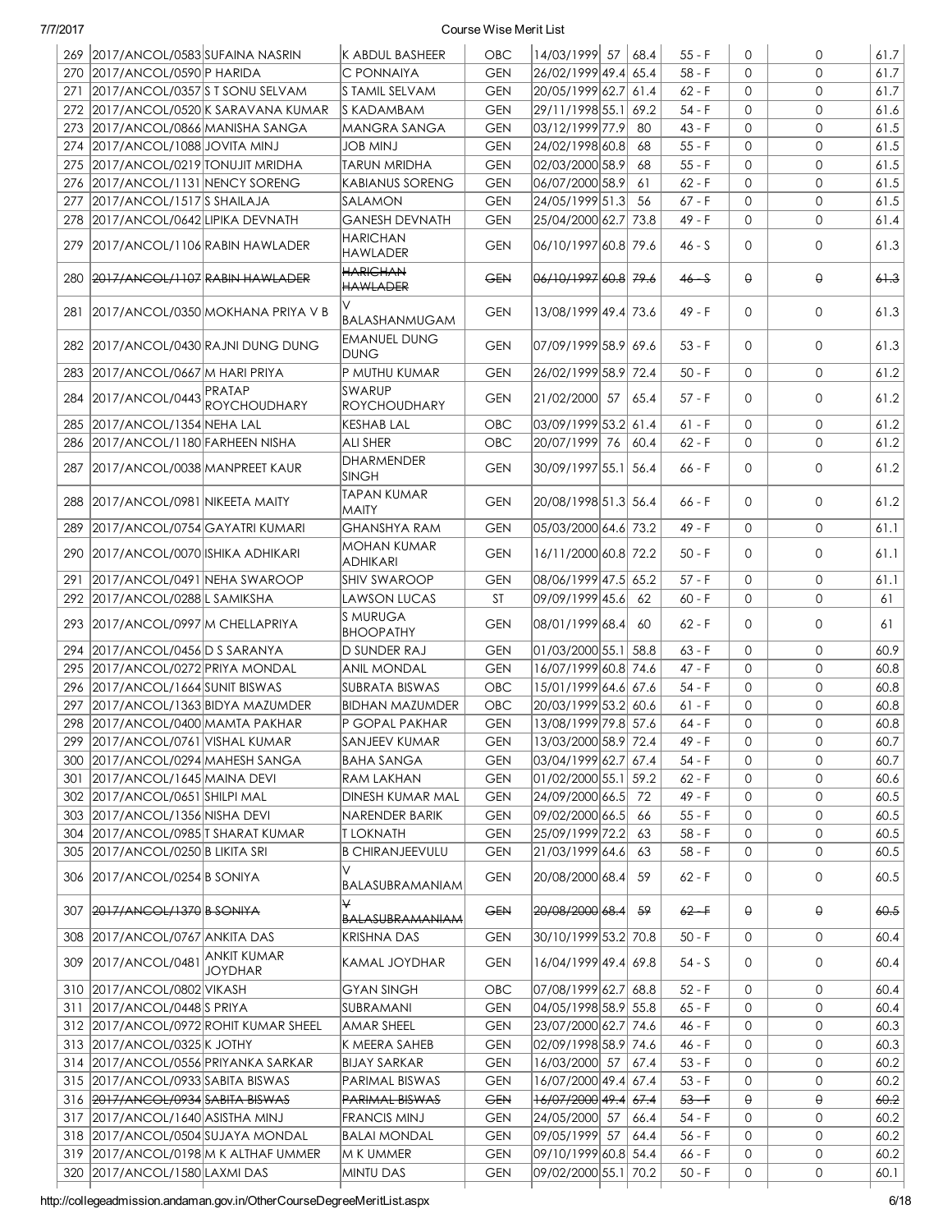| 269 | 2017/ANCOL/0583 | SUFAINA NASRIN | K ABDUL BASHEER | OBC | 14/03/1999 | 57 | 68.4 | 55 - F | 0 | 0 | 61.7 |
|---|---|---|---|---|---|---|---|---|---|---|---|
| 270 | 2017/ANCOL/0590 | P HARIDA | C PONNAIYA | GEN | 26/02/1999 | 49.4 | 65.4 | 58 - F | 0 | 0 | 61.7 |
| 271 | 2017/ANCOL/0357 | S T SONU SELVAM | S TAMIL SELVAM | GEN | 20/05/1999 | 62.7 | 61.4 | 62 - F | 0 | 0 | 61.7 |
| 272 | 2017/ANCOL/0520 | K SARAVANA KUMAR | S KADAMBAM | GEN | 29/11/1998 | 55.1 | 69.2 | 54 - F | 0 | 0 | 61.6 |
| 273 | 2017/ANCOL/0866 | MANISHA SANGA | MANGRA SANGA | GEN | 03/12/1999 | 77.9 | 80 | 43 - F | 0 | 0 | 61.5 |
| 274 | 2017/ANCOL/1088 | JOVITA MINJ | JOB MINJ | GEN | 24/02/1998 | 60.8 | 68 | 55 - F | 0 | 0 | 61.5 |
| 275 | 2017/ANCOL/0219 | TONUJIT MRIDHA | TARUN MRIDHA | GEN | 02/03/2000 | 58.9 | 68 | 55 - F | 0 | 0 | 61.5 |
| 276 | 2017/ANCOL/1131 | NENCY SORENG | KABIANUS SORENG | GEN | 06/07/2000 | 58.9 | 61 | 62 - F | 0 | 0 | 61.5 |
| 277 | 2017/ANCOL/1517 | S SHAILAJA | SALAMON | GEN | 24/05/1999 | 51.3 | 56 | 67 - F | 0 | 0 | 61.5 |
| 278 | 2017/ANCOL/0642 | LIPIKA DEVNATH | GANESH DEVNATH | GEN | 25/04/2000 | 62.7 | 73.8 | 49 - F | 0 | 0 | 61.4 |
| 279 | 2017/ANCOL/1106 | RABIN HAWLADER | HARICHAN HAWLADER | GEN | 06/10/1997 | 60.8 | 79.6 | 46 - S | 0 | 0 | 61.3 |
| 280 | ~~2017/ANCOL/1107~~ | ~~RABIN HAWLADER~~ | ~~HARICHAN HAWLADER~~ | ~~GEN~~ | ~~06/10/1997~~ | ~~60.8~~ | ~~79.6~~ | ~~46 - S~~ | ~~0~~ | ~~0~~ | ~~61.3~~ |
| 281 | 2017/ANCOL/0350 | MOKHANA PRIYA V B | V BALASHANMUGAM | GEN | 13/08/1999 | 49.4 | 73.6 | 49 - F | 0 | 0 | 61.3 |
| 282 | 2017/ANCOL/0430 | RAJNI DUNG DUNG | EMANUEL DUNG DUNG | GEN | 07/09/1999 | 58.9 | 69.6 | 53 - F | 0 | 0 | 61.3 |
| 283 | 2017/ANCOL/0667 | M HARI PRIYA | P MUTHU KUMAR | GEN | 26/02/1999 | 58.9 | 72.4 | 50 - F | 0 | 0 | 61.2 |
| 284 | 2017/ANCOL/0443 | PRATAP ROYCHOUDHARY | SWARUP ROYCHOUDHARY | GEN | 21/02/2000 | 57 | 65.4 | 57 - F | 0 | 0 | 61.2 |
| 285 | 2017/ANCOL/1354 | NEHA LAL | KESHAB LAL | OBC | 03/09/1999 | 53.2 | 61.4 | 61 - F | 0 | 0 | 61.2 |
| 286 | 2017/ANCOL/1180 | FARHEEN NISHA | ALI SHER | OBC | 20/07/1999 | 76 | 60.4 | 62 - F | 0 | 0 | 61.2 |
| 287 | 2017/ANCOL/0038 | MANPREET KAUR | DHARMENDER SINGH | GEN | 30/09/1997 | 55.1 | 56.4 | 66 - F | 0 | 0 | 61.2 |
| 288 | 2017/ANCOL/0981 | NIKEETA MAITY | TAPAN KUMAR MAITY | GEN | 20/08/1998 | 51.3 | 56.4 | 66 - F | 0 | 0 | 61.2 |
| 289 | 2017/ANCOL/0754 | GAYATRI KUMARI | GHANSHYA RAM | GEN | 05/03/2000 | 64.6 | 73.2 | 49 - F | 0 | 0 | 61.1 |
| 290 | 2017/ANCOL/0070 | ISHIKA ADHIKARI | MOHAN KUMAR ADHIKARI | GEN | 16/11/2000 | 60.8 | 72.2 | 50 - F | 0 | 0 | 61.1 |
| 291 | 2017/ANCOL/0491 | NEHA SWAROOP | SHIV SWAROOP | GEN | 08/06/1999 | 47.5 | 65.2 | 57 - F | 0 | 0 | 61.1 |
| 292 | 2017/ANCOL/0288 | L SAMIKSHA | LAWSON LUCAS | ST | 09/09/1999 | 45.6 | 62 | 60 - F | 0 | 0 | 61 |
| 293 | 2017/ANCOL/0997 | M CHELLAPRIYA | S MURUGA BHOOPATHY | GEN | 08/01/1999 | 68.4 | 60 | 62 - F | 0 | 0 | 61 |
| 294 | 2017/ANCOL/0456 | D S SARANYA | D SUNDER RAJ | GEN | 01/03/2000 | 55.1 | 58.8 | 63 - F | 0 | 0 | 60.9 |
| 295 | 2017/ANCOL/0272 | PRIYA MONDAL | ANIL MONDAL | GEN | 16/07/1999 | 60.8 | 74.6 | 47 - F | 0 | 0 | 60.8 |
| 296 | 2017/ANCOL/1664 | SUNIT BISWAS | SUBRATA BISWAS | OBC | 15/01/1999 | 64.6 | 67.6 | 54 - F | 0 | 0 | 60.8 |
| 297 | 2017/ANCOL/1363 | BIDYA MAZUMDER | BIDHAN MAZUMDER | OBC | 20/03/1999 | 53.2 | 60.6 | 61 - F | 0 | 0 | 60.8 |
| 298 | 2017/ANCOL/0400 | MAMTA PAKHAR | P GOPAL PAKHAR | GEN | 13/08/1999 | 79.8 | 57.6 | 64 - F | 0 | 0 | 60.8 |
| 299 | 2017/ANCOL/0761 | VISHAL KUMAR | SANJEEV KUMAR | GEN | 13/03/2000 | 58.9 | 72.4 | 49 - F | 0 | 0 | 60.7 |
| 300 | 2017/ANCOL/0294 | MAHESH SANGA | BAHA SANGA | GEN | 03/04/1999 | 62.7 | 67.4 | 54 - F | 0 | 0 | 60.7 |
| 301 | 2017/ANCOL/1645 | MAINA DEVI | RAM LAKHAN | GEN | 01/02/2000 | 55.1 | 59.2 | 62 - F | 0 | 0 | 60.6 |
| 302 | 2017/ANCOL/0651 | SHILPI MAL | DINESH KUMAR MAL | GEN | 24/09/2000 | 66.5 | 72 | 49 - F | 0 | 0 | 60.5 |
| 303 | 2017/ANCOL/1356 | NISHA DEVI | NARENDER BARIK | GEN | 09/02/2000 | 66.5 | 66 | 55 - F | 0 | 0 | 60.5 |
| 304 | 2017/ANCOL/0985 | T SHARAT KUMAR | T LOKNATH | GEN | 25/09/1999 | 72.2 | 63 | 58 - F | 0 | 0 | 60.5 |
| 305 | 2017/ANCOL/0250 | B LIKITA SRI | B CHIRANJEEVULU | GEN | 21/03/1999 | 64.6 | 63 | 58 - F | 0 | 0 | 60.5 |
| 306 | 2017/ANCOL/0254 | B SONIYA | V BALASUBRAMANIAM | GEN | 20/08/2000 | 68.4 | 59 | 62 - F | 0 | 0 | 60.5 |
| 307 | ~~2017/ANCOL/1370~~ | ~~B SONIYA~~ | ~~V BALASUBRAMANIAM~~ | ~~GEN~~ | ~~20/08/2000~~ | ~~68.4~~ | ~~59~~ | ~~62 - F~~ | ~~0~~ | ~~0~~ | ~~60.5~~ |
| 308 | 2017/ANCOL/0767 | ANKITA DAS | KRISHNA DAS | GEN | 30/10/1999 | 53.2 | 70.8 | 50 - F | 0 | 0 | 60.4 |
| 309 | 2017/ANCOL/0481 | ANKIT KUMAR JOYDHAR | KAMAL JOYDHAR | GEN | 16/04/1999 | 49.4 | 69.8 | 54 - S | 0 | 0 | 60.4 |
| 310 | 2017/ANCOL/0802 | VIKASH | GYAN SINGH | OBC | 07/08/1999 | 62.7 | 68.8 | 52 - F | 0 | 0 | 60.4 |
| 311 | 2017/ANCOL/0448 | S PRIYA | SUBRAMANI | GEN | 04/05/1998 | 58.9 | 55.8 | 65 - F | 0 | 0 | 60.4 |
| 312 | 2017/ANCOL/0972 | ROHIT KUMAR SHEEL | AMAR SHEEL | GEN | 23/07/2000 | 62.7 | 74.6 | 46 - F | 0 | 0 | 60.3 |
| 313 | 2017/ANCOL/0325 | K JOTHY | K MEERA SAHEB | GEN | 02/09/1998 | 58.9 | 74.6 | 46 - F | 0 | 0 | 60.3 |
| 314 | 2017/ANCOL/0556 | PRIYANKA SARKAR | BIJAY SARKAR | GEN | 16/03/2000 | 57 | 67.4 | 53 - F | 0 | 0 | 60.2 |
| 315 | 2017/ANCOL/0933 | SABITA BISWAS | PARIMAL BISWAS | GEN | 16/07/2000 | 49.4 | 67.4 | 53 - F | 0 | 0 | 60.2 |
| 316 | ~~2017/ANCOL/0934~~ | ~~SABITA BISWAS~~ | ~~PARIMAL BISWAS~~ | ~~GEN~~ | ~~16/07/2000~~ | ~~49.4~~ | ~~67.4~~ | ~~53 - F~~ | ~~0~~ | ~~0~~ | ~~60.2~~ |
| 317 | 2017/ANCOL/1640 | ASISTHA MINJ | FRANCIS MINJ | GEN | 24/05/2000 | 57 | 66.4 | 54 - F | 0 | 0 | 60.2 |
| 318 | 2017/ANCOL/0504 | SUJAYA MONDAL | BALAI MONDAL | GEN | 09/05/1999 | 57 | 64.4 | 56 - F | 0 | 0 | 60.2 |
| 319 | 2017/ANCOL/0198 | M K ALTHAF UMMER | M K UMMER | GEN | 09/10/1999 | 60.8 | 54.4 | 66 - F | 0 | 0 | 60.2 |
| 320 | 2017/ANCOL/1580 | LAXMI DAS | MINTU DAS | GEN | 09/02/2000 | 55.1 | 70.2 | 50 - F | 0 | 0 | 60.1 |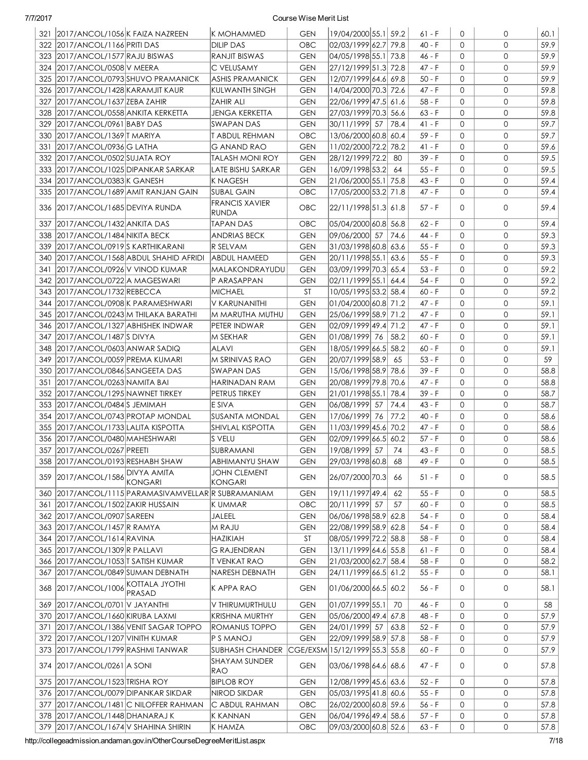| 321 | 2017/ANCOL/1056 | K FAIZA NAZREEN | K MOHAMMED | GEN | 19/04/2000 | 55.1 | 59.2 | 61 - F | 0 | 0 | 60.1 |
|---|---|---|---|---|---|---|---|---|---|---|---|
| 322 | 2017/ANCOL/1166 | PRITI DAS | DILIP DAS | OBC | 02/03/1999 | 62.7 | 79.8 | 40 - F | 0 | 0 | 59.9 |
| 323 | 2017/ANCOL/1577 | RAJU BISWAS | RANJIT BISWAS | GEN | 04/05/1998 | 55.1 | 73.8 | 46 - F | 0 | 0 | 59.9 |
| 324 | 2017/ANCOL/0508 | V MEERA | C VELUSAMY | GEN | 27/12/1999 | 51.3 | 72.8 | 47 - F | 0 | 0 | 59.9 |
| 325 | 2017/ANCOL/0793 | SHUVO PRAMANICK | ASHIS PRAMANICK | GEN | 12/07/1999 | 64.6 | 69.8 | 50 - F | 0 | 0 | 59.9 |
| 326 | 2017/ANCOL/1428 | KARAMJIT KAUR | KULWANTH SINGH | GEN | 14/04/2000 | 70.3 | 72.6 | 47 - F | 0 | 0 | 59.8 |
| 327 | 2017/ANCOL/1637 | ZEBA ZAHIR | ZAHIR ALI | GEN | 22/06/1999 | 47.5 | 61.6 | 58 - F | 0 | 0 | 59.8 |
| 328 | 2017/ANCOL/0558 | ANKITA KERKETTA | JENGA KERKETTA | GEN | 27/03/1999 | 70.3 | 56.6 | 63 - F | 0 | 0 | 59.8 |
| 329 | 2017/ANCOL/0961 | BABY DAS | SWAPAN DAS | GEN | 30/11/1999 | 57 | 78.4 | 41 - F | 0 | 0 | 59.7 |
| 330 | 2017/ANCOL/1369 | T MARIYA | T ABDUL REHMAN | OBC | 13/06/2000 | 60.8 | 60.4 | 59 - F | 0 | 0 | 59.7 |
| 331 | 2017/ANCOL/0936 | G LATHA | G ANAND RAO | GEN | 11/02/2000 | 72.2 | 78.2 | 41 - F | 0 | 0 | 59.6 |
| 332 | 2017/ANCOL/0502 | SUJATA ROY | TALASH MONI ROY | GEN | 28/12/1999 | 72.2 | 80 | 39 - F | 0 | 0 | 59.5 |
| 333 | 2017/ANCOL/1025 | DIPANKAR SARKAR | LATE BISHU SARKAR | GEN | 16/09/1998 | 53.2 | 64 | 55 - F | 0 | 0 | 59.5 |
| 334 | 2017/ANCOL/0383 | K GANESH | K NAGESH | GEN | 21/06/2000 | 55.1 | 75.8 | 43 - F | 0 | 0 | 59.4 |
| 335 | 2017/ANCOL/1689 | AMIT RANJAN GAIN | SUBAL GAIN | OBC | 17/05/2000 | 53.2 | 71.8 | 47 - F | 0 | 0 | 59.4 |
| 336 | 2017/ANCOL/1685 | DEVIYA RUNDA | FRANCIS XAVIER RUNDA | OBC | 22/11/1998 | 51.3 | 61.8 | 57 - F | 0 | 0 | 59.4 |
| 337 | 2017/ANCOL/1432 | ANKITA DAS | TAPAN DAS | OBC | 05/04/2000 | 60.8 | 56.8 | 62 - F | 0 | 0 | 59.4 |
| 338 | 2017/ANCOL/1484 | NIKITA BECK | ANDRIAS BECK | GEN | 09/06/2000 | 57 | 74.6 | 44 - F | 0 | 0 | 59.3 |
| 339 | 2017/ANCOL/0919 | S KARTHIKARANI | R SELVAM | GEN | 31/03/1998 | 60.8 | 63.6 | 55 - F | 0 | 0 | 59.3 |
| 340 | 2017/ANCOL/1568 | ABDUL SHAHID AFRIDI | ABDUL HAMEED | GEN | 20/11/1998 | 55.1 | 63.6 | 55 - F | 0 | 0 | 59.3 |
| 341 | 2017/ANCOL/0926 | V VINOD KUMAR | MALAKONDRAYUDU | GEN | 03/09/1999 | 70.3 | 65.4 | 53 - F | 0 | 0 | 59.2 |
| 342 | 2017/ANCOL/0722 | A MAGESWARI | P ARASAPPAN | GEN | 02/11/1999 | 55.1 | 64.4 | 54 - F | 0 | 0 | 59.2 |
| 343 | 2017/ANCOL/1732 | REBECCA | MICHAEL | ST | 10/05/1995 | 53.2 | 58.4 | 60 - F | 0 | 0 | 59.2 |
| 344 | 2017/ANCOL/0908 | K PARAMESHWARI | V KARUNANITHI | GEN | 01/04/2000 | 60.8 | 71.2 | 47 - F | 0 | 0 | 59.1 |
| 345 | 2017/ANCOL/0243 | M THILAKA BARATHI | M MARUTHA MUTHU | GEN | 25/06/1999 | 58.9 | 71.2 | 47 - F | 0 | 0 | 59.1 |
| 346 | 2017/ANCOL/1327 | ABHISHEK INDWAR | PETER INDWAR | GEN | 02/09/1999 | 49.4 | 71.2 | 47 - F | 0 | 0 | 59.1 |
| 347 | 2017/ANCOL/1487 | S DIVYA | M SEKHAR | GEN | 01/08/1999 | 76 | 58.2 | 60 - F | 0 | 0 | 59.1 |
| 348 | 2017/ANCOL/0603 | ANWAR SADIQ | ALAVI | GEN | 18/05/1999 | 66.5 | 58.2 | 60 - F | 0 | 0 | 59.1 |
| 349 | 2017/ANCOL/0059 | PREMA KUMARI | M SRINIVAS RAO | GEN | 20/07/1999 | 58.9 | 65 | 53 - F | 0 | 0 | 59 |
| 350 | 2017/ANCOL/0846 | SANGEETA DAS | SWAPAN DAS | GEN | 15/06/1998 | 58.9 | 78.6 | 39 - F | 0 | 0 | 58.8 |
| 351 | 2017/ANCOL/0263 | NAMITA BAI | HARINADAN RAM | GEN | 20/08/1999 | 79.8 | 70.6 | 47 - F | 0 | 0 | 58.8 |
| 352 | 2017/ANCOL/1295 | NAWNET TIRKEY | PETRUS TIRKEY | GEN | 21/01/1998 | 55.1 | 78.4 | 39 - F | 0 | 0 | 58.7 |
| 353 | 2017/ANCOL/0484 | S JEMIMAH | E SIVA | GEN | 06/08/1999 | 57 | 74.4 | 43 - F | 0 | 0 | 58.7 |
| 354 | 2017/ANCOL/0743 | PROTAP MONDAL | SUSANTA MONDAL | GEN | 17/06/1999 | 76 | 77.2 | 40 - F | 0 | 0 | 58.6 |
| 355 | 2017/ANCOL/1733 | LALITA KISPOTTA | SHIVLAL KISPOTTA | GEN | 11/03/1999 | 45.6 | 70.2 | 47 - F | 0 | 0 | 58.6 |
| 356 | 2017/ANCOL/0480 | MAHESHWARI | S VELU | GEN | 02/09/1999 | 66.5 | 60.2 | 57 - F | 0 | 0 | 58.6 |
| 357 | 2017/ANCOL/0267 | PREETI | SUBRAMANI | GEN | 19/08/1999 | 57 | 74 | 43 - F | 0 | 0 | 58.5 |
| 358 | 2017/ANCOL/0193 | RESHABH SHAW | ABHIMANYU SHAW | GEN | 29/03/1998 | 60.8 | 68 | 49 - F | 0 | 0 | 58.5 |
| 359 | 2017/ANCOL/1586 | DIVYA AMITA KONGARI | JOHN CLEMENT KONGARI | GEN | 26/07/2000 | 70.3 | 66 | 51 - F | 0 | 0 | 58.5 |
| 360 | 2017/ANCOL/1115 | PARAMASIVAMVELLAR | R SUBRAMANIAM | GEN | 19/11/1997 | 49.4 | 62 | 55 - F | 0 | 0 | 58.5 |
| 361 | 2017/ANCOL/1502 | ZAKIR HUSSAIN | K UMMAR | OBC | 20/11/1999 | 57 | 57 | 60 - F | 0 | 0 | 58.5 |
| 362 | 2017/ANCOL/0907 | SAREEN | JALEEL | GEN | 06/06/1998 | 58.9 | 62.8 | 54 - F | 0 | 0 | 58.4 |
| 363 | 2017/ANCOL/1457 | R RAMYA | M RAJU | GEN | 22/08/1999 | 58.9 | 62.8 | 54 - F | 0 | 0 | 58.4 |
| 364 | 2017/ANCOL/1614 | RAVINA | HAZIKIAH | ST | 08/05/1999 | 72.2 | 58.8 | 58 - F | 0 | 0 | 58.4 |
| 365 | 2017/ANCOL/1309 | R PALLAVI | G RAJENDRAN | GEN | 13/11/1999 | 64.6 | 55.8 | 61 - F | 0 | 0 | 58.4 |
| 366 | 2017/ANCOL/1053 | T SATISH KUMAR | T VENKAT RAO | GEN | 21/03/2000 | 62.7 | 58.4 | 58 - F | 0 | 0 | 58.2 |
| 367 | 2017/ANCOL/0849 | SUMAN DEBNATH | NARESH DEBNATH | GEN | 24/11/1999 | 66.5 | 61.2 | 55 - F | 0 | 0 | 58.1 |
| 368 | 2017/ANCOL/1006 | KOTTALA JYOTHI PRASAD | K APPA RAO | GEN | 01/06/2000 | 66.5 | 60.2 | 56 - F | 0 | 0 | 58.1 |
| 369 | 2017/ANCOL/0701 | V JAYANTHI | V THIRUMURTHULU | GEN | 01/07/1999 | 55.1 | 70 | 46 - F | 0 | 0 | 58 |
| 370 | 2017/ANCOL/1660 | KIRUBA LAXMI | KRISHNA MURTHY | GEN | 05/06/2000 | 49.4 | 67.8 | 48 - F | 0 | 0 | 57.9 |
| 371 | 2017/ANCOL/1386 | VENIT SAGAR TOPPO | ROMANUS TOPPO | GEN | 24/01/1999 | 57 | 63.8 | 52 - F | 0 | 0 | 57.9 |
| 372 | 2017/ANCOL/1207 | VINITH KUMAR | P S MANOJ | GEN | 22/09/1999 | 58.9 | 57.8 | 58 - F | 0 | 0 | 57.9 |
| 373 | 2017/ANCOL/1799 | RASHMI TANWAR | SUBHASH CHANDER | CGE/EXSM | 15/12/1999 | 55.3 | 55.8 | 60 - F | 0 | 0 | 57.9 |
| 374 | 2017/ANCOL/0261 | A SONI | SHAYAM SUNDER RAO | GEN | 03/06/1998 | 64.6 | 68.6 | 47 - F | 0 | 0 | 57.8 |
| 375 | 2017/ANCOL/1523 | TRISHA ROY | BIPLOB ROY | GEN | 12/08/1999 | 45.6 | 63.6 | 52 - F | 0 | 0 | 57.8 |
| 376 | 2017/ANCOL/0079 | DIPANKAR SIKDAR | NIROD SIKDAR | GEN | 05/03/1995 | 41.8 | 60.6 | 55 - F | 0 | 0 | 57.8 |
| 377 | 2017/ANCOL/1481 | C NILOFFER RAHMAN | C ABDUL RAHMAN | OBC | 26/02/2000 | 60.8 | 59.6 | 56 - F | 0 | 0 | 57.8 |
| 378 | 2017/ANCOL/1448 | DHANARAJ K | K KANNAN | GEN | 06/04/1996 | 49.4 | 58.6 | 57 - F | 0 | 0 | 57.8 |
| 379 | 2017/ANCOL/1674 | V SHAHINA SHIRIN | K HAMZA | OBC | 09/03/2000 | 60.8 | 52.6 | 63 - F | 0 | 0 | 57.8 |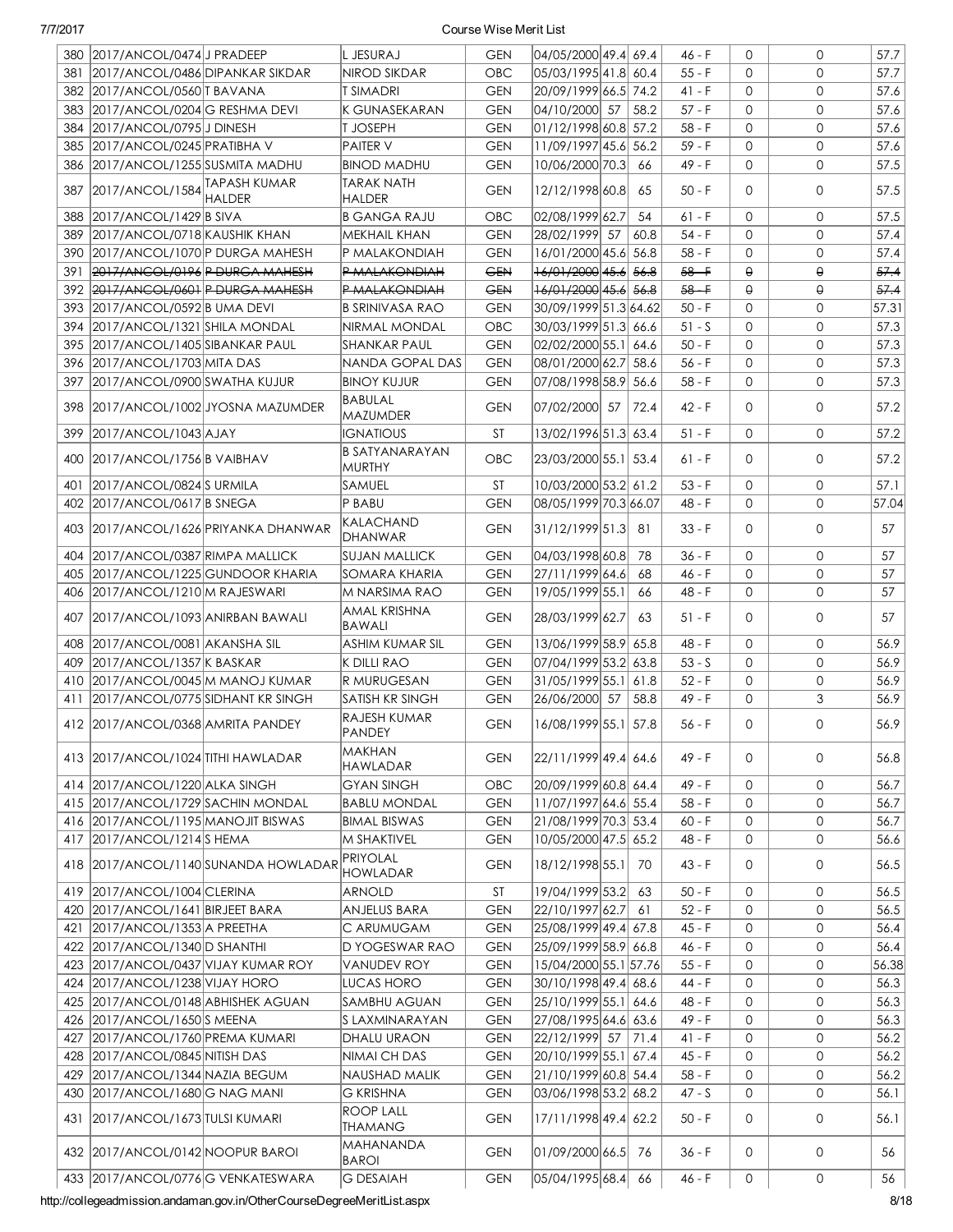| 380 | 2017/ANCOL/0474 | J PRADEEP | L JESURAJ | GEN | 04/05/2000 | 49.4 | 69.4 | 46 - F | 0 | 0 | 57.7 |
|---|---|---|---|---|---|---|---|---|---|---|---|
| 381 | 2017/ANCOL/0486 | DIPANKAR SIKDAR | NIROD SIKDAR | OBC | 05/03/1995 | 41.8 | 60.4 | 55 - F | 0 | 0 | 57.7 |
| 382 | 2017/ANCOL/0560 | T BAVANA | T SIMADRI | GEN | 20/09/1999 | 66.5 | 74.2 | 41 - F | 0 | 0 | 57.6 |
| 383 | 2017/ANCOL/0204 | G RESHMA DEVI | K GUNASEKARAN | GEN | 04/10/2000 | 57 | 58.2 | 57 - F | 0 | 0 | 57.6 |
| 384 | 2017/ANCOL/0795 | J DINESH | T JOSEPH | GEN | 01/12/1998 | 60.8 | 57.2 | 58 - F | 0 | 0 | 57.6 |
| 385 | 2017/ANCOL/0245 | PRATIBHA V | PAITER V | GEN | 11/09/1997 | 45.6 | 56.2 | 59 - F | 0 | 0 | 57.6 |
| 386 | 2017/ANCOL/1255 | SUSMITA MADHU | BINOD MADHU | GEN | 10/06/2000 | 70.3 | 66 | 49 - F | 0 | 0 | 57.5 |
| 387 | 2017/ANCOL/1584 | TAPASH KUMAR HALDER | TARAK NATH HALDER | GEN | 12/12/1998 | 60.8 | 65 | 50 - F | 0 | 0 | 57.5 |
| 388 | 2017/ANCOL/1429 | B SIVA | B GANGA RAJU | OBC | 02/08/1999 | 62.7 | 54 | 61 - F | 0 | 0 | 57.5 |
| 389 | 2017/ANCOL/0718 | KAUSHIK KHAN | MEKHAIL KHAN | GEN | 28/02/1999 | 57 | 60.8 | 54 - F | 0 | 0 | 57.4 |
| 390 | 2017/ANCOL/1070 | P DURGA MAHESH | P MALAKONDIAH | GEN | 16/01/2000 | 45.6 | 56.8 | 58 - F | 0 | 0 | 57.4 |
| 391 | ~~2017/ANCOL/0196~~ | ~~P DURGA MAHESH~~ | ~~P MALAKONDIAH~~ | ~~GEN~~ | ~~16/01/2000~~ | ~~45.6~~ | ~~56.8~~ | ~~58 - F~~ | ~~0~~ | ~~0~~ | ~~57.4~~ |
| 392 | ~~2017/ANCOL/0601~~ | ~~P DURGA MAHESH~~ | ~~P MALAKONDIAH~~ | ~~GEN~~ | ~~16/01/2000~~ | ~~45.6~~ | ~~56.8~~ | ~~58 - F~~ | ~~0~~ | ~~0~~ | ~~57.4~~ |
| 393 | 2017/ANCOL/0592 | B UMA DEVI | B SRINIVASA RAO | GEN | 30/09/1999 | 51.3 | 64.62 | 50 - F | 0 | 0 | 57.31 |
| 394 | 2017/ANCOL/1321 | SHILA MONDAL | NIRMAL MONDAL | OBC | 30/03/1999 | 51.3 | 66.6 | 51 - S | 0 | 0 | 57.3 |
| 395 | 2017/ANCOL/1405 | SIBANKAR PAUL | SHANKAR PAUL | GEN | 02/02/2000 | 55.1 | 64.6 | 50 - F | 0 | 0 | 57.3 |
| 396 | 2017/ANCOL/1703 | MITA DAS | NANDA GOPAL DAS | GEN | 08/01/2000 | 62.7 | 58.6 | 56 - F | 0 | 0 | 57.3 |
| 397 | 2017/ANCOL/0900 | SWATHA KUJUR | BINOY KUJUR | GEN | 07/08/1998 | 58.9 | 56.6 | 58 - F | 0 | 0 | 57.3 |
| 398 | 2017/ANCOL/1002 | JYOSNA MAZUMDER | BABULAL MAZUMDER | GEN | 07/02/2000 | 57 | 72.4 | 42 - F | 0 | 0 | 57.2 |
| 399 | 2017/ANCOL/1043 | AJAY | IGNATIOUS | ST | 13/02/1996 | 51.3 | 63.4 | 51 - F | 0 | 0 | 57.2 |
| 400 | 2017/ANCOL/1756 | B VAIBHAV | B SATYANARAYAN MURTHY | OBC | 23/03/2000 | 55.1 | 53.4 | 61 - F | 0 | 0 | 57.2 |
| 401 | 2017/ANCOL/0824 | S URMILA | SAMUEL | ST | 10/03/2000 | 53.2 | 61.2 | 53 - F | 0 | 0 | 57.1 |
| 402 | 2017/ANCOL/0617 | B SNEGA | P BABU | GEN | 08/05/1999 | 70.3 | 66.07 | 48 - F | 0 | 0 | 57.04 |
| 403 | 2017/ANCOL/1626 | PRIYANKA DHANWAR | KALACHAND DHANWAR | GEN | 31/12/1999 | 51.3 | 81 | 33 - F | 0 | 0 | 57 |
| 404 | 2017/ANCOL/0387 | RIMPA MALLICK | SUJAN MALLICK | GEN | 04/03/1998 | 60.8 | 78 | 36 - F | 0 | 0 | 57 |
| 405 | 2017/ANCOL/1225 | GUNDOOR KHARIA | SOMARA KHARIA | GEN | 27/11/1999 | 64.6 | 68 | 46 - F | 0 | 0 | 57 |
| 406 | 2017/ANCOL/1210 | M RAJESWARI | M NARSIMA RAO | GEN | 19/05/1999 | 55.1 | 66 | 48 - F | 0 | 0 | 57 |
| 407 | 2017/ANCOL/1093 | ANIRBAN BAWALI | AMAL KRISHNA BAWALI | GEN | 28/03/1999 | 62.7 | 63 | 51 - F | 0 | 0 | 57 |
| 408 | 2017/ANCOL/0081 | AKANSHA SIL | ASHIM KUMAR SIL | GEN | 13/06/1999 | 58.9 | 65.8 | 48 - F | 0 | 0 | 56.9 |
| 409 | 2017/ANCOL/1357 | K BASKAR | K DILLI RAO | GEN | 07/04/1999 | 53.2 | 63.8 | 53 - S | 0 | 0 | 56.9 |
| 410 | 2017/ANCOL/0045 | M MANOJ KUMAR | R MURUGESAN | GEN | 31/05/1999 | 55.1 | 61.8 | 52 - F | 0 | 0 | 56.9 |
| 411 | 2017/ANCOL/0775 | SIDHANT KR SINGH | SATISH KR SINGH | GEN | 26/06/2000 | 57 | 58.8 | 49 - F | 0 | 3 | 56.9 |
| 412 | 2017/ANCOL/0368 | AMRITA PANDEY | RAJESH KUMAR PANDEY | GEN | 16/08/1999 | 55.1 | 57.8 | 56 - F | 0 | 0 | 56.9 |
| 413 | 2017/ANCOL/1024 | TITHI HAWLADAR | MAKHAN HAWLADAR | GEN | 22/11/1999 | 49.4 | 64.6 | 49 - F | 0 | 0 | 56.8 |
| 414 | 2017/ANCOL/1220 | ALKA SINGH | GYAN SINGH | OBC | 20/09/1999 | 60.8 | 64.4 | 49 - F | 0 | 0 | 56.7 |
| 415 | 2017/ANCOL/1729 | SACHIN MONDAL | BABLU MONDAL | GEN | 11/07/1997 | 64.6 | 55.4 | 58 - F | 0 | 0 | 56.7 |
| 416 | 2017/ANCOL/1195 | MANOJIT BISWAS | BIMAL BISWAS | GEN | 21/08/1999 | 70.3 | 53.4 | 60 - F | 0 | 0 | 56.7 |
| 417 | 2017/ANCOL/1214 | S HEMA | M SHAKTIVEL | GEN | 10/05/2000 | 47.5 | 65.2 | 48 - F | 0 | 0 | 56.6 |
| 418 | 2017/ANCOL/1140 | SUNANDA HOWLADAR | PRIYOLAL HOWLADAR | GEN | 18/12/1998 | 55.1 | 70 | 43 - F | 0 | 0 | 56.5 |
| 419 | 2017/ANCOL/1004 | CLERINA | ARNOLD | ST | 19/04/1999 | 53.2 | 63 | 50 - F | 0 | 0 | 56.5 |
| 420 | 2017/ANCOL/1641 | BIRJEET BARA | ANJELUS BARA | GEN | 22/10/1997 | 62.7 | 61 | 52 - F | 0 | 0 | 56.5 |
| 421 | 2017/ANCOL/1353 | A PREETHA | C ARUMUGAM | GEN | 25/08/1999 | 49.4 | 67.8 | 45 - F | 0 | 0 | 56.4 |
| 422 | 2017/ANCOL/1340 | D SHANTHI | D YOGESWAR RAO | GEN | 25/09/1999 | 58.9 | 66.8 | 46 - F | 0 | 0 | 56.4 |
| 423 | 2017/ANCOL/0437 | VIJAY KUMAR ROY | VANUDEV ROY | GEN | 15/04/2000 | 55.1 | 57.76 | 55 - F | 0 | 0 | 56.38 |
| 424 | 2017/ANCOL/1238 | VIJAY HORO | LUCAS HORO | GEN | 30/10/1998 | 49.4 | 68.6 | 44 - F | 0 | 0 | 56.3 |
| 425 | 2017/ANCOL/0148 | ABHISHEK AGUAN | SAMBHU AGUAN | GEN | 25/10/1999 | 55.1 | 64.6 | 48 - F | 0 | 0 | 56.3 |
| 426 | 2017/ANCOL/1650 | S MEENA | S LAXMINARAYAN | GEN | 27/08/1995 | 64.6 | 63.6 | 49 - F | 0 | 0 | 56.3 |
| 427 | 2017/ANCOL/1760 | PREMA KUMARI | DHALU URAON | GEN | 22/12/1999 | 57 | 71.4 | 41 - F | 0 | 0 | 56.2 |
| 428 | 2017/ANCOL/0845 | NITISH DAS | NIMAI CH DAS | GEN | 20/10/1999 | 55.1 | 67.4 | 45 - F | 0 | 0 | 56.2 |
| 429 | 2017/ANCOL/1344 | NAZIA BEGUM | NAUSHAD MALIK | GEN | 21/10/1999 | 60.8 | 54.4 | 58 - F | 0 | 0 | 56.2 |
| 430 | 2017/ANCOL/1680 | G NAG MANI | G KRISHNA | GEN | 03/06/1998 | 53.2 | 68.2 | 47 - S | 0 | 0 | 56.1 |
| 431 | 2017/ANCOL/1673 | TULSI KUMARI | ROOP LALL THAMANG | GEN | 17/11/1998 | 49.4 | 62.2 | 50 - F | 0 | 0 | 56.1 |
| 432 | 2017/ANCOL/0142 | NOOPUR BAROI | MAHANANDA BAROI | GEN | 01/09/2000 | 66.5 | 76 | 36 - F | 0 | 0 | 56 |
| 433 | 2017/ANCOL/0776 | G VENKATESWARA | G DESAIAH | GEN | 05/04/1995 | 68.4 | 66 | 46 - F | 0 | 0 | 56 |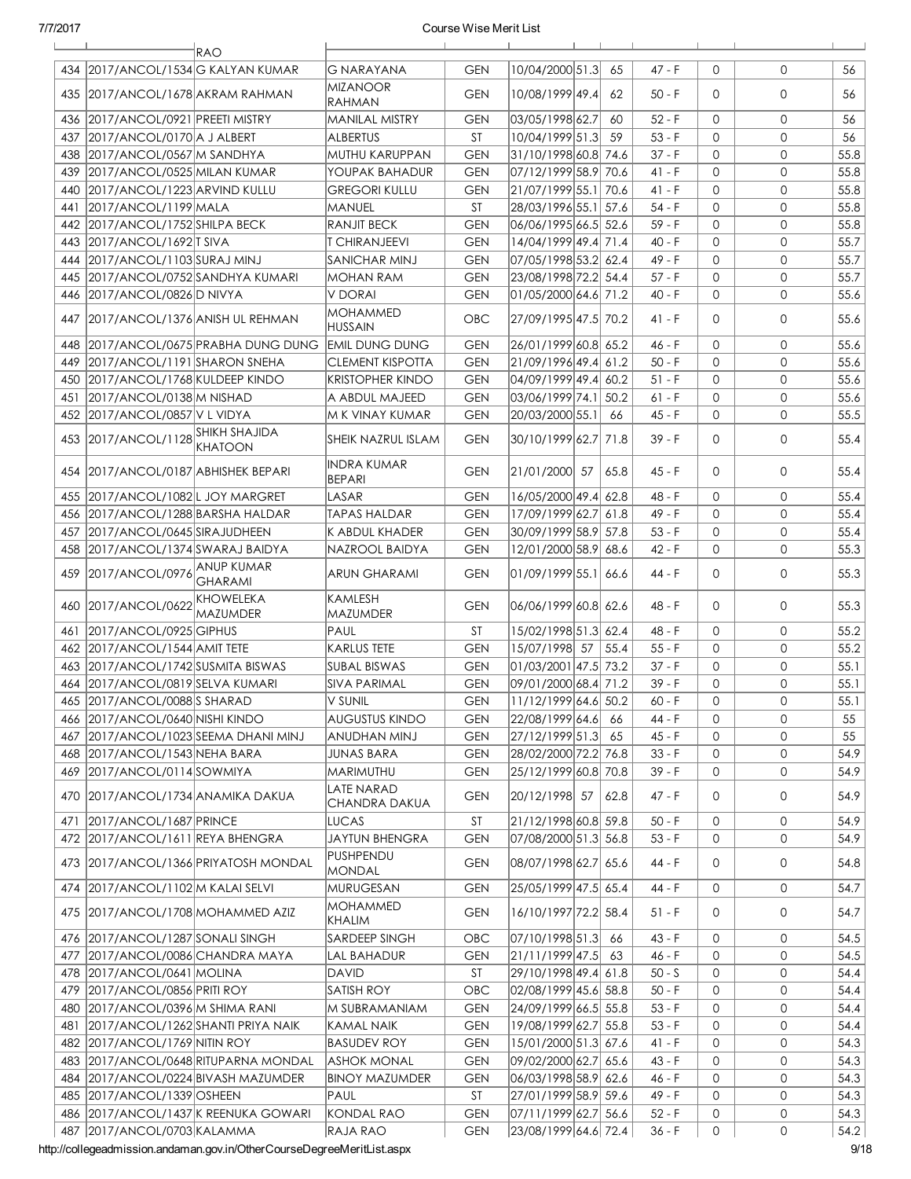| | | RAO | | | | | | | | | |
|---|---|---|---|---|---|---|---|---|---|---|---|
| 434 | 2017/ANCOL/1534 | G KALYAN KUMAR | G NARAYANA | GEN | 10/04/2000 | 51.3 | 65 | 47 - F | 0 | 0 | 56 |
| 435 | 2017/ANCOL/1678 | AKRAM RAHMAN | MIZANOOR RAHMAN | GEN | 10/08/1999 | 49.4 | 62 | 50 - F | 0 | 0 | 56 |
| 436 | 2017/ANCOL/0921 | PREETI MISTRY | MANILAL MISTRY | GEN | 03/05/1998 | 62.7 | 60 | 52 - F | 0 | 0 | 56 |
| 437 | 2017/ANCOL/0170 | A J ALBERT | ALBERTUS | ST | 10/04/1999 | 51.3 | 59 | 53 - F | 0 | 0 | 56 |
| 438 | 2017/ANCOL/0567 | M SANDHYA | MUTHU KARUPPAN | GEN | 31/10/1998 | 60.8 | 74.6 | 37 - F | 0 | 0 | 55.8 |
| 439 | 2017/ANCOL/0525 | MILAN KUMAR | YOUPAK BAHADUR | GEN | 07/12/1999 | 58.9 | 70.6 | 41 - F | 0 | 0 | 55.8 |
| 440 | 2017/ANCOL/1223 | ARVIND KULLU | GREGORI KULLU | GEN | 21/07/1999 | 55.1 | 70.6 | 41 - F | 0 | 0 | 55.8 |
| 441 | 2017/ANCOL/1199 | MALA | MANUEL | ST | 28/03/1996 | 55.1 | 57.6 | 54 - F | 0 | 0 | 55.8 |
| 442 | 2017/ANCOL/1752 | SHILPA BECK | RANJIT BECK | GEN | 06/06/1995 | 66.5 | 52.6 | 59 - F | 0 | 0 | 55.8 |
| 443 | 2017/ANCOL/1692 | T SIVA | T CHIRANJEEVI | GEN | 14/04/1999 | 49.4 | 71.4 | 40 - F | 0 | 0 | 55.7 |
| 444 | 2017/ANCOL/1103 | SURAJ MINJ | SANICHAR MINJ | GEN | 07/05/1998 | 53.2 | 62.4 | 49 - F | 0 | 0 | 55.7 |
| 445 | 2017/ANCOL/0752 | SANDHYA KUMARI | MOHAN RAM | GEN | 23/08/1998 | 72.2 | 54.4 | 57 - F | 0 | 0 | 55.7 |
| 446 | 2017/ANCOL/0826 | D NIVYA | V DORAI | GEN | 01/05/2000 | 64.6 | 71.2 | 40 - F | 0 | 0 | 55.6 |
| 447 | 2017/ANCOL/1376 | ANISH UL REHMAN | MOHAMMED HUSSAIN | OBC | 27/09/1995 | 47.5 | 70.2 | 41 - F | 0 | 0 | 55.6 |
| 448 | 2017/ANCOL/0675 | PRABHA DUNG DUNG | EMIL DUNG DUNG | GEN | 26/01/1999 | 60.8 | 65.2 | 46 - F | 0 | 0 | 55.6 |
| 449 | 2017/ANCOL/1191 | SHARON SNEHA | CLEMENT KISPOTTA | GEN | 21/09/1996 | 49.4 | 61.2 | 50 - F | 0 | 0 | 55.6 |
| 450 | 2017/ANCOL/1768 | KULDEEP KINDO | KRISTOPHER KINDO | GEN | 04/09/1999 | 49.4 | 60.2 | 51 - F | 0 | 0 | 55.6 |
| 451 | 2017/ANCOL/0138 | M NISHAD | A ABDUL MAJEED | GEN | 03/06/1999 | 74.1 | 50.2 | 61 - F | 0 | 0 | 55.6 |
| 452 | 2017/ANCOL/0857 | V L VIDYA | M K VINAY KUMAR | GEN | 20/03/2000 | 55.1 | 66 | 45 - F | 0 | 0 | 55.5 |
| 453 | 2017/ANCOL/1128 | SHIKH SHAJIDA KHATOON | SHEIK NAZRUL ISLAM | GEN | 30/10/1999 | 62.7 | 71.8 | 39 - F | 0 | 0 | 55.4 |
| 454 | 2017/ANCOL/0187 | ABHISHEK BEPARI | INDRA KUMAR BEPARI | GEN | 21/01/2000 | 57 | 65.8 | 45 - F | 0 | 0 | 55.4 |
| 455 | 2017/ANCOL/1082 | L JOY MARGRET | LASAR | GEN | 16/05/2000 | 49.4 | 62.8 | 48 - F | 0 | 0 | 55.4 |
| 456 | 2017/ANCOL/1288 | BARSHA HALDAR | TAPAS HALDAR | GEN | 17/09/1999 | 62.7 | 61.8 | 49 - F | 0 | 0 | 55.4 |
| 457 | 2017/ANCOL/0645 | SIRAJUDHEEN | K ABDUL KHADER | GEN | 30/09/1999 | 58.9 | 57.8 | 53 - F | 0 | 0 | 55.4 |
| 458 | 2017/ANCOL/1374 | SWARAJ BAIDYA | NAZROOL BAIDYA | GEN | 12/01/2000 | 58.9 | 68.6 | 42 - F | 0 | 0 | 55.3 |
| 459 | 2017/ANCOL/0976 | ANUP KUMAR GHARAMI | ARUN GHARAMI | GEN | 01/09/1999 | 55.1 | 66.6 | 44 - F | 0 | 0 | 55.3 |
| 460 | 2017/ANCOL/0622 | KHOWELEKA MAZUMDER | KAMLESH MAZUMDER | GEN | 06/06/1999 | 60.8 | 62.6 | 48 - F | 0 | 0 | 55.3 |
| 461 | 2017/ANCOL/0925 | GIPHUS | PAUL | ST | 15/02/1998 | 51.3 | 62.4 | 48 - F | 0 | 0 | 55.2 |
| 462 | 2017/ANCOL/1544 | AMIT TETE | KARLUS TETE | GEN | 15/07/1998 | 57 | 55.4 | 55 - F | 0 | 0 | 55.2 |
| 463 | 2017/ANCOL/1742 | SUSMITA BISWAS | SUBAL BISWAS | GEN | 01/03/2001 | 47.5 | 73.2 | 37 - F | 0 | 0 | 55.1 |
| 464 | 2017/ANCOL/0819 | SELVA KUMARI | SIVA PARIMAL | GEN | 09/01/2000 | 68.4 | 71.2 | 39 - F | 0 | 0 | 55.1 |
| 465 | 2017/ANCOL/0088 | S SHARAD | V SUNIL | GEN | 11/12/1999 | 64.6 | 50.2 | 60 - F | 0 | 0 | 55.1 |
| 466 | 2017/ANCOL/0640 | NISHI KINDO | AUGUSTUS KINDO | GEN | 22/08/1999 | 64.6 | 66 | 44 - F | 0 | 0 | 55 |
| 467 | 2017/ANCOL/1023 | SEEMA DHANI MINJ | ANUDHAN MINJ | GEN | 27/12/1999 | 51.3 | 65 | 45 - F | 0 | 0 | 55 |
| 468 | 2017/ANCOL/1543 | NEHA BARA | JUNAS BARA | GEN | 28/02/2000 | 72.2 | 76.8 | 33 - F | 0 | 0 | 54.9 |
| 469 | 2017/ANCOL/0114 | SOWMIYA | MARIMUTHU | GEN | 25/12/1999 | 60.8 | 70.8 | 39 - F | 0 | 0 | 54.9 |
| 470 | 2017/ANCOL/1734 | ANAMIKA DAKUA | LATE NARAD CHANDRA DAKUA | GEN | 20/12/1998 | 57 | 62.8 | 47 - F | 0 | 0 | 54.9 |
| 471 | 2017/ANCOL/1687 | PRINCE | LUCAS | ST | 21/12/1998 | 60.8 | 59.8 | 50 - F | 0 | 0 | 54.9 |
| 472 | 2017/ANCOL/1611 | REYA BHENGRA | JAYTUN BHENGRA | GEN | 07/08/2000 | 51.3 | 56.8 | 53 - F | 0 | 0 | 54.9 |
| 473 | 2017/ANCOL/1366 | PRIYATOSH MONDAL | PUSHPENDU MONDAL | GEN | 08/07/1998 | 62.7 | 65.6 | 44 - F | 0 | 0 | 54.8 |
| 474 | 2017/ANCOL/1102 | M KALAI SELVI | MURUGESAN | GEN | 25/05/1999 | 47.5 | 65.4 | 44 - F | 0 | 0 | 54.7 |
| 475 | 2017/ANCOL/1708 | MOHAMMED AZIZ | MOHAMMED KHALIM | GEN | 16/10/1997 | 72.2 | 58.4 | 51 - F | 0 | 0 | 54.7 |
| 476 | 2017/ANCOL/1287 | SONALI SINGH | SARDEEP SINGH | OBC | 07/10/1998 | 51.3 | 66 | 43 - F | 0 | 0 | 54.5 |
| 477 | 2017/ANCOL/0086 | CHANDRA MAYA | LAL BAHADUR | GEN | 21/11/1999 | 47.5 | 63 | 46 - F | 0 | 0 | 54.5 |
| 478 | 2017/ANCOL/0641 | MOLINA | DAVID | ST | 29/10/1998 | 49.4 | 61.8 | 50 - S | 0 | 0 | 54.4 |
| 479 | 2017/ANCOL/0856 | PRITI ROY | SATISH ROY | OBC | 02/08/1999 | 45.6 | 58.8 | 50 - F | 0 | 0 | 54.4 |
| 480 | 2017/ANCOL/0396 | M SHIMA RANI | M SUBRAMANIAM | GEN | 24/09/1999 | 66.5 | 55.8 | 53 - F | 0 | 0 | 54.4 |
| 481 | 2017/ANCOL/1262 | SHANTI PRIYA NAIK | KAMAL NAIK | GEN | 19/08/1999 | 62.7 | 55.8 | 53 - F | 0 | 0 | 54.4 |
| 482 | 2017/ANCOL/1769 | NITIN ROY | BASUDEV ROY | GEN | 15/01/2000 | 51.3 | 67.6 | 41 - F | 0 | 0 | 54.3 |
| 483 | 2017/ANCOL/0648 | RITUPARNA MONDAL | ASHOK MONAL | GEN | 09/02/2000 | 62.7 | 65.6 | 43 - F | 0 | 0 | 54.3 |
| 484 | 2017/ANCOL/0224 | BIVASH MAZUMDER | BINOY MAZUMDER | GEN | 06/03/1998 | 58.9 | 62.6 | 46 - F | 0 | 0 | 54.3 |
| 485 | 2017/ANCOL/1339 | OSHEEN | PAUL | ST | 27/01/1999 | 58.9 | 59.6 | 49 - F | 0 | 0 | 54.3 |
| 486 | 2017/ANCOL/1437 | K REENUKA GOWARI | KONDAL RAO | GEN | 07/11/1999 | 62.7 | 56.6 | 52 - F | 0 | 0 | 54.3 |
| 487 | 2017/ANCOL/0703 | KALAMMA | RAJA RAO | GEN | 23/08/1999 | 64.6 | 72.4 | 36 - F | 0 | 0 | 54.2 |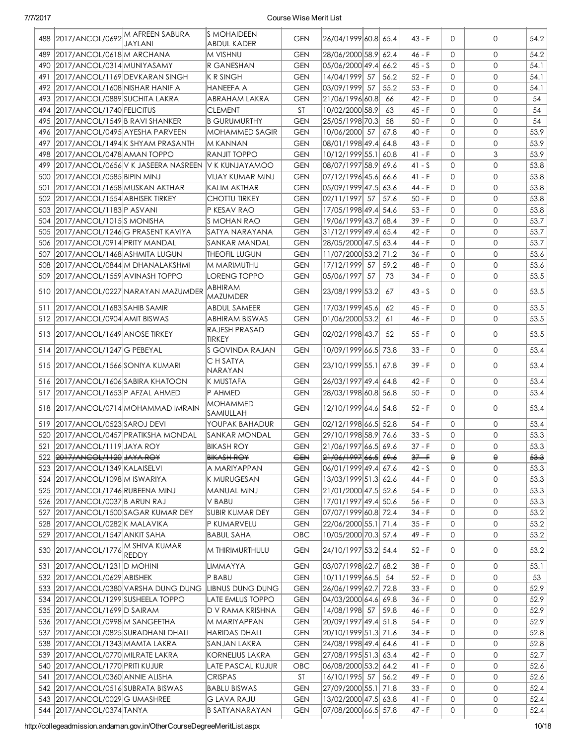| 488 | 2017/ANCOL/0692 | M AFREEN SABURA JAYLANI | S MOHAIDEEN ABDUL KADER | GEN | 26/04/1999 | 60.8 | 65.4 | 43 - F | 0 | 0 | 54.2 |
|---|---|---|---|---|---|---|---|---|---|---|---|
| 489 | 2017/ANCOL/0618 | M ARCHANA | M VISHNU | GEN | 28/06/2000 | 58.9 | 62.4 | 46 - F | 0 | 0 | 54.2 |
| 490 | 2017/ANCOL/0314 | MUNIYASAMY | R GANESHAN | GEN | 05/06/2000 | 49.4 | 66.2 | 45 - S | 0 | 0 | 54.1 |
| 491 | 2017/ANCOL/1169 | DEVKARAN SINGH | K R SINGH | GEN | 14/04/1999 | 57 | 56.2 | 52 - F | 0 | 0 | 54.1 |
| 492 | 2017/ANCOL/1608 | NISHAR HANIF A | HANEEFA A | GEN | 03/09/1999 | 57 | 55.2 | 53 - F | 0 | 0 | 54.1 |
| 493 | 2017/ANCOL/0889 | SUCHITA LAKRA | ABRAHAM LAKRA | GEN | 21/06/1996 | 60.8 | 66 | 42 - F | 0 | 0 | 54 |
| 494 | 2017/ANCOL/1740 | FELICITUS | CLEMENT | ST | 10/02/2000 | 58.9 | 63 | 45 - F | 0 | 0 | 54 |
| 495 | 2017/ANCOL/1549 | B RAVI SHANKER | B GURUMURTHY | GEN | 25/05/1998 | 70.3 | 58 | 50 - F | 0 | 0 | 54 |
| 496 | 2017/ANCOL/0495 | AYESHA PARVEEN | MOHAMMED SAGIR | GEN | 10/06/2000 | 57 | 67.8 | 40 - F | 0 | 0 | 53.9 |
| 497 | 2017/ANCOL/1494 | K SHYAM PRASANTH | M KANNAN | GEN | 08/01/1998 | 49.4 | 64.8 | 43 - F | 0 | 0 | 53.9 |
| 498 | 2017/ANCOL/0478 | AMAN TOPPO | RANJIT TOPPO | GEN | 10/12/1999 | 55.1 | 60.8 | 41 - F | 0 | 3 | 53.9 |
| 499 | 2017/ANCOL/0656 | V K JASEERA NASREEN | V K KUNJAYAMOO | GEN | 08/07/1997 | 58.9 | 69.6 | 41 - S | 0 | 0 | 53.8 |
| 500 | 2017/ANCOL/0585 | BIPIN MINJ | VIJAY KUMAR MINJ | GEN | 07/12/1996 | 45.6 | 66.6 | 41 - F | 0 | 0 | 53.8 |
| 501 | 2017/ANCOL/1658 | MUSKAN AKTHAR | KALIM AKTHAR | GEN | 05/09/1999 | 47.5 | 63.6 | 44 - F | 0 | 0 | 53.8 |
| 502 | 2017/ANCOL/1554 | ABHISEK TIRKEY | CHOTTU TIRKEY | GEN | 02/11/1997 | 57 | 57.6 | 50 - F | 0 | 0 | 53.8 |
| 503 | 2017/ANCOL/1183 | P ASVANI | P KESAV RAO | GEN | 17/05/1998 | 49.4 | 54.6 | 53 - F | 0 | 0 | 53.8 |
| 504 | 2017/ANCOL/1015 | S MONISHA | S MOHAN RAO | GEN | 19/06/1999 | 43.7 | 68.4 | 39 - F | 0 | 0 | 53.7 |
| 505 | 2017/ANCOL/1246 | G PRASENT KAVIYA | SATYA NARAYANA | GEN | 31/12/1999 | 49.4 | 65.4 | 42 - F | 0 | 0 | 53.7 |
| 506 | 2017/ANCOL/0914 | PRITY MANDAL | SANKAR MANDAL | GEN | 28/05/2000 | 47.5 | 63.4 | 44 - F | 0 | 0 | 53.7 |
| 507 | 2017/ANCOL/1468 | ASHMITA LUGUN | THEOFIL LUGUN | GEN | 11/07/2000 | 53.2 | 71.2 | 36 - F | 0 | 0 | 53.6 |
| 508 | 2017/ANCOL/0844 | M DHANALAKSHMI | M MARIMUTHU | GEN | 17/12/1999 | 57 | 59.2 | 48 - F | 0 | 0 | 53.6 |
| 509 | 2017/ANCOL/1559 | AVINASH TOPPO | LORENG TOPPO | GEN | 05/06/1997 | 57 | 73 | 34 - F | 0 | 0 | 53.5 |
| 510 | 2017/ANCOL/0227 | NARAYAN MAZUMDER | ABHIRAM MAZUMDER | GEN | 23/08/1999 | 53.2 | 67 | 43 - S | 0 | 0 | 53.5 |
| 511 | 2017/ANCOL/1683 | SAHIB SAMIR | ABDUL SAMEER | GEN | 17/03/1999 | 45.6 | 62 | 45 - F | 0 | 0 | 53.5 |
| 512 | 2017/ANCOL/0904 | AMIT BISWAS | ABHIRAM BISWAS | GEN | 01/06/2000 | 53.2 | 61 | 46 - F | 0 | 0 | 53.5 |
| 513 | 2017/ANCOL/1649 | ANOSE TIRKEY | RAJESH PRASAD TIRKEY | GEN | 02/02/1998 | 43.7 | 52 | 55 - F | 0 | 0 | 53.5 |
| 514 | 2017/ANCOL/1247 | G PEBEYAL | S GOVINDA RAJAN | GEN | 10/09/1999 | 66.5 | 73.8 | 33 - F | 0 | 0 | 53.4 |
| 515 | 2017/ANCOL/1566 | SONIYA KUMARI | C H SATYA NARAYAN | GEN | 23/10/1999 | 55.1 | 67.8 | 39 - F | 0 | 0 | 53.4 |
| 516 | 2017/ANCOL/1606 | SABIRA KHATOON | K MUSTAFA | GEN | 26/03/1997 | 49.4 | 64.8 | 42 - F | 0 | 0 | 53.4 |
| 517 | 2017/ANCOL/1653 | P AFZAL AHMED | P AHMED | GEN | 28/03/1998 | 60.8 | 56.8 | 50 - F | 0 | 0 | 53.4 |
| 518 | 2017/ANCOL/0714 | MOHAMMAD IMRAIN | MOHAMMED SAMIULLAH | GEN | 12/10/1999 | 64.6 | 54.8 | 52 - F | 0 | 0 | 53.4 |
| 519 | 2017/ANCOL/0523 | SAROJ DEVI | YOUPAK BAHADUR | GEN | 02/12/1998 | 66.5 | 52.8 | 54 - F | 0 | 0 | 53.4 |
| 520 | 2017/ANCOL/0457 | PRATIKSHA MONDAL | SANKAR MONDAL | GEN | 29/10/1998 | 58.9 | 76.6 | 33 - S | 0 | 0 | 53.3 |
| 521 | 2017/ANCOL/1119 | JAYA ROY | BIKASH ROY | GEN | 21/06/1997 | 66.5 | 69.6 | 37 - F | 0 | 0 | 53.3 |
| 522 | ~~2017/ANCOL/1120~~ | ~~JAYA ROY~~ | ~~BIKASH ROY~~ | ~~GEN~~ | ~~21/06/1997~~ | ~~66.5~~ | ~~69.6~~ | ~~37 - F~~ | ~~0~~ | ~~0~~ | ~~53.3~~ |
| 523 | 2017/ANCOL/1349 | KALAISELVI | A MARIYAPPAN | GEN | 06/01/1999 | 49.4 | 67.6 | 42 - S | 0 | 0 | 53.3 |
| 524 | 2017/ANCOL/1098 | M ISWARIYA | K MURUGESAN | GEN | 13/03/1999 | 51.3 | 62.6 | 44 - F | 0 | 0 | 53.3 |
| 525 | 2017/ANCOL/1746 | RUBEENA MINJ | MANUAL MINJ | GEN | 21/01/2000 | 47.5 | 52.6 | 54 - F | 0 | 0 | 53.3 |
| 526 | 2017/ANCOL/0037 | B ARUN RAJ | V BABU | GEN | 17/01/1997 | 49.4 | 50.6 | 56 - F | 0 | 0 | 53.3 |
| 527 | 2017/ANCOL/1500 | SAGAR KUMAR DEY | SUBIR KUMAR DEY | GEN | 07/07/1999 | 60.8 | 72.4 | 34 - F | 0 | 0 | 53.2 |
| 528 | 2017/ANCOL/0282 | K MALAVIKA | P KUMARVELU | GEN | 22/06/2000 | 55.1 | 71.4 | 35 - F | 0 | 0 | 53.2 |
| 529 | 2017/ANCOL/1547 | ANKIT SAHA | BABUL SAHA | OBC | 10/05/2000 | 70.3 | 57.4 | 49 - F | 0 | 0 | 53.2 |
| 530 | 2017/ANCOL/1776 | M SHIVA KUMAR REDDY | M THIRIMURTHULU | GEN | 24/10/1997 | 53.2 | 54.4 | 52 - F | 0 | 0 | 53.2 |
| 531 | 2017/ANCOL/1231 | D MOHINI | LIMMAYYA | GEN | 03/07/1998 | 62.7 | 68.2 | 38 - F | 0 | 0 | 53.1 |
| 532 | 2017/ANCOL/0629 | ABISHEK | P BABU | GEN | 10/11/1999 | 66.5 | 54 | 52 - F | 0 | 0 | 53 |
| 533 | 2017/ANCOL/0380 | VARSHA DUNG DUNG | LIBNUS DUNG DUNG | GEN | 26/06/1999 | 62.7 | 72.8 | 33 - F | 0 | 0 | 52.9 |
| 534 | 2017/ANCOL/1299 | SUSHEELA TOPPO | LATE EMLUS TOPPO | GEN | 04/03/2000 | 64.6 | 69.8 | 36 - F | 0 | 0 | 52.9 |
| 535 | 2017/ANCOL/1699 | D SAIRAM | D V RAMA KRISHNA | GEN | 14/08/1998 | 57 | 59.8 | 46 - F | 0 | 0 | 52.9 |
| 536 | 2017/ANCOL/0998 | M SANGEETHA | M MARIYAPPAN | GEN | 20/09/1997 | 49.4 | 51.8 | 54 - F | 0 | 0 | 52.9 |
| 537 | 2017/ANCOL/0825 | SURADHANI DHALI | HARIDAS DHALI | GEN | 20/10/1999 | 51.3 | 71.6 | 34 - F | 0 | 0 | 52.8 |
| 538 | 2017/ANCOL/1343 | MAMTA LAKRA | SANJAN LAKRA | GEN | 24/08/1998 | 49.4 | 64.6 | 41 - F | 0 | 0 | 52.8 |
| 539 | 2017/ANCOL/0770 | MILRATE LAKRA | KORNELIUS LAKRA | GEN | 27/08/1995 | 51.3 | 63.4 | 42 - F | 0 | 0 | 52.7 |
| 540 | 2017/ANCOL/1770 | PRITI KUJUR | LATE PASCAL KUJUR | OBC | 06/08/2000 | 53.2 | 64.2 | 41 - F | 0 | 0 | 52.6 |
| 541 | 2017/ANCOL/0360 | ANNIE ALISHA | CRISPAS | ST | 16/10/1995 | 57 | 56.2 | 49 - F | 0 | 0 | 52.6 |
| 542 | 2017/ANCOL/0516 | SUBRATA BISWAS | BABLU BISWAS | GEN | 27/09/2000 | 55.1 | 71.8 | 33 - F | 0 | 0 | 52.4 |
| 543 | 2017/ANCOL/0029 | G UMASHREE | G LAVA RAJU | GEN | 13/02/2000 | 47.5 | 63.8 | 41 - F | 0 | 0 | 52.4 |
| 544 | 2017/ANCOL/0374 | TANYA | B SATYANARAYAN | GEN | 07/08/2000 | 66.5 | 57.8 | 47 - F | 0 | 0 | 52.4 |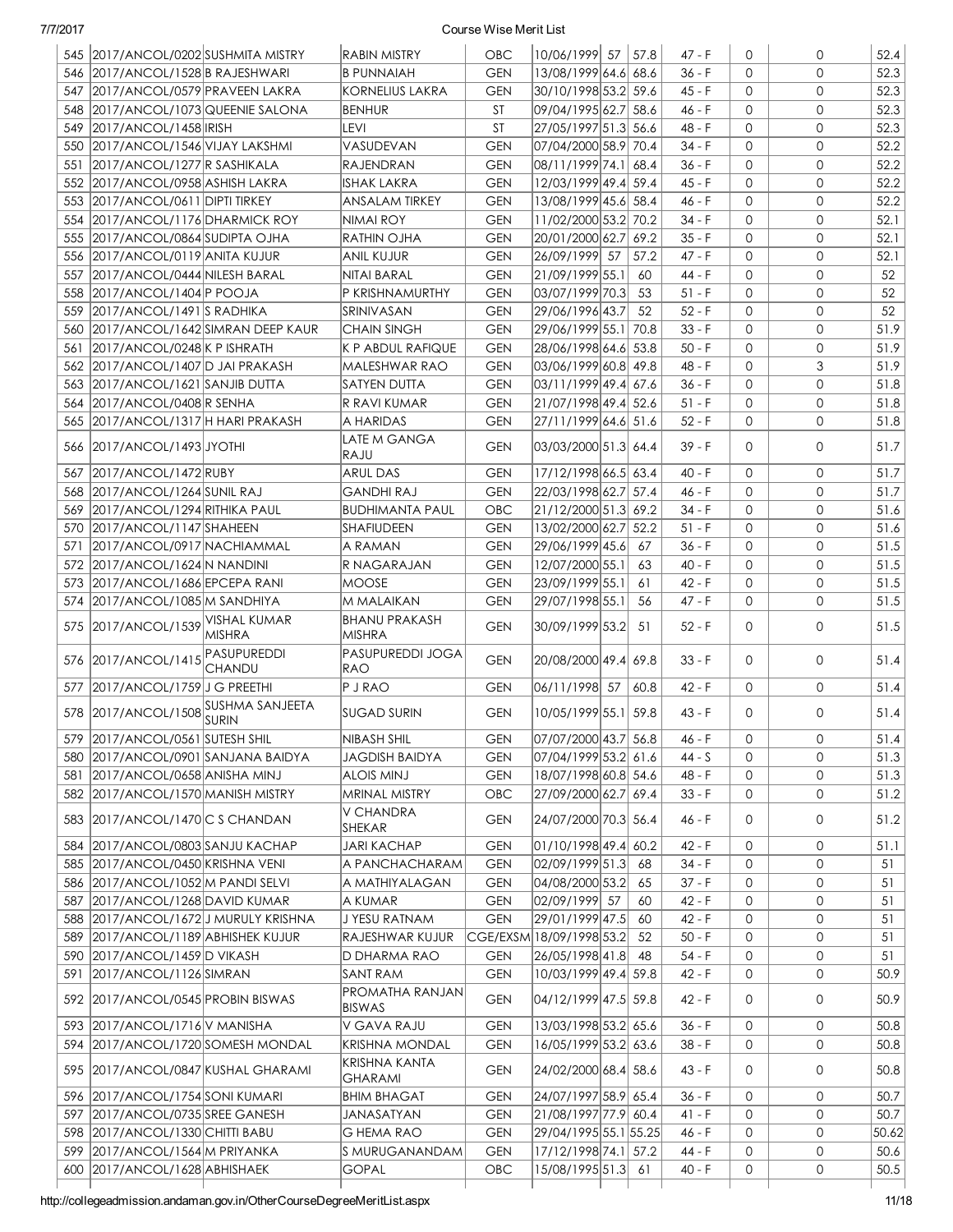| | | | | | | | | | | | |
|---|---|---|---|---|---|---|---|---|---|---|---|
| 545 | 2017/ANCOL/0202 | SUSHMITA MISTRY | RABIN MISTRY | OBC | 10/06/1999 | 57 | 57.8 | 47 - F | 0 | 0 | 52.4 |
| 546 | 2017/ANCOL/1528 | B RAJESHWARI | B PUNNAIAH | GEN | 13/08/1999 | 64.6 | 68.6 | 36 - F | 0 | 0 | 52.3 |
| 547 | 2017/ANCOL/0579 | PRAVEEN LAKRA | KORNELIUS LAKRA | GEN | 30/10/1998 | 53.2 | 59.6 | 45 - F | 0 | 0 | 52.3 |
| 548 | 2017/ANCOL/1073 | QUEENIE SALONA | BENHUR | ST | 09/04/1995 | 62.7 | 58.6 | 46 - F | 0 | 0 | 52.3 |
| 549 | 2017/ANCOL/1458 | IRISH | LEVI | ST | 27/05/1997 | 51.3 | 56.6 | 48 - F | 0 | 0 | 52.3 |
| 550 | 2017/ANCOL/1546 | VIJAY LAKSHMI | VASUDEVAN | GEN | 07/04/2000 | 58.9 | 70.4 | 34 - F | 0 | 0 | 52.2 |
| 551 | 2017/ANCOL/1277 | R SASHIKALA | RAJENDRAN | GEN | 08/11/1999 | 74.1 | 68.4 | 36 - F | 0 | 0 | 52.2 |
| 552 | 2017/ANCOL/0958 | ASHISH LAKRA | ISHAK LAKRA | GEN | 12/03/1999 | 49.4 | 59.4 | 45 - F | 0 | 0 | 52.2 |
| 553 | 2017/ANCOL/0611 | DIPTI TIRKEY | ANSALAM TIRKEY | GEN | 13/08/1999 | 45.6 | 58.4 | 46 - F | 0 | 0 | 52.2 |
| 554 | 2017/ANCOL/1176 | DHARMICK ROY | NIMAI ROY | GEN | 11/02/2000 | 53.2 | 70.2 | 34 - F | 0 | 0 | 52.1 |
| 555 | 2017/ANCOL/0864 | SUDIPTA OJHA | RATHIN OJHA | GEN | 20/01/2000 | 62.7 | 69.2 | 35 - F | 0 | 0 | 52.1 |
| 556 | 2017/ANCOL/0119 | ANITA KUJUR | ANIL KUJUR | GEN | 26/09/1999 | 57 | 57.2 | 47 - F | 0 | 0 | 52.1 |
| 557 | 2017/ANCOL/0444 | NILESH BARAL | NITAI BARAL | GEN | 21/09/1999 | 55.1 | 60 | 44 - F | 0 | 0 | 52 |
| 558 | 2017/ANCOL/1404 | P POOJA | P KRISHNAMURTHY | GEN | 03/07/1999 | 70.3 | 53 | 51 - F | 0 | 0 | 52 |
| 559 | 2017/ANCOL/1491 | S RADHIKA | SRINIVASAN | GEN | 29/06/1996 | 43.7 | 52 | 52 - F | 0 | 0 | 52 |
| 560 | 2017/ANCOL/1642 | SIMRAN DEEP KAUR | CHAIN SINGH | GEN | 29/06/1999 | 55.1 | 70.8 | 33 - F | 0 | 0 | 51.9 |
| 561 | 2017/ANCOL/0248 | K P ISHRATH | K P ABDUL RAFIQUE | GEN | 28/06/1998 | 64.6 | 53.8 | 50 - F | 0 | 0 | 51.9 |
| 562 | 2017/ANCOL/1407 | D JAI PRAKASH | MALESHWAR RAO | GEN | 03/06/1999 | 60.8 | 49.8 | 48 - F | 0 | 3 | 51.9 |
| 563 | 2017/ANCOL/1621 | SANJIB DUTTA | SATYEN DUTTA | GEN | 03/11/1999 | 49.4 | 67.6 | 36 - F | 0 | 0 | 51.8 |
| 564 | 2017/ANCOL/0408 | R SENHA | R RAVI KUMAR | GEN | 21/07/1998 | 49.4 | 52.6 | 51 - F | 0 | 0 | 51.8 |
| 565 | 2017/ANCOL/1317 | H HARI PRAKASH | A HARIDAS | GEN | 27/11/1999 | 64.6 | 51.6 | 52 - F | 0 | 0 | 51.8 |
| 566 | 2017/ANCOL/1493 | JYOTHI | LATE M GANGA RAJU | GEN | 03/03/2000 | 51.3 | 64.4 | 39 - F | 0 | 0 | 51.7 |
| 567 | 2017/ANCOL/1472 | RUBY | ARUL DAS | GEN | 17/12/1998 | 66.5 | 63.4 | 40 - F | 0 | 0 | 51.7 |
| 568 | 2017/ANCOL/1264 | SUNIL RAJ | GANDHI RAJ | GEN | 22/03/1998 | 62.7 | 57.4 | 46 - F | 0 | 0 | 51.7 |
| 569 | 2017/ANCOL/1294 | RITHIKA PAUL | BUDHIMANTA PAUL | OBC | 21/12/2000 | 51.3 | 69.2 | 34 - F | 0 | 0 | 51.6 |
| 570 | 2017/ANCOL/1147 | SHAHEEN | SHAFIUDEEN | GEN | 13/02/2000 | 62.7 | 52.2 | 51 - F | 0 | 0 | 51.6 |
| 571 | 2017/ANCOL/0917 | NACHIAMMAL | A RAMAN | GEN | 29/06/1999 | 45.6 | 67 | 36 - F | 0 | 0 | 51.5 |
| 572 | 2017/ANCOL/1624 | N NANDINI | R NAGARAJAN | GEN | 12/07/2000 | 55.1 | 63 | 40 - F | 0 | 0 | 51.5 |
| 573 | 2017/ANCOL/1686 | EPCEPA RANI | MOOSE | GEN | 23/09/1999 | 55.1 | 61 | 42 - F | 0 | 0 | 51.5 |
| 574 | 2017/ANCOL/1085 | M SANDHIYA | M MALAIKAN | GEN | 29/07/1998 | 55.1 | 56 | 47 - F | 0 | 0 | 51.5 |
| 575 | 2017/ANCOL/1539 | VISHAL KUMAR MISHRA | BHANU PRAKASH MISHRA | GEN | 30/09/1999 | 53.2 | 51 | 52 - F | 0 | 0 | 51.5 |
| 576 | 2017/ANCOL/1415 | PASUPUREDDI CHANDU | PASUPUREDDI JOGA RAO | GEN | 20/08/2000 | 49.4 | 69.8 | 33 - F | 0 | 0 | 51.4 |
| 577 | 2017/ANCOL/1759 | J G PREETHI | P J RAO | GEN | 06/11/1998 | 57 | 60.8 | 42 - F | 0 | 0 | 51.4 |
| 578 | 2017/ANCOL/1508 | SUSHMA SANJEETA SURIN | SUGAD SURIN | GEN | 10/05/1999 | 55.1 | 59.8 | 43 - F | 0 | 0 | 51.4 |
| 579 | 2017/ANCOL/0561 | SUTESH SHIL | NIBASH SHIL | GEN | 07/07/2000 | 43.7 | 56.8 | 46 - F | 0 | 0 | 51.4 |
| 580 | 2017/ANCOL/0901 | SANJANA BAIDYA | JAGDISH BAIDYA | GEN | 07/04/1999 | 53.2 | 61.6 | 44 - S | 0 | 0 | 51.3 |
| 581 | 2017/ANCOL/0658 | ANISHA MINJ | ALOIS MINJ | GEN | 18/07/1998 | 60.8 | 54.6 | 48 - F | 0 | 0 | 51.3 |
| 582 | 2017/ANCOL/1570 | MANISH MISTRY | MRINAL MISTRY | OBC | 27/09/2000 | 62.7 | 69.4 | 33 - F | 0 | 0 | 51.2 |
| 583 | 2017/ANCOL/1470 | C S CHANDAN | V CHANDRA SHEKAR | GEN | 24/07/2000 | 70.3 | 56.4 | 46 - F | 0 | 0 | 51.2 |
| 584 | 2017/ANCOL/0803 | SANJU KACHAP | JARI KACHAP | GEN | 01/10/1998 | 49.4 | 60.2 | 42 - F | 0 | 0 | 51.1 |
| 585 | 2017/ANCOL/0450 | KRISHNA VENI | A PANCHACHARAM | GEN | 02/09/1999 | 51.3 | 68 | 34 - F | 0 | 0 | 51 |
| 586 | 2017/ANCOL/1052 | M PANDI SELVI | A MATHIYALAGAN | GEN | 04/08/2000 | 53.2 | 65 | 37 - F | 0 | 0 | 51 |
| 587 | 2017/ANCOL/1268 | DAVID KUMAR | A KUMAR | GEN | 02/09/1999 | 57 | 60 | 42 - F | 0 | 0 | 51 |
| 588 | 2017/ANCOL/1672 | J MURULY KRISHNA | J YESU RATNAM | GEN | 29/01/1999 | 47.5 | 60 | 42 - F | 0 | 0 | 51 |
| 589 | 2017/ANCOL/1189 | ABHISHEK KUJUR | RAJESHWAR KUJUR | CGE/EXSM | 18/09/1998 | 53.2 | 52 | 50 - F | 0 | 0 | 51 |
| 590 | 2017/ANCOL/1459 | D VIKASH | D DHARMA RAO | GEN | 26/05/1998 | 41.8 | 48 | 54 - F | 0 | 0 | 51 |
| 591 | 2017/ANCOL/1126 | SIMRAN | SANT RAM | GEN | 10/03/1999 | 49.4 | 59.8 | 42 - F | 0 | 0 | 50.9 |
| 592 | 2017/ANCOL/0545 | PROBIN BISWAS | PROMATHA RANJAN BISWAS | GEN | 04/12/1999 | 47.5 | 59.8 | 42 - F | 0 | 0 | 50.9 |
| 593 | 2017/ANCOL/1716 | V MANISHA | V GAVA RAJU | GEN | 13/03/1998 | 53.2 | 65.6 | 36 - F | 0 | 0 | 50.8 |
| 594 | 2017/ANCOL/1720 | SOMESH MONDAL | KRISHNA MONDAL | GEN | 16/05/1999 | 53.2 | 63.6 | 38 - F | 0 | 0 | 50.8 |
| 595 | 2017/ANCOL/0847 | KUSHAL GHARAMI | KRISHNA KANTA GHARAMI | GEN | 24/02/2000 | 68.4 | 58.6 | 43 - F | 0 | 0 | 50.8 |
| 596 | 2017/ANCOL/1754 | SONI KUMARI | BHIM BHAGAT | GEN | 24/07/1997 | 58.9 | 65.4 | 36 - F | 0 | 0 | 50.7 |
| 597 | 2017/ANCOL/0735 | SREE GANESH | JANASATYAN | GEN | 21/08/1997 | 77.9 | 60.4 | 41 - F | 0 | 0 | 50.7 |
| 598 | 2017/ANCOL/1330 | CHITTI BABU | G HEMA RAO | GEN | 29/04/1995 | 55.1 | 55.25 | 46 - F | 0 | 0 | 50.62 |
| 599 | 2017/ANCOL/1564 | M PRIYANKA | S MURUGANANDAM | GEN | 17/12/1998 | 74.1 | 57.2 | 44 - F | 0 | 0 | 50.6 |
| 600 | 2017/ANCOL/1628 | ABHISHAEK | GOPAL | OBC | 15/08/1995 | 51.3 | 61 | 40 - F | 0 | 0 | 50.5 |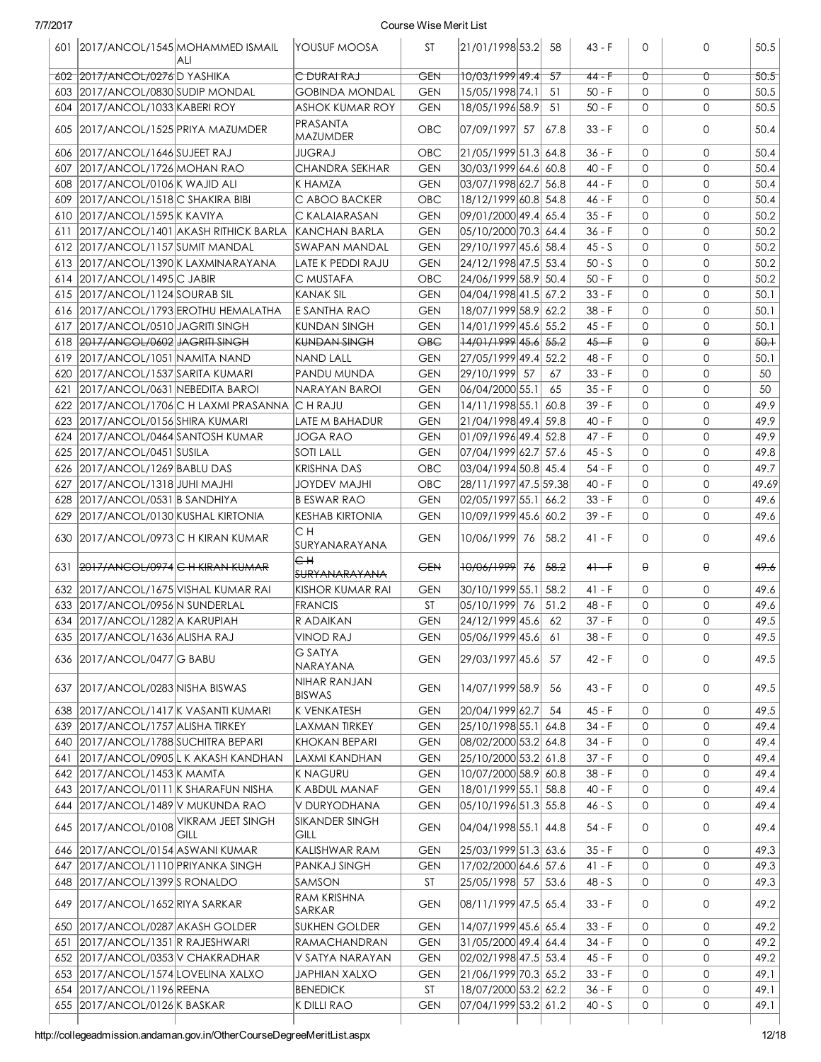| 601 | 2017/ANCOL/1545 | MOHAMMED ISMAIL ALI | YOUSUF MOOSA | ST | 21/01/1998 | 53.2 | 58 | 43 - F | 0 | 0 | 50.5 |
|---|---|---|---|---|---|---|---|---|---|---|---|
| 602 | ~~2017/ANCOL/0276~~ | ~~D YASHIKA~~ | ~~C DURAI RAJ~~ | ~~GEN~~ | ~~10/03/1999~~ | ~~49.4~~ | ~~57~~ | ~~44 - F~~ | ~~0~~ | ~~0~~ | ~~50.5~~ |
| 603 | 2017/ANCOL/0830 | SUDIP MONDAL | GOBINDA MONDAL | GEN | 15/05/1998 | 74.1 | 51 | 50 - F | 0 | 0 | 50.5 |
| 604 | 2017/ANCOL/1033 | KABERI ROY | ASHOK KUMAR ROY | GEN | 18/05/1996 | 58.9 | 51 | 50 - F | 0 | 0 | 50.5 |
| 605 | 2017/ANCOL/1525 | PRIYA MAZUMDER | PRASANTA MAZUMDER | OBC | 07/09/1997 | 57 | 67.8 | 33 - F | 0 | 0 | 50.4 |
| 606 | 2017/ANCOL/1646 | SUJEET RAJ | JUGRAJ | OBC | 21/05/1999 | 51.3 | 64.8 | 36 - F | 0 | 0 | 50.4 |
| 607 | 2017/ANCOL/1726 | MOHAN RAO | CHANDRA SEKHAR | GEN | 30/03/1999 | 64.6 | 60.8 | 40 - F | 0 | 0 | 50.4 |
| 608 | 2017/ANCOL/0106 | K WAJID ALI | K HAMZA | GEN | 03/07/1998 | 62.7 | 56.8 | 44 - F | 0 | 0 | 50.4 |
| 609 | 2017/ANCOL/1518 | C SHAKIRA BIBI | C ABOO BACKER | OBC | 18/12/1999 | 60.8 | 54.8 | 46 - F | 0 | 0 | 50.4 |
| 610 | 2017/ANCOL/1595 | K KAVIYA | C KALAIARASAN | GEN | 09/01/2000 | 49.4 | 65.4 | 35 - F | 0 | 0 | 50.2 |
| 611 | 2017/ANCOL/1401 | AKASH RITHICK BARLA | KANCHAN BARLA | GEN | 05/10/2000 | 70.3 | 64.4 | 36 - F | 0 | 0 | 50.2 |
| 612 | 2017/ANCOL/1157 | SUMIT MANDAL | SWAPAN MANDAL | GEN | 29/10/1997 | 45.6 | 58.4 | 45 - S | 0 | 0 | 50.2 |
| 613 | 2017/ANCOL/1390 | K LAXMINARAYANA | LATE K PEDDI RAJU | GEN | 24/12/1998 | 47.5 | 53.4 | 50 - S | 0 | 0 | 50.2 |
| 614 | 2017/ANCOL/1495 | C JABIR | C MUSTAFA | OBC | 24/06/1999 | 58.9 | 50.4 | 50 - F | 0 | 0 | 50.2 |
| 615 | 2017/ANCOL/1124 | SOURAB SIL | KANAK SIL | GEN | 04/04/1998 | 41.5 | 67.2 | 33 - F | 0 | 0 | 50.1 |
| 616 | 2017/ANCOL/1793 | EROTHU HEMALATHA | E SANTHA RAO | GEN | 18/07/1999 | 58.9 | 62.2 | 38 - F | 0 | 0 | 50.1 |
| 617 | 2017/ANCOL/0510 | JAGRITI SINGH | KUNDAN SINGH | GEN | 14/01/1999 | 45.6 | 55.2 | 45 - F | 0 | 0 | 50.1 |
| 618 | ~~2017/ANCOL/0602~~ | ~~JAGRITI SINGH~~ | ~~KUNDAN SINGH~~ | ~~OBC~~ | ~~14/01/1999~~ | ~~45.6~~ | ~~55.2~~ | ~~45 - F~~ | ~~0~~ | ~~0~~ | ~~50.1~~ |
| 619 | 2017/ANCOL/1051 | NAMITA NAND | NAND LALL | GEN | 27/05/1999 | 49.4 | 52.2 | 48 - F | 0 | 0 | 50.1 |
| 620 | 2017/ANCOL/1537 | SARITA KUMARI | PANDU MUNDA | GEN | 29/10/1999 | 57 | 67 | 33 - F | 0 | 0 | 50 |
| 621 | 2017/ANCOL/0631 | NEBEDITA BAROI | NARAYAN BAROI | GEN | 06/04/2000 | 55.1 | 65 | 35 - F | 0 | 0 | 50 |
| 622 | 2017/ANCOL/1706 | C H LAXMI PRASANNA | C H RAJU | GEN | 14/11/1998 | 55.1 | 60.8 | 39 - F | 0 | 0 | 49.9 |
| 623 | 2017/ANCOL/0156 | SHIRA KUMARI | LATE M BAHADUR | GEN | 21/04/1998 | 49.4 | 59.8 | 40 - F | 0 | 0 | 49.9 |
| 624 | 2017/ANCOL/0464 | SANTOSH KUMAR | JOGA RAO | GEN | 01/09/1996 | 49.4 | 52.8 | 47 - F | 0 | 0 | 49.9 |
| 625 | 2017/ANCOL/0451 | SUSILA | SOTI LALL | GEN | 07/04/1999 | 62.7 | 57.6 | 45 - S | 0 | 0 | 49.8 |
| 626 | 2017/ANCOL/1269 | BABLU DAS | KRISHNA DAS | OBC | 03/04/1994 | 50.8 | 45.4 | 54 - F | 0 | 0 | 49.7 |
| 627 | 2017/ANCOL/1318 | JUHI MAJHI | JOYDEV MAJHI | OBC | 28/11/1997 | 47.5 | 59.38 | 40 - F | 0 | 0 | 49.69 |
| 628 | 2017/ANCOL/0531 | B SANDHIYA | B ESWAR RAO | GEN | 02/05/1997 | 55.1 | 66.2 | 33 - F | 0 | 0 | 49.6 |
| 629 | 2017/ANCOL/0130 | KUSHAL KIRTONIA | KESHAB KIRTONIA | GEN | 10/09/1999 | 45.6 | 60.2 | 39 - F | 0 | 0 | 49.6 |
| 630 | 2017/ANCOL/0973 | C H KIRAN KUMAR | C H SURYANARAYANA | GEN | 10/06/1999 | 76 | 58.2 | 41 - F | 0 | 0 | 49.6 |
| 631 | ~~2017/ANCOL/0974~~ | ~~C H KIRAN KUMAR~~ | ~~C H SURYANARAYANA~~ | ~~GEN~~ | ~~10/06/1999~~ | ~~76~~ | ~~58.2~~ | ~~41 - F~~ | ~~0~~ | ~~0~~ | ~~49.6~~ |
| 632 | 2017/ANCOL/1675 | VISHAL KUMAR RAI | KISHOR KUMAR RAI | GEN | 30/10/1999 | 55.1 | 58.2 | 41 - F | 0 | 0 | 49.6 |
| 633 | 2017/ANCOL/0956 | N SUNDERLAL | FRANCIS | ST | 05/10/1999 | 76 | 51.2 | 48 - F | 0 | 0 | 49.6 |
| 634 | 2017/ANCOL/1282 | A KARUPIAH | R ADAIKAN | GEN | 24/12/1999 | 45.6 | 62 | 37 - F | 0 | 0 | 49.5 |
| 635 | 2017/ANCOL/1636 | ALISHA RAJ | VINOD RAJ | GEN | 05/06/1999 | 45.6 | 61 | 38 - F | 0 | 0 | 49.5 |
| 636 | 2017/ANCOL/0477 | G BABU | G SATYA NARAYANA | GEN | 29/03/1997 | 45.6 | 57 | 42 - F | 0 | 0 | 49.5 |
| 637 | 2017/ANCOL/0283 | NISHA BISWAS | NIHAR RANJAN BISWAS | GEN | 14/07/1999 | 58.9 | 56 | 43 - F | 0 | 0 | 49.5 |
| 638 | 2017/ANCOL/1417 | K VASANTI KUMARI | K VENKATESH | GEN | 20/04/1999 | 62.7 | 54 | 45 - F | 0 | 0 | 49.5 |
| 639 | 2017/ANCOL/1757 | ALISHA TIRKEY | LAXMAN TIRKEY | GEN | 25/10/1998 | 55.1 | 64.8 | 34 - F | 0 | 0 | 49.4 |
| 640 | 2017/ANCOL/1788 | SUCHITRA BEPARI | KHOKAN BEPARI | GEN | 08/02/2000 | 53.2 | 64.8 | 34 - F | 0 | 0 | 49.4 |
| 641 | 2017/ANCOL/0905 | L K AKASH KANDHAN | LAXMI KANDHAN | GEN | 25/10/2000 | 53.2 | 61.8 | 37 - F | 0 | 0 | 49.4 |
| 642 | 2017/ANCOL/1453 | K MAMTA | K NAGURU | GEN | 10/07/2000 | 58.9 | 60.8 | 38 - F | 0 | 0 | 49.4 |
| 643 | 2017/ANCOL/0111 | K SHARAFUN NISHA | K ABDUL MANAF | GEN | 18/01/1999 | 55.1 | 58.8 | 40 - F | 0 | 0 | 49.4 |
| 644 | 2017/ANCOL/1489 | V MUKUNDA RAO | V DURYODHANA | GEN | 05/10/1996 | 51.3 | 55.8 | 46 - S | 0 | 0 | 49.4 |
| 645 | 2017/ANCOL/0108 | VIKRAM JEET SINGH GILL | SIKANDER SINGH GILL | GEN | 04/04/1998 | 55.1 | 44.8 | 54 - F | 0 | 0 | 49.4 |
| 646 | 2017/ANCOL/0154 | ASWANI KUMAR | KALISHWAR RAM | GEN | 25/03/1999 | 51.3 | 63.6 | 35 - F | 0 | 0 | 49.3 |
| 647 | 2017/ANCOL/1110 | PRIYANKA SINGH | PANKAJ SINGH | GEN | 17/02/2000 | 64.6 | 57.6 | 41 - F | 0 | 0 | 49.3 |
| 648 | 2017/ANCOL/1399 | S RONALDO | SAMSON | ST | 25/05/1998 | 57 | 53.6 | 48 - S | 0 | 0 | 49.3 |
| 649 | 2017/ANCOL/1652 | RIYA SARKAR | RAM KRISHNA SARKAR | GEN | 08/11/1999 | 47.5 | 65.4 | 33 - F | 0 | 0 | 49.2 |
| 650 | 2017/ANCOL/0287 | AKASH GOLDER | SUKHEN GOLDER | GEN | 14/07/1999 | 45.6 | 65.4 | 33 - F | 0 | 0 | 49.2 |
| 651 | 2017/ANCOL/1351 | R RAJESHWARI | RAMACHANDRAN | GEN | 31/05/2000 | 49.4 | 64.4 | 34 - F | 0 | 0 | 49.2 |
| 652 | 2017/ANCOL/0353 | V CHAKRADHAR | V SATYA NARAYAN | GEN | 02/02/1998 | 47.5 | 53.4 | 45 - F | 0 | 0 | 49.2 |
| 653 | 2017/ANCOL/1574 | LOVELINA XALXO | JAPHIAN XALXO | GEN | 21/06/1999 | 70.3 | 65.2 | 33 - F | 0 | 0 | 49.1 |
| 654 | 2017/ANCOL/1196 | REENA | BENEDICK | ST | 18/07/2000 | 53.2 | 62.2 | 36 - F | 0 | 0 | 49.1 |
| 655 | 2017/ANCOL/0126 | K BASKAR | K DILLI RAO | GEN | 07/04/1999 | 53.2 | 61.2 | 40 - S | 0 | 0 | 49.1 |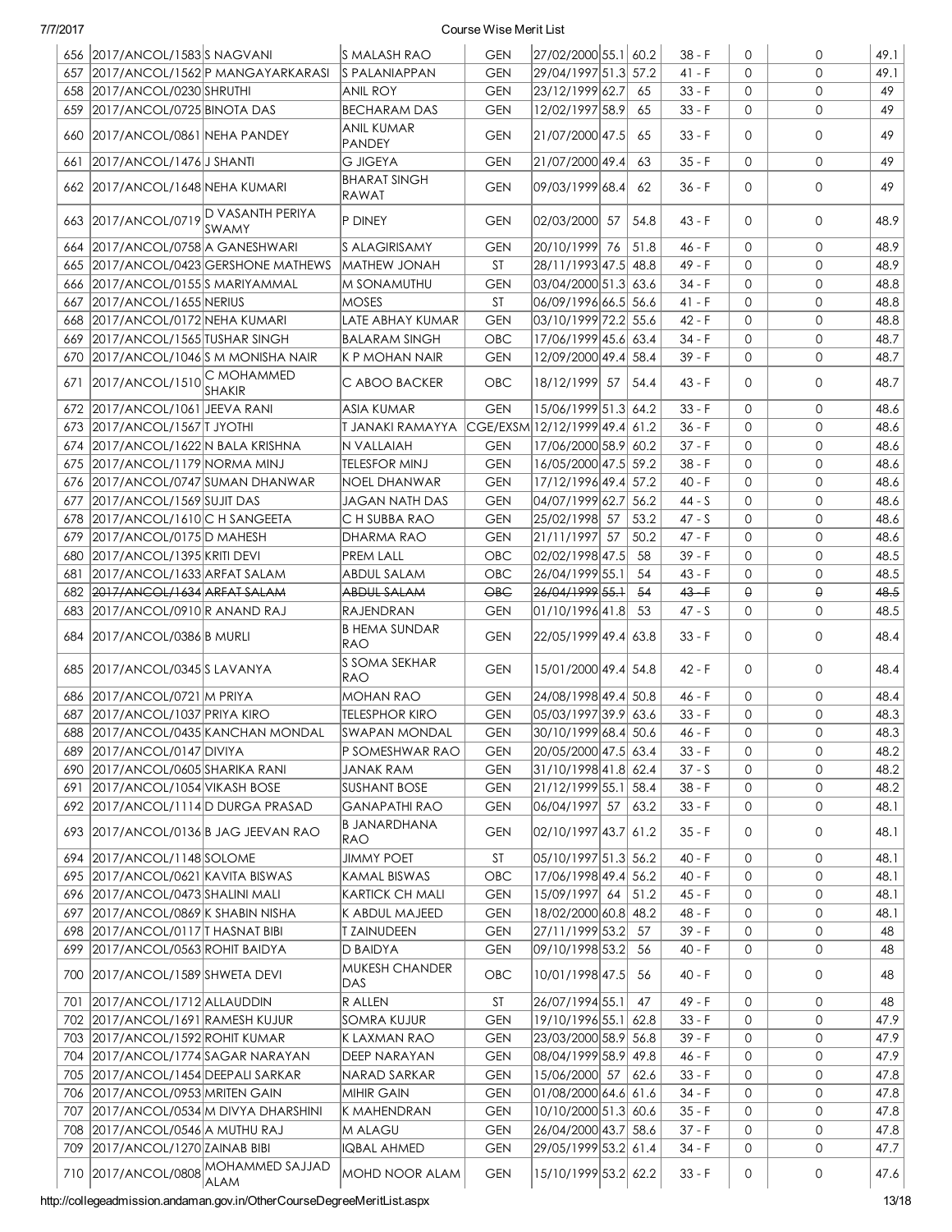| 656 | 2017/ANCOL/1583 | S NAGVANI | S MALASH RAO | GEN | 27/02/2000 | 55.1 | 60.2 | 38 - F | 0 | 0 | 49.1 |
|---|---|---|---|---|---|---|---|---|---|---|---|
| 657 | 2017/ANCOL/1562 | P MANGAYARKARASI | S PALANIAPPAN | GEN | 29/04/1997 | 51.3 | 57.2 | 41 - F | 0 | 0 | 49.1 |
| 658 | 2017/ANCOL/0230 | SHRUTHI | ANIL ROY | GEN | 23/12/1999 | 62.7 | 65 | 33 - F | 0 | 0 | 49 |
| 659 | 2017/ANCOL/0725 | BINOTA DAS | BECHARAM DAS | GEN | 12/02/1997 | 58.9 | 65 | 33 - F | 0 | 0 | 49 |
| 660 | 2017/ANCOL/0861 | NEHA PANDEY | ANIL KUMAR PANDEY | GEN | 21/07/2000 | 47.5 | 65 | 33 - F | 0 | 0 | 49 |
| 661 | 2017/ANCOL/1476 | J SHANTI | G JIGEYA | GEN | 21/07/2000 | 49.4 | 63 | 35 - F | 0 | 0 | 49 |
| 662 | 2017/ANCOL/1648 | NEHA KUMARI | BHARAT SINGH RAWAT | GEN | 09/03/1999 | 68.4 | 62 | 36 - F | 0 | 0 | 49 |
| 663 | 2017/ANCOL/0719 | D VASANTH PERIYA SWAMY | P DINEY | GEN | 02/03/2000 | 57 | 54.8 | 43 - F | 0 | 0 | 48.9 |
| 664 | 2017/ANCOL/0758 | A GANESHWARI | S ALAGIRISAMY | GEN | 20/10/1999 | 76 | 51.8 | 46 - F | 0 | 0 | 48.9 |
| 665 | 2017/ANCOL/0423 | GERSHONE MATHEWS | MATHEW JONAH | ST | 28/11/1993 | 47.5 | 48.8 | 49 - F | 0 | 0 | 48.9 |
| 666 | 2017/ANCOL/0155 | S MARIYAMMAL | M SONAMUTHU | GEN | 03/04/2000 | 51.3 | 63.6 | 34 - F | 0 | 0 | 48.8 |
| 667 | 2017/ANCOL/1655 | NERIUS | MOSES | ST | 06/09/1996 | 66.5 | 56.6 | 41 - F | 0 | 0 | 48.8 |
| 668 | 2017/ANCOL/0172 | NEHA KUMARI | LATE ABHAY KUMAR | GEN | 03/10/1999 | 72.2 | 55.6 | 42 - F | 0 | 0 | 48.8 |
| 669 | 2017/ANCOL/1565 | TUSHAR SINGH | BALARAM SINGH | OBC | 17/06/1999 | 45.6 | 63.4 | 34 - F | 0 | 0 | 48.7 |
| 670 | 2017/ANCOL/1046 | S M MONISHA NAIR | K P MOHAN NAIR | GEN | 12/09/2000 | 49.4 | 58.4 | 39 - F | 0 | 0 | 48.7 |
| 671 | 2017/ANCOL/1510 | C MOHAMMED SHAKIR | C ABOO BACKER | OBC | 18/12/1999 | 57 | 54.4 | 43 - F | 0 | 0 | 48.7 |
| 672 | 2017/ANCOL/1061 | JEEVA RANI | ASIA KUMAR | GEN | 15/06/1999 | 51.3 | 64.2 | 33 - F | 0 | 0 | 48.6 |
| 673 | 2017/ANCOL/1567 | T JYOTHI | T JANAKI RAMAYYA | CGE/EXSM | 12/12/1999 | 49.4 | 61.2 | 36 - F | 0 | 0 | 48.6 |
| 674 | 2017/ANCOL/1622 | N BALA KRISHNA | N VALLAIAH | GEN | 17/06/2000 | 58.9 | 60.2 | 37 - F | 0 | 0 | 48.6 |
| 675 | 2017/ANCOL/1179 | NORMA MINJ | TELESFOR MINJ | GEN | 16/05/2000 | 47.5 | 59.2 | 38 - F | 0 | 0 | 48.6 |
| 676 | 2017/ANCOL/0747 | SUMAN DHANWAR | NOEL DHANWAR | GEN | 17/12/1996 | 49.4 | 57.2 | 40 - F | 0 | 0 | 48.6 |
| 677 | 2017/ANCOL/1569 | SUJIT DAS | JAGAN NATH DAS | GEN | 04/07/1999 | 62.7 | 56.2 | 44 - S | 0 | 0 | 48.6 |
| 678 | 2017/ANCOL/1610 | C H SANGEETA | C H SUBBA RAO | GEN | 25/02/1998 | 57 | 53.2 | 47 - S | 0 | 0 | 48.6 |
| 679 | 2017/ANCOL/0175 | D MAHESH | DHARMA RAO | GEN | 21/11/1997 | 57 | 50.2 | 47 - F | 0 | 0 | 48.6 |
| 680 | 2017/ANCOL/1395 | KRITI DEVI | PREM LALL | OBC | 02/02/1998 | 47.5 | 58 | 39 - F | 0 | 0 | 48.5 |
| 681 | 2017/ANCOL/1633 | ARFAT SALAM | ABDUL SALAM | OBC | 26/04/1999 | 55.1 | 54 | 43 - F | 0 | 0 | 48.5 |
| 682 | ~~2017/ANCOL/1634~~ | ~~ARFAT SALAM~~ | ~~ABDUL SALAM~~ | ~~OBC~~ | ~~26/04/1999~~ | ~~55.1~~ | ~~54~~ | ~~43 - F~~ | ~~0~~ | ~~0~~ | ~~48.5~~ |
| 683 | 2017/ANCOL/0910 | R ANAND RAJ | RAJENDRAN | GEN | 01/10/1996 | 41.8 | 53 | 47 - S | 0 | 0 | 48.5 |
| 684 | 2017/ANCOL/0386 | B MURLI | B HEMA SUNDAR RAO | GEN | 22/05/1999 | 49.4 | 63.8 | 33 - F | 0 | 0 | 48.4 |
| 685 | 2017/ANCOL/0345 | S LAVANYA | S SOMA SEKHAR RAO | GEN | 15/01/2000 | 49.4 | 54.8 | 42 - F | 0 | 0 | 48.4 |
| 686 | 2017/ANCOL/0721 | M PRIYA | MOHAN RAO | GEN | 24/08/1998 | 49.4 | 50.8 | 46 - F | 0 | 0 | 48.4 |
| 687 | 2017/ANCOL/1037 | PRIYA KIRO | TELESPHOR KIRO | GEN | 05/03/1997 | 39.9 | 63.6 | 33 - F | 0 | 0 | 48.3 |
| 688 | 2017/ANCOL/0435 | KANCHAN MONDAL | SWAPAN MONDAL | GEN | 30/10/1999 | 68.4 | 50.6 | 46 - F | 0 | 0 | 48.3 |
| 689 | 2017/ANCOL/0147 | DIVIYA | P SOMESHWAR RAO | GEN | 20/05/2000 | 47.5 | 63.4 | 33 - F | 0 | 0 | 48.2 |
| 690 | 2017/ANCOL/0605 | SHARIKA RANI | JANAK RAM | GEN | 31/10/1998 | 41.8 | 62.4 | 37 - S | 0 | 0 | 48.2 |
| 691 | 2017/ANCOL/1054 | VIKASH BOSE | SUSHANT BOSE | GEN | 21/12/1999 | 55.1 | 58.4 | 38 - F | 0 | 0 | 48.2 |
| 692 | 2017/ANCOL/1114 | D DURGA PRASAD | GANAPATHI RAO | GEN | 06/04/1997 | 57 | 63.2 | 33 - F | 0 | 0 | 48.1 |
| 693 | 2017/ANCOL/0136 | B JAG JEEVAN RAO | B JANARDHANA RAO | GEN | 02/10/1997 | 43.7 | 61.2 | 35 - F | 0 | 0 | 48.1 |
| 694 | 2017/ANCOL/1148 | SOLOME | JIMMY POET | ST | 05/10/1997 | 51.3 | 56.2 | 40 - F | 0 | 0 | 48.1 |
| 695 | 2017/ANCOL/0621 | KAVITA BISWAS | KAMAL BISWAS | OBC | 17/06/1998 | 49.4 | 56.2 | 40 - F | 0 | 0 | 48.1 |
| 696 | 2017/ANCOL/0473 | SHALINI MALI | KARTICK CH MALI | GEN | 15/09/1997 | 64 | 51.2 | 45 - F | 0 | 0 | 48.1 |
| 697 | 2017/ANCOL/0869 | K SHABIN NISHA | K ABDUL MAJEED | GEN | 18/02/2000 | 60.8 | 48.2 | 48 - F | 0 | 0 | 48.1 |
| 698 | 2017/ANCOL/0117 | T HASNAT BIBI | T ZAINUDEEN | GEN | 27/11/1999 | 53.2 | 57 | 39 - F | 0 | 0 | 48 |
| 699 | 2017/ANCOL/0563 | ROHIT BAIDYA | D BAIDYA | GEN | 09/10/1998 | 53.2 | 56 | 40 - F | 0 | 0 | 48 |
| 700 | 2017/ANCOL/1589 | SHWETA DEVI | MUKESH CHANDER DAS | OBC | 10/01/1998 | 47.5 | 56 | 40 - F | 0 | 0 | 48 |
| 701 | 2017/ANCOL/1712 | ALLAUDDIN | R ALLEN | ST | 26/07/1994 | 55.1 | 47 | 49 - F | 0 | 0 | 48 |
| 702 | 2017/ANCOL/1691 | RAMESH KUJUR | SOMRA KUJUR | GEN | 19/10/1996 | 55.1 | 62.8 | 33 - F | 0 | 0 | 47.9 |
| 703 | 2017/ANCOL/1592 | ROHIT KUMAR | K LAXMAN RAO | GEN | 23/03/2000 | 58.9 | 56.8 | 39 - F | 0 | 0 | 47.9 |
| 704 | 2017/ANCOL/1774 | SAGAR NARAYAN | DEEP NARAYAN | GEN | 08/04/1999 | 58.9 | 49.8 | 46 - F | 0 | 0 | 47.9 |
| 705 | 2017/ANCOL/1454 | DEEPALI SARKAR | NARAD SARKAR | GEN | 15/06/2000 | 57 | 62.6 | 33 - F | 0 | 0 | 47.8 |
| 706 | 2017/ANCOL/0953 | MRITEN GAIN | MIHIR GAIN | GEN | 01/08/2000 | 64.6 | 61.6 | 34 - F | 0 | 0 | 47.8 |
| 707 | 2017/ANCOL/0534 | M DIVYA DHARSHINI | K MAHENDRAN | GEN | 10/10/2000 | 51.3 | 60.6 | 35 - F | 0 | 0 | 47.8 |
| 708 | 2017/ANCOL/0546 | A MUTHU RAJ | M ALAGU | GEN | 26/04/2000 | 43.7 | 58.6 | 37 - F | 0 | 0 | 47.8 |
| 709 | 2017/ANCOL/1270 | ZAINAB BIBI | IQBAL AHMED | GEN | 29/05/1999 | 53.2 | 61.4 | 34 - F | 0 | 0 | 47.7 |
| 710 | 2017/ANCOL/0808 | MOHAMMED SAJJAD ALAM | MOHD NOOR ALAM | GEN | 15/10/1999 | 53.2 | 62.2 | 33 - F | 0 | 0 | 47.6 |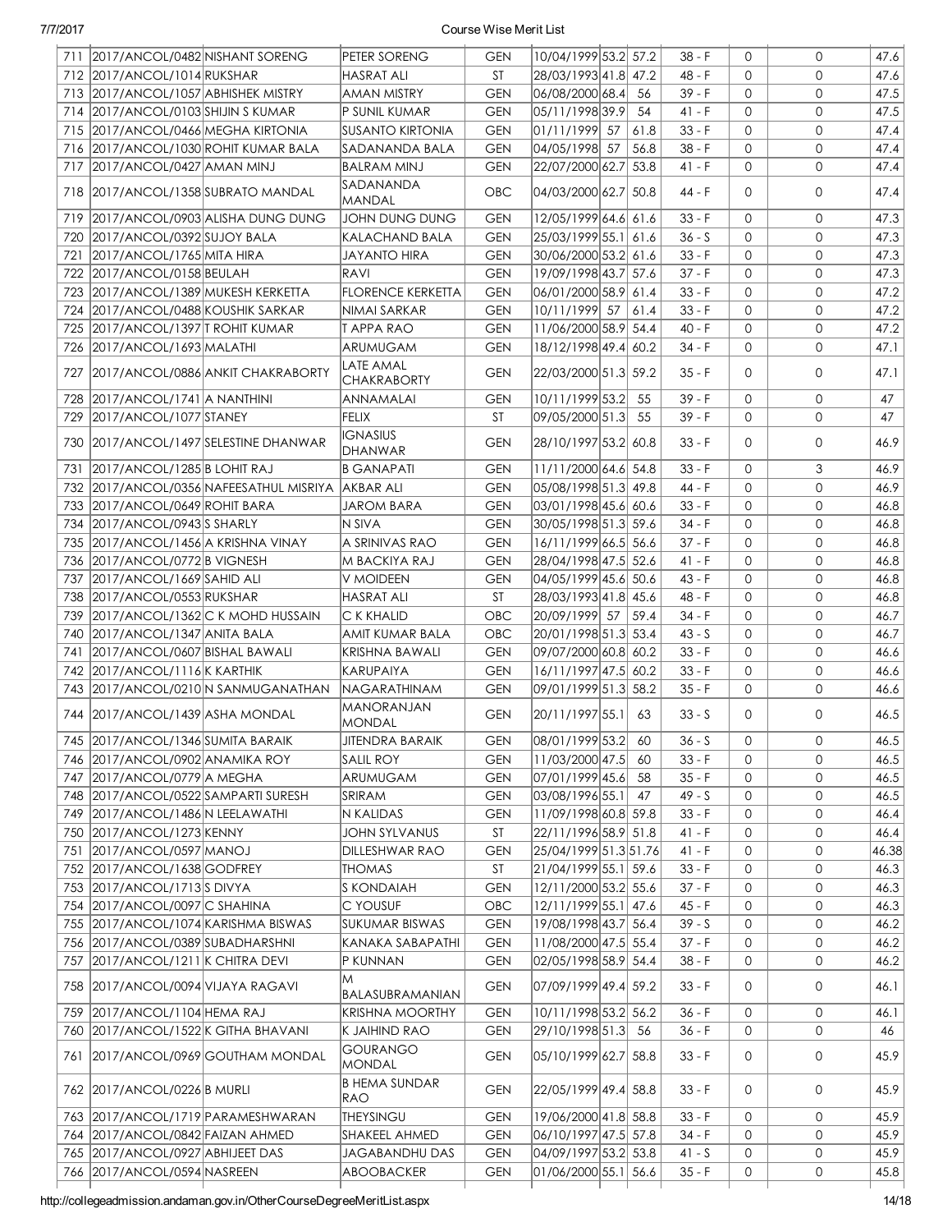| 711 | 2017/ANCOL/0482 | NISHANT SORENG | PETER SORENG | GEN | 10/04/1999 | 53.2 | 57.2 | 38 - F | 0 | 0 | 47.6 |
|---|---|---|---|---|---|---|---|---|---|---|---|
| 712 | 2017/ANCOL/1014 | RUKSHAR | HASRAT ALI | ST | 28/03/1993 | 41.8 | 47.2 | 48 - F | 0 | 0 | 47.6 |
| 713 | 2017/ANCOL/1057 | ABHISHEK MISTRY | AMAN MISTRY | GEN | 06/08/2000 | 68.4 | 56 | 39 - F | 0 | 0 | 47.5 |
| 714 | 2017/ANCOL/0103 | SHIJIN S KUMAR | P SUNIL KUMAR | GEN | 05/11/1998 | 39.9 | 54 | 41 - F | 0 | 0 | 47.5 |
| 715 | 2017/ANCOL/0466 | MEGHA KIRTONIA | SUSANTO KIRTONIA | GEN | 01/11/1999 | 57 | 61.8 | 33 - F | 0 | 0 | 47.4 |
| 716 | 2017/ANCOL/1030 | ROHIT KUMAR BALA | SADANANDA BALA | GEN | 04/05/1998 | 57 | 56.8 | 38 - F | 0 | 0 | 47.4 |
| 717 | 2017/ANCOL/0427 | AMAN MINJ | BALRAM MINJ | GEN | 22/07/2000 | 62.7 | 53.8 | 41 - F | 0 | 0 | 47.4 |
| 718 | 2017/ANCOL/1358 | SUBRATO MANDAL | SADANANDA MANDAL | OBC | 04/03/2000 | 62.7 | 50.8 | 44 - F | 0 | 0 | 47.4 |
| 719 | 2017/ANCOL/0903 | ALISHA DUNG DUNG | JOHN DUNG DUNG | GEN | 12/05/1999 | 64.6 | 61.6 | 33 - F | 0 | 0 | 47.3 |
| 720 | 2017/ANCOL/0392 | SUJOY BALA | KALACHAND BALA | GEN | 25/03/1999 | 55.1 | 61.6 | 36 - S | 0 | 0 | 47.3 |
| 721 | 2017/ANCOL/1765 | MITA HIRA | JAYANTO HIRA | GEN | 30/06/2000 | 53.2 | 61.6 | 33 - F | 0 | 0 | 47.3 |
| 722 | 2017/ANCOL/0158 | BEULAH | RAVI | GEN | 19/09/1998 | 43.7 | 57.6 | 37 - F | 0 | 0 | 47.3 |
| 723 | 2017/ANCOL/1389 | MUKESH KERKETTA | FLORENCE KERKETTA | GEN | 06/01/2000 | 58.9 | 61.4 | 33 - F | 0 | 0 | 47.2 |
| 724 | 2017/ANCOL/0488 | KOUSHIK SARKAR | NIMAI SARKAR | GEN | 10/11/1999 | 57 | 61.4 | 33 - F | 0 | 0 | 47.2 |
| 725 | 2017/ANCOL/1397 | T ROHIT KUMAR | T APPA RAO | GEN | 11/06/2000 | 58.9 | 54.4 | 40 - F | 0 | 0 | 47.2 |
| 726 | 2017/ANCOL/1693 | MALATHI | ARUMUGAM | GEN | 18/12/1998 | 49.4 | 60.2 | 34 - F | 0 | 0 | 47.1 |
| 727 | 2017/ANCOL/0886 | ANKIT CHAKRABORTY | LATE AMAL CHAKRABORTY | GEN | 22/03/2000 | 51.3 | 59.2 | 35 - F | 0 | 0 | 47.1 |
| 728 | 2017/ANCOL/1741 | A NANTHINI | ANNAMALAI | GEN | 10/11/1999 | 53.2 | 55 | 39 - F | 0 | 0 | 47 |
| 729 | 2017/ANCOL/1077 | STANEY | FELIX | ST | 09/05/2000 | 51.3 | 55 | 39 - F | 0 | 0 | 47 |
| 730 | 2017/ANCOL/1497 | SELESTINE DHANWAR | IGNASIUS DHANWAR | GEN | 28/10/1997 | 53.2 | 60.8 | 33 - F | 0 | 0 | 46.9 |
| 731 | 2017/ANCOL/1285 | B LOHIT RAJ | B GANAPATI | GEN | 11/11/2000 | 64.6 | 54.8 | 33 - F | 0 | 3 | 46.9 |
| 732 | 2017/ANCOL/0356 | NAFEESATHUL MISRIYA | AKBAR ALI | GEN | 05/08/1998 | 51.3 | 49.8 | 44 - F | 0 | 0 | 46.9 |
| 733 | 2017/ANCOL/0649 | ROHIT BARA | JAROM BARA | GEN | 03/01/1998 | 45.6 | 60.6 | 33 - F | 0 | 0 | 46.8 |
| 734 | 2017/ANCOL/0943 | S SHARLY | N SIVA | GEN | 30/05/1998 | 51.3 | 59.6 | 34 - F | 0 | 0 | 46.8 |
| 735 | 2017/ANCOL/1456 | A KRISHNA VINAY | A SRINIVAS RAO | GEN | 16/11/1999 | 66.5 | 56.6 | 37 - F | 0 | 0 | 46.8 |
| 736 | 2017/ANCOL/0772 | B VIGNESH | M BACKIYA RAJ | GEN | 28/04/1998 | 47.5 | 52.6 | 41 - F | 0 | 0 | 46.8 |
| 737 | 2017/ANCOL/1669 | SAHID ALI | V MOIDEEN | GEN | 04/05/1999 | 45.6 | 50.6 | 43 - F | 0 | 0 | 46.8 |
| 738 | 2017/ANCOL/0553 | RUKSHAR | HASRAT ALI | ST | 28/03/1993 | 41.8 | 45.6 | 48 - F | 0 | 0 | 46.8 |
| 739 | 2017/ANCOL/1362 | C K MOHD HUSSAIN | C K KHALID | OBC | 20/09/1999 | 57 | 59.4 | 34 - F | 0 | 0 | 46.7 |
| 740 | 2017/ANCOL/1347 | ANITA BALA | AMIT KUMAR BALA | OBC | 20/01/1998 | 51.3 | 53.4 | 43 - S | 0 | 0 | 46.7 |
| 741 | 2017/ANCOL/0607 | BISHAL BAWALI | KRISHNA BAWALI | GEN | 09/07/2000 | 60.8 | 60.2 | 33 - F | 0 | 0 | 46.6 |
| 742 | 2017/ANCOL/1116 | K KARTHIK | KARUPAIYA | GEN | 16/11/1997 | 47.5 | 60.2 | 33 - F | 0 | 0 | 46.6 |
| 743 | 2017/ANCOL/0210 | N SANMUGANATHAN | NAGARATHINAM | GEN | 09/01/1999 | 51.3 | 58.2 | 35 - F | 0 | 0 | 46.6 |
| 744 | 2017/ANCOL/1439 | ASHA MONDAL | MANORANJAN MONDAL | GEN | 20/11/1997 | 55.1 | 63 | 33 - S | 0 | 0 | 46.5 |
| 745 | 2017/ANCOL/1346 | SUMITA BARAIK | JITENDRA BARAIK | GEN | 08/01/1999 | 53.2 | 60 | 36 - S | 0 | 0 | 46.5 |
| 746 | 2017/ANCOL/0902 | ANAMIKA ROY | SALIL ROY | GEN | 11/03/2000 | 47.5 | 60 | 33 - F | 0 | 0 | 46.5 |
| 747 | 2017/ANCOL/0779 | A MEGHA | ARUMUGAM | GEN | 07/01/1999 | 45.6 | 58 | 35 - F | 0 | 0 | 46.5 |
| 748 | 2017/ANCOL/0522 | SAMPARTI SURESH | SRIRAM | GEN | 03/08/1996 | 55.1 | 47 | 49 - S | 0 | 0 | 46.5 |
| 749 | 2017/ANCOL/1486 | N LEELAWATHI | N KALIDAS | GEN | 11/09/1998 | 60.8 | 59.8 | 33 - F | 0 | 0 | 46.4 |
| 750 | 2017/ANCOL/1273 | KENNY | JOHN SYLVANUS | ST | 22/11/1996 | 58.9 | 51.8 | 41 - F | 0 | 0 | 46.4 |
| 751 | 2017/ANCOL/0597 | MANOJ | DILLESHWAR RAO | GEN | 25/04/1999 | 51.3 | 51.76 | 41 - F | 0 | 0 | 46.38 |
| 752 | 2017/ANCOL/1638 | GODFREY | THOMAS | ST | 21/04/1999 | 55.1 | 59.6 | 33 - F | 0 | 0 | 46.3 |
| 753 | 2017/ANCOL/1713 | S DIVYA | S KONDAIAH | GEN | 12/11/2000 | 53.2 | 55.6 | 37 - F | 0 | 0 | 46.3 |
| 754 | 2017/ANCOL/0097 | C SHAHINA | C YOUSUF | OBC | 12/11/1999 | 55.1 | 47.6 | 45 - F | 0 | 0 | 46.3 |
| 755 | 2017/ANCOL/1074 | KARISHMA BISWAS | SUKUMAR BISWAS | GEN | 19/08/1998 | 43.7 | 56.4 | 39 - S | 0 | 0 | 46.2 |
| 756 | 2017/ANCOL/0389 | SUBADHARSHNI | KANAKA SABAPATHI | GEN | 11/08/2000 | 47.5 | 55.4 | 37 - F | 0 | 0 | 46.2 |
| 757 | 2017/ANCOL/1211 | K CHITRA DEVI | P KUNNAN | GEN | 02/05/1998 | 58.9 | 54.4 | 38 - F | 0 | 0 | 46.2 |
| 758 | 2017/ANCOL/0094 | VIJAYA RAGAVI | M BALASUBRAMANIAN | GEN | 07/09/1999 | 49.4 | 59.2 | 33 - F | 0 | 0 | 46.1 |
| 759 | 2017/ANCOL/1104 | HEMA RAJ | KRISHNA MOORTHY | GEN | 10/11/1998 | 53.2 | 56.2 | 36 - F | 0 | 0 | 46.1 |
| 760 | 2017/ANCOL/1522 | K GITHA BHAVANI | K JAIHIND RAO | GEN | 29/10/1998 | 51.3 | 56 | 36 - F | 0 | 0 | 46 |
| 761 | 2017/ANCOL/0969 | GOUTHAM MONDAL | GOURANGO MONDAL | GEN | 05/10/1999 | 62.7 | 58.8 | 33 - F | 0 | 0 | 45.9 |
| 762 | 2017/ANCOL/0226 | B MURLI | B HEMA SUNDAR RAO | GEN | 22/05/1999 | 49.4 | 58.8 | 33 - F | 0 | 0 | 45.9 |
| 763 | 2017/ANCOL/1719 | PARAMESHWARAN | THEYSINGU | GEN | 19/06/2000 | 41.8 | 58.8 | 33 - F | 0 | 0 | 45.9 |
| 764 | 2017/ANCOL/0842 | FAIZAN AHMED | SHAKEEL AHMED | GEN | 06/10/1997 | 47.5 | 57.8 | 34 - F | 0 | 0 | 45.9 |
| 765 | 2017/ANCOL/0927 | ABHIJEET DAS | JAGABANDHU DAS | GEN | 04/09/1997 | 53.2 | 53.8 | 41 - S | 0 | 0 | 45.9 |
| 766 | 2017/ANCOL/0594 | NASREEN | ABOOBACKER | GEN | 01/06/2000 | 55.1 | 56.6 | 35 - F | 0 | 0 | 45.8 |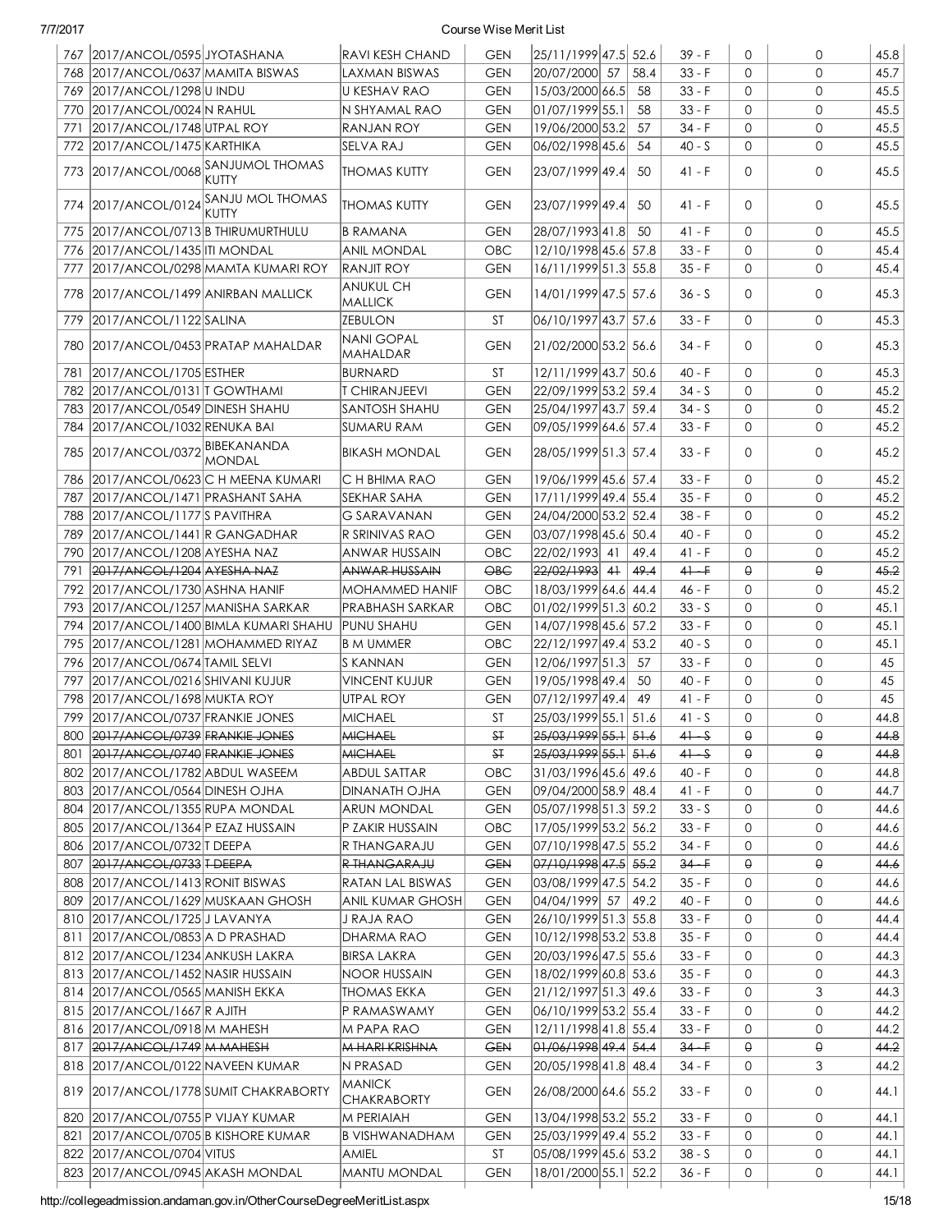| 767 | 2017/ANCOL/0595 | JYOTASHANA | RAVI KESH CHAND | GEN | 25/11/1999 | 47.5 | 52.6 | 39 - F | 0 | 0 | 45.8 |
|---|---|---|---|---|---|---|---|---|---|---|---|
| 768 | 2017/ANCOL/0637 | MAMITA BISWAS | LAXMAN BISWAS | GEN | 20/07/2000 | 57 | 58.4 | 33 - F | 0 | 0 | 45.7 |
| 769 | 2017/ANCOL/1298 | U INDU | U KESHAV RAO | GEN | 15/03/2000 | 66.5 | 58 | 33 - F | 0 | 0 | 45.5 |
| 770 | 2017/ANCOL/0024 | N RAHUL | N SHYAMAL RAO | GEN | 01/07/1999 | 55.1 | 58 | 33 - F | 0 | 0 | 45.5 |
| 771 | 2017/ANCOL/1748 | UTPAL ROY | RANJAN ROY | GEN | 19/06/2000 | 53.2 | 57 | 34 - F | 0 | 0 | 45.5 |
| 772 | 2017/ANCOL/1475 | KARTHIKA | SELVA RAJ | GEN | 06/02/1998 | 45.6 | 54 | 40 - S | 0 | 0 | 45.5 |
| 773 | 2017/ANCOL/0068 | SANJUMOL THOMAS KUTTY | THOMAS KUTTY | GEN | 23/07/1999 | 49.4 | 50 | 41 - F | 0 | 0 | 45.5 |
| 774 | 2017/ANCOL/0124 | SANJU MOL THOMAS KUTTY | THOMAS KUTTY | GEN | 23/07/1999 | 49.4 | 50 | 41 - F | 0 | 0 | 45.5 |
| 775 | 2017/ANCOL/0713 | B THIRUMURTHULU | B RAMANA | GEN | 28/07/1993 | 41.8 | 50 | 41 - F | 0 | 0 | 45.5 |
| 776 | 2017/ANCOL/1435 | ITI MONDAL | ANIL MONDAL | OBC | 12/10/1998 | 45.6 | 57.8 | 33 - F | 0 | 0 | 45.4 |
| 777 | 2017/ANCOL/0298 | MAMTA KUMARI ROY | RANJIT ROY | GEN | 16/11/1999 | 51.3 | 55.8 | 35 - F | 0 | 0 | 45.4 |
| 778 | 2017/ANCOL/1499 | ANIRBAN MALLICK | ANUKUL CH MALLICK | GEN | 14/01/1999 | 47.5 | 57.6 | 36 - S | 0 | 0 | 45.3 |
| 779 | 2017/ANCOL/1122 | SALINA | ZEBULON | ST | 06/10/1997 | 43.7 | 57.6 | 33 - F | 0 | 0 | 45.3 |
| 780 | 2017/ANCOL/0453 | PRATAP MAHALDAR | NANI GOPAL MAHALDAR | GEN | 21/02/2000 | 53.2 | 56.6 | 34 - F | 0 | 0 | 45.3 |
| 781 | 2017/ANCOL/1705 | ESTHER | BURNARD | ST | 12/11/1999 | 43.7 | 50.6 | 40 - F | 0 | 0 | 45.3 |
| 782 | 2017/ANCOL/0131 | T GOWTHAMI | T CHIRANJEEVI | GEN | 22/09/1999 | 53.2 | 59.4 | 34 - S | 0 | 0 | 45.2 |
| 783 | 2017/ANCOL/0549 | DINESH SHAHU | SANTOSH SHAHU | GEN | 25/04/1997 | 43.7 | 59.4 | 34 - S | 0 | 0 | 45.2 |
| 784 | 2017/ANCOL/1032 | RENUKA BAI | SUMARU RAM | GEN | 09/05/1999 | 64.6 | 57.4 | 33 - F | 0 | 0 | 45.2 |
| 785 | 2017/ANCOL/0372 | BIBEKANANDA MONDAL | BIKASH MONDAL | GEN | 28/05/1999 | 51.3 | 57.4 | 33 - F | 0 | 0 | 45.2 |
| 786 | 2017/ANCOL/0623 | C H MEENA KUMARI | C H BHIMA RAO | GEN | 19/06/1999 | 45.6 | 57.4 | 33 - F | 0 | 0 | 45.2 |
| 787 | 2017/ANCOL/1471 | PRASHANT SAHA | SEKHAR SAHA | GEN | 17/11/1999 | 49.4 | 55.4 | 35 - F | 0 | 0 | 45.2 |
| 788 | 2017/ANCOL/1177 | S PAVITHRA | G SARAVANAN | GEN | 24/04/2000 | 53.2 | 52.4 | 38 - F | 0 | 0 | 45.2 |
| 789 | 2017/ANCOL/1441 | R GANGADHAR | R SRINIVAS RAO | GEN | 03/07/1998 | 45.6 | 50.4 | 40 - F | 0 | 0 | 45.2 |
| 790 | 2017/ANCOL/1208 | AYESHA NAZ | ANWAR HUSSAIN | OBC | 22/02/1993 | 41 | 49.4 | 41 - F | 0 | 0 | 45.2 |
| 791 | ~~2017/ANCOL/1204~~ | ~~AYESHA NAZ~~ | ~~ANWAR HUSSAIN~~ | ~~OBC~~ | ~~22/02/1993~~ | ~~41~~ | ~~49.4~~ | ~~41 - F~~ | ~~0~~ | ~~0~~ | ~~45.2~~ |
| 792 | 2017/ANCOL/1730 | ASHNA HANIF | MOHAMMED HANIF | OBC | 18/03/1999 | 64.6 | 44.4 | 46 - F | 0 | 0 | 45.2 |
| 793 | 2017/ANCOL/1257 | MANISHA SARKAR | PRABHASH SARKAR | OBC | 01/02/1999 | 51.3 | 60.2 | 33 - S | 0 | 0 | 45.1 |
| 794 | 2017/ANCOL/1400 | BIMLA KUMARI SHAHU | PUNU SHAHU | GEN | 14/07/1998 | 45.6 | 57.2 | 33 - F | 0 | 0 | 45.1 |
| 795 | 2017/ANCOL/1281 | MOHAMMED RIYAZ | B M UMMER | OBC | 22/12/1997 | 49.4 | 53.2 | 40 - S | 0 | 0 | 45.1 |
| 796 | 2017/ANCOL/0674 | TAMIL SELVI | S KANNAN | GEN | 12/06/1997 | 51.3 | 57 | 33 - F | 0 | 0 | 45 |
| 797 | 2017/ANCOL/0216 | SHIVANI KUJUR | VINCENT KUJUR | GEN | 19/05/1998 | 49.4 | 50 | 40 - F | 0 | 0 | 45 |
| 798 | 2017/ANCOL/1698 | MUKTA ROY | UTPAL ROY | GEN | 07/12/1997 | 49.4 | 49 | 41 - F | 0 | 0 | 45 |
| 799 | 2017/ANCOL/0737 | FRANKIE JONES | MICHAEL | ST | 25/03/1999 | 55.1 | 51.6 | 41 - S | 0 | 0 | 44.8 |
| 800 | ~~2017/ANCOL/0739~~ | ~~FRANKIE JONES~~ | ~~MICHAEL~~ | ~~ST~~ | ~~25/03/1999~~ | ~~55.1~~ | ~~51.6~~ | ~~41 - S~~ | ~~0~~ | ~~0~~ | ~~44.8~~ |
| 801 | ~~2017/ANCOL/0740~~ | ~~FRANKIE JONES~~ | ~~MICHAEL~~ | ~~ST~~ | ~~25/03/1999~~ | ~~55.1~~ | ~~51.6~~ | ~~41 - S~~ | ~~0~~ | ~~0~~ | ~~44.8~~ |
| 802 | 2017/ANCOL/1782 | ABDUL WASEEM | ABDUL SATTAR | OBC | 31/03/1996 | 45.6 | 49.6 | 40 - F | 0 | 0 | 44.8 |
| 803 | 2017/ANCOL/0564 | DINESH OJHA | DINANATH OJHA | GEN | 09/04/2000 | 58.9 | 48.4 | 41 - F | 0 | 0 | 44.7 |
| 804 | 2017/ANCOL/1355 | RUPA MONDAL | ARUN MONDAL | GEN | 05/07/1998 | 51.3 | 59.2 | 33 - S | 0 | 0 | 44.6 |
| 805 | 2017/ANCOL/1364 | P EZAZ HUSSAIN | P ZAKIR HUSSAIN | OBC | 17/05/1999 | 53.2 | 56.2 | 33 - F | 0 | 0 | 44.6 |
| 806 | 2017/ANCOL/0732 | T DEEPA | R THANGARAJU | GEN | 07/10/1998 | 47.5 | 55.2 | 34 - F | 0 | 0 | 44.6 |
| 807 | ~~2017/ANCOL/0733~~ | ~~T DEEPA~~ | ~~R THANGARAJU~~ | ~~GEN~~ | ~~07/10/1998~~ | ~~47.5~~ | ~~55.2~~ | ~~34 - F~~ | ~~0~~ | ~~0~~ | ~~44.6~~ |
| 808 | 2017/ANCOL/1413 | RONIT BISWAS | RATAN LAL BISWAS | GEN | 03/08/1999 | 47.5 | 54.2 | 35 - F | 0 | 0 | 44.6 |
| 809 | 2017/ANCOL/1629 | MUSKAAN GHOSH | ANIL KUMAR GHOSH | GEN | 04/04/1999 | 57 | 49.2 | 40 - F | 0 | 0 | 44.6 |
| 810 | 2017/ANCOL/1725 | J LAVANYA | J RAJA RAO | GEN | 26/10/1999 | 51.3 | 55.8 | 33 - F | 0 | 0 | 44.4 |
| 811 | 2017/ANCOL/0853 | A D PRASHAD | DHARMA RAO | GEN | 10/12/1998 | 53.2 | 53.8 | 35 - F | 0 | 0 | 44.4 |
| 812 | 2017/ANCOL/1234 | ANKUSH LAKRA | BIRSA LAKRA | GEN | 20/03/1996 | 47.5 | 55.6 | 33 - F | 0 | 0 | 44.3 |
| 813 | 2017/ANCOL/1452 | NASIR HUSSAIN | NOOR HUSSAIN | GEN | 18/02/1999 | 60.8 | 53.6 | 35 - F | 0 | 0 | 44.3 |
| 814 | 2017/ANCOL/0565 | MANISH EKKA | THOMAS EKKA | GEN | 21/12/1997 | 51.3 | 49.6 | 33 - F | 0 | 3 | 44.3 |
| 815 | 2017/ANCOL/1667 | R AJITH | P RAMASWAMY | GEN | 06/10/1999 | 53.2 | 55.4 | 33 - F | 0 | 0 | 44.2 |
| 816 | 2017/ANCOL/0918 | M MAHESH | M PAPA RAO | GEN | 12/11/1998 | 41.8 | 55.4 | 33 - F | 0 | 0 | 44.2 |
| 817 | ~~2017/ANCOL/1749~~ | ~~M MAHESH~~ | ~~M HARI KRISHNA~~ | ~~GEN~~ | ~~01/06/1998~~ | ~~49.4~~ | ~~54.4~~ | ~~34 - F~~ | ~~0~~ | ~~0~~ | ~~44.2~~ |
| 818 | 2017/ANCOL/0122 | NAVEEN KUMAR | N PRASAD | GEN | 20/05/1998 | 41.8 | 48.4 | 34 - F | 0 | 3 | 44.2 |
| 819 | 2017/ANCOL/1778 | SUMIT CHAKRABORTY | MANICK CHAKRABORTY | GEN | 26/08/2000 | 64.6 | 55.2 | 33 - F | 0 | 0 | 44.1 |
| 820 | 2017/ANCOL/0755 | P VIJAY KUMAR | M PERIAIAH | GEN | 13/04/1998 | 53.2 | 55.2 | 33 - F | 0 | 0 | 44.1 |
| 821 | 2017/ANCOL/0705 | B KISHORE KUMAR | B VISHWANADHAM | GEN | 25/03/1999 | 49.4 | 55.2 | 33 - F | 0 | 0 | 44.1 |
| 822 | 2017/ANCOL/0704 | VITUS | AMIEL | ST | 05/08/1999 | 45.6 | 53.2 | 38 - S | 0 | 0 | 44.1 |
| 823 | 2017/ANCOL/0945 | AKASH MONDAL | MANTU MONDAL | GEN | 18/01/2000 | 55.1 | 52.2 | 36 - F | 0 | 0 | 44.1 |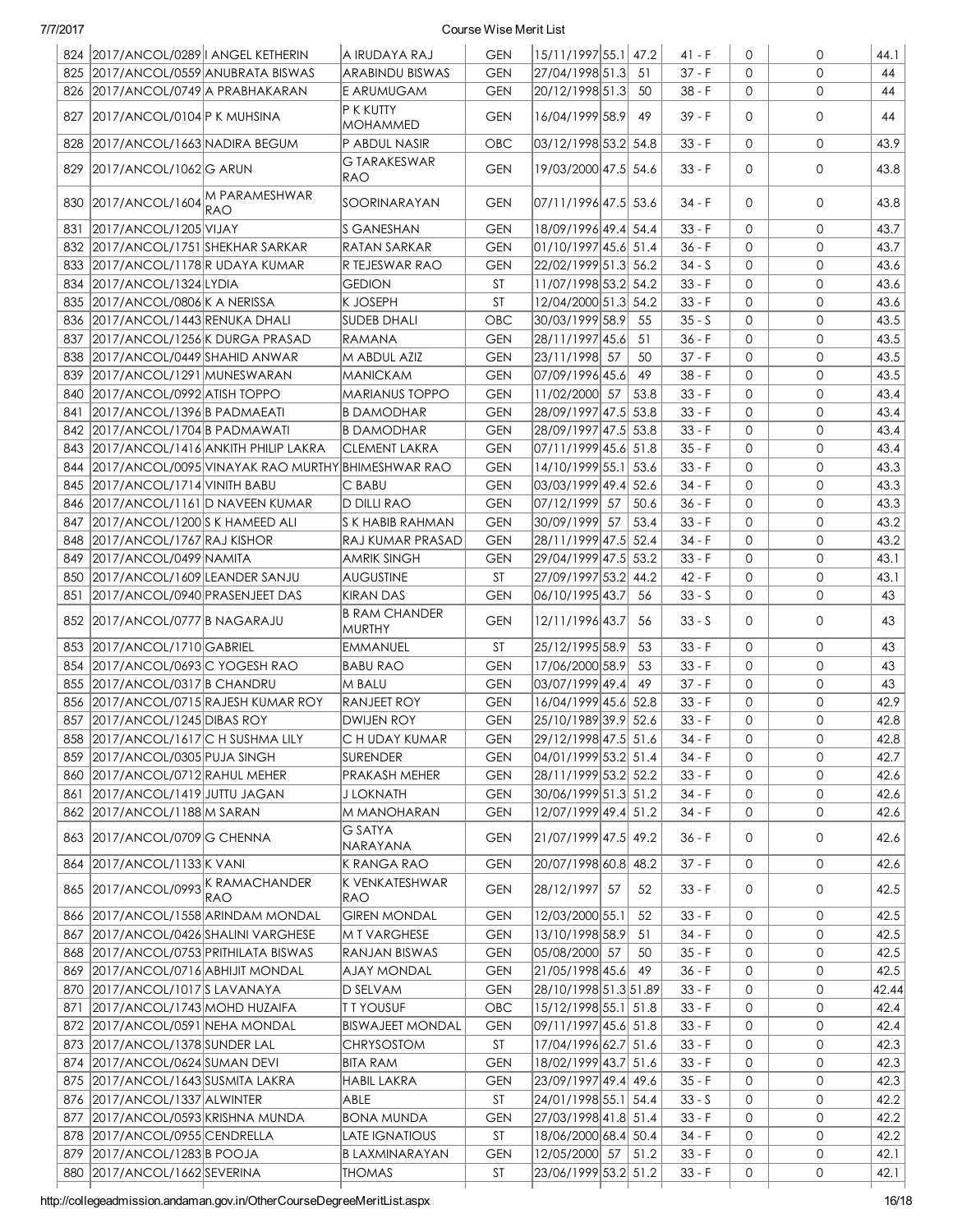| 824 | 2017/ANCOL/0289 | I ANGEL KETHERIN | A IRUDAYA RAJ | GEN | 15/11/1997 | 55.1 | 47.2 | 41 - F | 0 | 0 | 44.1 |
|---|---|---|---|---|---|---|---|---|---|---|---|
| 825 | 2017/ANCOL/0559 | ANUBRATA BISWAS | ARABINDU BISWAS | GEN | 27/04/1998 | 51.3 | 51 | 37 - F | 0 | 0 | 44 |
| 826 | 2017/ANCOL/0749 | A PRABHAKARAN | E ARUMUGAM | GEN | 20/12/1998 | 51.3 | 50 | 38 - F | 0 | 0 | 44 |
| 827 | 2017/ANCOL/0104 | P K MUHSINA | P K KUTTY MOHAMMED | GEN | 16/04/1999 | 58.9 | 49 | 39 - F | 0 | 0 | 44 |
| 828 | 2017/ANCOL/1663 | NADIRA BEGUM | P ABDUL NASIR | OBC | 03/12/1998 | 53.2 | 54.8 | 33 - F | 0 | 0 | 43.9 |
| 829 | 2017/ANCOL/1062 | G ARUN | G TARAKESWAR RAO | GEN | 19/03/2000 | 47.5 | 54.6 | 33 - F | 0 | 0 | 43.8 |
| 830 | 2017/ANCOL/1604 | M PARAMESHWAR RAO | SOORINARAYAN | GEN | 07/11/1996 | 47.5 | 53.6 | 34 - F | 0 | 0 | 43.8 |
| 831 | 2017/ANCOL/1205 | VIJAY | S GANESHAN | GEN | 18/09/1996 | 49.4 | 54.4 | 33 - F | 0 | 0 | 43.7 |
| 832 | 2017/ANCOL/1751 | SHEKHAR SARKAR | RATAN SARKAR | GEN | 01/10/1997 | 45.6 | 51.4 | 36 - F | 0 | 0 | 43.7 |
| 833 | 2017/ANCOL/1178 | R UDAYA KUMAR | R TEJESWAR RAO | GEN | 22/02/1999 | 51.3 | 56.2 | 34 - S | 0 | 0 | 43.6 |
| 834 | 2017/ANCOL/1324 | LYDIA | GEDION | ST | 11/07/1998 | 53.2 | 54.2 | 33 - F | 0 | 0 | 43.6 |
| 835 | 2017/ANCOL/0806 | K A NERISSA | K JOSEPH | ST | 12/04/2000 | 51.3 | 54.2 | 33 - F | 0 | 0 | 43.6 |
| 836 | 2017/ANCOL/1443 | RENUKA DHALI | SUDEB DHALI | OBC | 30/03/1999 | 58.9 | 55 | 35 - S | 0 | 0 | 43.5 |
| 837 | 2017/ANCOL/1256 | K DURGA PRASAD | RAMANA | GEN | 28/11/1997 | 45.6 | 51 | 36 - F | 0 | 0 | 43.5 |
| 838 | 2017/ANCOL/0449 | SHAHID ANWAR | M ABDUL AZIZ | GEN | 23/11/1998 | 57 | 50 | 37 - F | 0 | 0 | 43.5 |
| 839 | 2017/ANCOL/1291 | MUNESWARAN | MANICKAM | GEN | 07/09/1996 | 45.6 | 49 | 38 - F | 0 | 0 | 43.5 |
| 840 | 2017/ANCOL/0992 | ATISH TOPPO | MARIANUS TOPPO | GEN | 11/02/2000 | 57 | 53.8 | 33 - F | 0 | 0 | 43.4 |
| 841 | 2017/ANCOL/1396 | B PADMAEATI | B DAMODHAR | GEN | 28/09/1997 | 47.5 | 53.8 | 33 - F | 0 | 0 | 43.4 |
| 842 | 2017/ANCOL/1704 | B PADMAWATI | B DAMODHAR | GEN | 28/09/1997 | 47.5 | 53.8 | 33 - F | 0 | 0 | 43.4 |
| 843 | 2017/ANCOL/1416 | ANKITH PHILIP LAKRA | CLEMENT LAKRA | GEN | 07/11/1999 | 45.6 | 51.8 | 35 - F | 0 | 0 | 43.4 |
| 844 | 2017/ANCOL/0095 | VINAYAK RAO MURTHY | BHIMESHWAR RAO | GEN | 14/10/1999 | 55.1 | 53.6 | 33 - F | 0 | 0 | 43.3 |
| 845 | 2017/ANCOL/1714 | VINITH BABU | C BABU | GEN | 03/03/1999 | 49.4 | 52.6 | 34 - F | 0 | 0 | 43.3 |
| 846 | 2017/ANCOL/1161 | D NAVEEN KUMAR | D DILLI RAO | GEN | 07/12/1999 | 57 | 50.6 | 36 - F | 0 | 0 | 43.3 |
| 847 | 2017/ANCOL/1200 | S K HAMEED ALI | S K HABIB RAHMAN | GEN | 30/09/1999 | 57 | 53.4 | 33 - F | 0 | 0 | 43.2 |
| 848 | 2017/ANCOL/1767 | RAJ KISHOR | RAJ KUMAR PRASAD | GEN | 28/11/1999 | 47.5 | 52.4 | 34 - F | 0 | 0 | 43.2 |
| 849 | 2017/ANCOL/0499 | NAMITA | AMRIK SINGH | GEN | 29/04/1999 | 47.5 | 53.2 | 33 - F | 0 | 0 | 43.1 |
| 850 | 2017/ANCOL/1609 | LEANDER SANJU | AUGUSTINE | ST | 27/09/1997 | 53.2 | 44.2 | 42 - F | 0 | 0 | 43.1 |
| 851 | 2017/ANCOL/0940 | PRASENJEET DAS | KIRAN DAS | GEN | 06/10/1995 | 43.7 | 56 | 33 - S | 0 | 0 | 43 |
| 852 | 2017/ANCOL/0777 | B NAGARAJU | B RAM CHANDER MURTHY | GEN | 12/11/1996 | 43.7 | 56 | 33 - S | 0 | 0 | 43 |
| 853 | 2017/ANCOL/1710 | GABRIEL | EMMANUEL | ST | 25/12/1995 | 58.9 | 53 | 33 - F | 0 | 0 | 43 |
| 854 | 2017/ANCOL/0693 | C YOGESH RAO | BABU RAO | GEN | 17/06/2000 | 58.9 | 53 | 33 - F | 0 | 0 | 43 |
| 855 | 2017/ANCOL/0317 | B CHANDRU | M BALU | GEN | 03/07/1999 | 49.4 | 49 | 37 - F | 0 | 0 | 43 |
| 856 | 2017/ANCOL/0715 | RAJESH KUMAR ROY | RANJEET ROY | GEN | 16/04/1999 | 45.6 | 52.8 | 33 - F | 0 | 0 | 42.9 |
| 857 | 2017/ANCOL/1245 | DIBAS ROY | DWIJEN ROY | GEN | 25/10/1989 | 39.9 | 52.6 | 33 - F | 0 | 0 | 42.8 |
| 858 | 2017/ANCOL/1617 | C H SUSHMA LILY | C H UDAY KUMAR | GEN | 29/12/1998 | 47.5 | 51.6 | 34 - F | 0 | 0 | 42.8 |
| 859 | 2017/ANCOL/0305 | PUJA SINGH | SURENDER | GEN | 04/01/1999 | 53.2 | 51.4 | 34 - F | 0 | 0 | 42.7 |
| 860 | 2017/ANCOL/0712 | RAHUL MEHER | PRAKASH MEHER | GEN | 28/11/1999 | 53.2 | 52.2 | 33 - F | 0 | 0 | 42.6 |
| 861 | 2017/ANCOL/1419 | JUTTU JAGAN | J LOKNATH | GEN | 30/06/1999 | 51.3 | 51.2 | 34 - F | 0 | 0 | 42.6 |
| 862 | 2017/ANCOL/1188 | M SARAN | M MANOHARAN | GEN | 12/07/1999 | 49.4 | 51.2 | 34 - F | 0 | 0 | 42.6 |
| 863 | 2017/ANCOL/0709 | G CHENNA | G SATYA NARAYANA | GEN | 21/07/1999 | 47.5 | 49.2 | 36 - F | 0 | 0 | 42.6 |
| 864 | 2017/ANCOL/1133 | K VANI | K RANGA RAO | GEN | 20/07/1998 | 60.8 | 48.2 | 37 - F | 0 | 0 | 42.6 |
| 865 | 2017/ANCOL/0993 | K RAMACHANDER RAO | K VENKATESHWAR RAO | GEN | 28/12/1997 | 57 | 52 | 33 - F | 0 | 0 | 42.5 |
| 866 | 2017/ANCOL/1558 | ARINDAM MONDAL | GIREN MONDAL | GEN | 12/03/2000 | 55.1 | 52 | 33 - F | 0 | 0 | 42.5 |
| 867 | 2017/ANCOL/0426 | SHALINI VARGHESE | M T VARGHESE | GEN | 13/10/1998 | 58.9 | 51 | 34 - F | 0 | 0 | 42.5 |
| 868 | 2017/ANCOL/0753 | PRITHILATA BISWAS | RANJAN BISWAS | GEN | 05/08/2000 | 57 | 50 | 35 - F | 0 | 0 | 42.5 |
| 869 | 2017/ANCOL/0716 | ABHIJIT MONDAL | AJAY MONDAL | GEN | 21/05/1998 | 45.6 | 49 | 36 - F | 0 | 0 | 42.5 |
| 870 | 2017/ANCOL/1017 | S LAVANAYA | D SELVAM | GEN | 28/10/1998 | 51.3 | 51.89 | 33 - F | 0 | 0 | 42.44 |
| 871 | 2017/ANCOL/1743 | MOHD HUZAIFA | T T YOUSUF | OBC | 15/12/1998 | 55.1 | 51.8 | 33 - F | 0 | 0 | 42.4 |
| 872 | 2017/ANCOL/0591 | NEHA MONDAL | BISWAJEET MONDAL | GEN | 09/11/1997 | 45.6 | 51.8 | 33 - F | 0 | 0 | 42.4 |
| 873 | 2017/ANCOL/1378 | SUNDER LAL | CHRYSOSTOM | ST | 17/04/1996 | 62.7 | 51.6 | 33 - F | 0 | 0 | 42.3 |
| 874 | 2017/ANCOL/0624 | SUMAN DEVI | BITA RAM | GEN | 18/02/1999 | 43.7 | 51.6 | 33 - F | 0 | 0 | 42.3 |
| 875 | 2017/ANCOL/1643 | SUSMITA LAKRA | HABIL LAKRA | GEN | 23/09/1997 | 49.4 | 49.6 | 35 - F | 0 | 0 | 42.3 |
| 876 | 2017/ANCOL/1337 | ALWINTER | ABLE | ST | 24/01/1998 | 55.1 | 54.4 | 33 - S | 0 | 0 | 42.2 |
| 877 | 2017/ANCOL/0593 | KRISHNA MUNDA | BONA MUNDA | GEN | 27/03/1998 | 41.8 | 51.4 | 33 - F | 0 | 0 | 42.2 |
| 878 | 2017/ANCOL/0955 | CENDRELLA | LATE IGNATIOUS | ST | 18/06/2000 | 68.4 | 50.4 | 34 - F | 0 | 0 | 42.2 |
| 879 | 2017/ANCOL/1283 | B POOJA | B LAXMINARAYAN | GEN | 12/05/2000 | 57 | 51.2 | 33 - F | 0 | 0 | 42.1 |
| 880 | 2017/ANCOL/1662 | SEVERINA | THOMAS | ST | 23/06/1999 | 53.2 | 51.2 | 33 - F | 0 | 0 | 42.1 |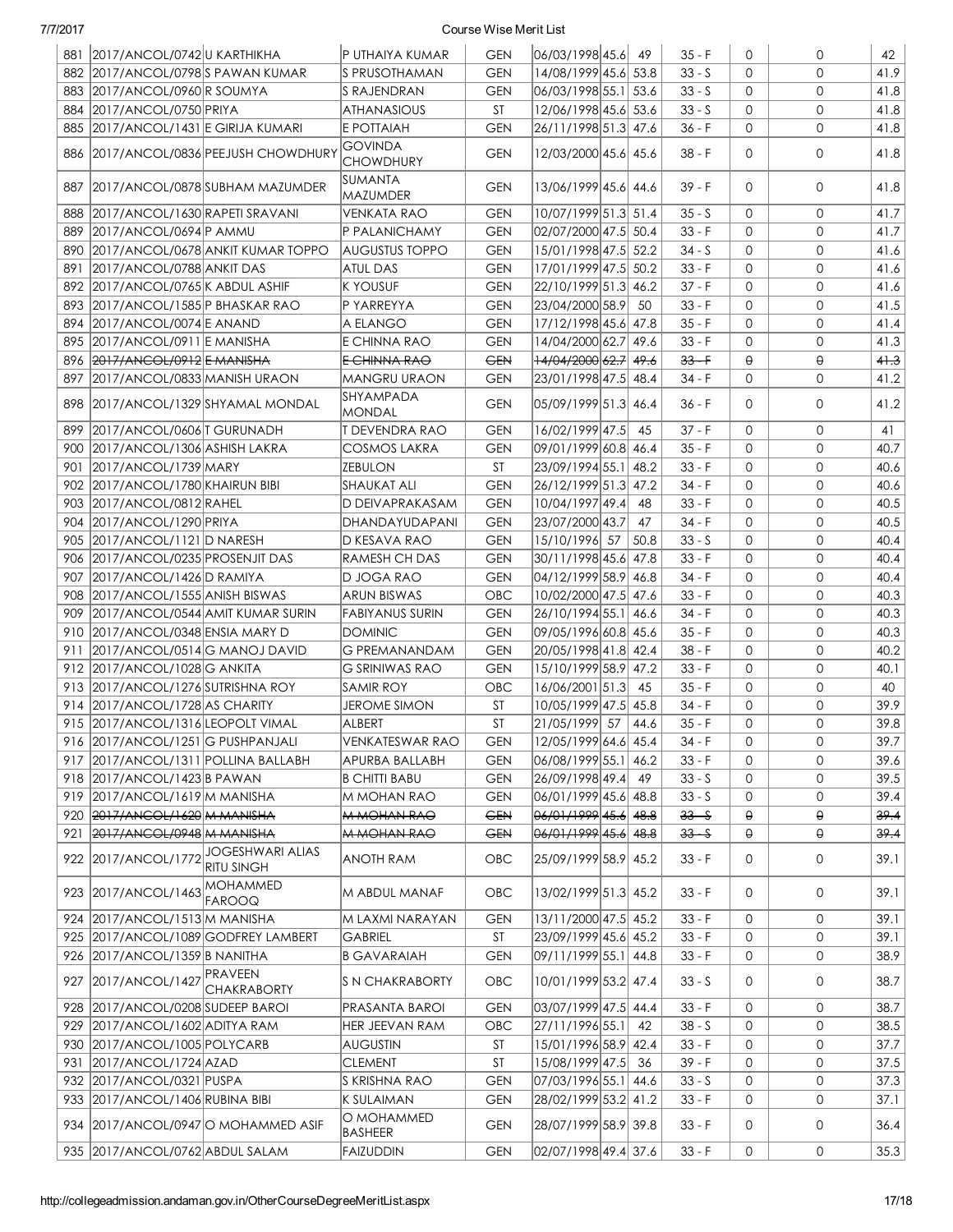| 881 | 2017/ANCOL/0742 | U KARTHIKHA | P UTHAIYA KUMAR | GEN | 06/03/1998 | 45.6 | 49 | 35 - F | 0 | 0 | 42 |
|---|---|---|---|---|---|---|---|---|---|---|---|
| 882 | 2017/ANCOL/0798 | S PAWAN KUMAR | S PRUSOTHAMAN | GEN | 14/08/1999 | 45.6 | 53.8 | 33 - S | 0 | 0 | 41.9 |
| 883 | 2017/ANCOL/0960 | R SOUMYA | S RAJENDRAN | GEN | 06/03/1998 | 55.1 | 53.6 | 33 - S | 0 | 0 | 41.8 |
| 884 | 2017/ANCOL/0750 | PRIYA | ATHANASIOUS | ST | 12/06/1998 | 45.6 | 53.6 | 33 - S | 0 | 0 | 41.8 |
| 885 | 2017/ANCOL/1431 | E GIRIJA KUMARI | E POTTAIAH | GEN | 26/11/1998 | 51.3 | 47.6 | 36 - F | 0 | 0 | 41.8 |
| 886 | 2017/ANCOL/0836 | PEEJUSH CHOWDHURY | GOVINDA CHOWDHURY | GEN | 12/03/2000 | 45.6 | 45.6 | 38 - F | 0 | 0 | 41.8 |
| 887 | 2017/ANCOL/0878 | SUBHAM MAZUMDER | SUMANTA MAZUMDER | GEN | 13/06/1999 | 45.6 | 44.6 | 39 - F | 0 | 0 | 41.8 |
| 888 | 2017/ANCOL/1630 | RAPETI SRAVANI | VENKATA RAO | GEN | 10/07/1999 | 51.3 | 51.4 | 35 - S | 0 | 0 | 41.7 |
| 889 | 2017/ANCOL/0694 | P AMMU | P PALANICHAMY | GEN | 02/07/2000 | 47.5 | 50.4 | 33 - F | 0 | 0 | 41.7 |
| 890 | 2017/ANCOL/0678 | ANKIT KUMAR TOPPO | AUGUSTUS TOPPO | GEN | 15/01/1998 | 47.5 | 52.2 | 34 - S | 0 | 0 | 41.6 |
| 891 | 2017/ANCOL/0788 | ANKIT DAS | ATUL DAS | GEN | 17/01/1999 | 47.5 | 50.2 | 33 - F | 0 | 0 | 41.6 |
| 892 | 2017/ANCOL/0765 | K ABDUL ASHIF | K YOUSUF | GEN | 22/10/1999 | 51.3 | 46.2 | 37 - F | 0 | 0 | 41.6 |
| 893 | 2017/ANCOL/1585 | P BHASKAR RAO | P YARREYYA | GEN | 23/04/2000 | 58.9 | 50 | 33 - F | 0 | 0 | 41.5 |
| 894 | 2017/ANCOL/0074 | E ANAND | A ELANGO | GEN | 17/12/1998 | 45.6 | 47.8 | 35 - F | 0 | 0 | 41.4 |
| 895 | 2017/ANCOL/0911 | E MANISHA | E CHINNA RAO | GEN | 14/04/2000 | 62.7 | 49.6 | 33 - F | 0 | 0 | 41.3 |
| 896 | ~~2017/ANCOL/0912~~ | ~~E MANISHA~~ | ~~E CHINNA RAO~~ | ~~GEN~~ | ~~14/04/2000~~ | ~~62.7~~ | ~~49.6~~ | ~~33 - F~~ | ~~0~~ | ~~0~~ | ~~41.3~~ |
| 897 | 2017/ANCOL/0833 | MANISH URAON | MANGRU URAON | GEN | 23/01/1998 | 47.5 | 48.4 | 34 - F | 0 | 0 | 41.2 |
| 898 | 2017/ANCOL/1329 | SHYAMAL MONDAL | SHYAMPADA MONDAL | GEN | 05/09/1999 | 51.3 | 46.4 | 36 - F | 0 | 0 | 41.2 |
| 899 | 2017/ANCOL/0606 | T GURUNADH | T DEVENDRA RAO | GEN | 16/02/1999 | 47.5 | 45 | 37 - F | 0 | 0 | 41 |
| 900 | 2017/ANCOL/1306 | ASHISH LAKRA | COSMOS LAKRA | GEN | 09/01/1999 | 60.8 | 46.4 | 35 - F | 0 | 0 | 40.7 |
| 901 | 2017/ANCOL/1739 | MARY | ZEBULON | ST | 23/09/1994 | 55.1 | 48.2 | 33 - F | 0 | 0 | 40.6 |
| 902 | 2017/ANCOL/1780 | KHAIRUN BIBI | SHAUKAT ALI | GEN | 26/12/1999 | 51.3 | 47.2 | 34 - F | 0 | 0 | 40.6 |
| 903 | 2017/ANCOL/0812 | RAHEL | D DEIVAPRAKASAM | GEN | 10/04/1997 | 49.4 | 48 | 33 - F | 0 | 0 | 40.5 |
| 904 | 2017/ANCOL/1290 | PRIYA | DHANDAYUDAPANI | GEN | 23/07/2000 | 43.7 | 47 | 34 - F | 0 | 0 | 40.5 |
| 905 | 2017/ANCOL/1121 | D NARESH | D KESAVA RAO | GEN | 15/10/1996 | 57 | 50.8 | 33 - S | 0 | 0 | 40.4 |
| 906 | 2017/ANCOL/0235 | PROSENJIT DAS | RAMESH CH DAS | GEN | 30/11/1998 | 45.6 | 47.8 | 33 - F | 0 | 0 | 40.4 |
| 907 | 2017/ANCOL/1426 | D RAMIYA | D JOGA RAO | GEN | 04/12/1999 | 58.9 | 46.8 | 34 - F | 0 | 0 | 40.4 |
| 908 | 2017/ANCOL/1555 | ANISH BISWAS | ARUN BISWAS | OBC | 10/02/2000 | 47.5 | 47.6 | 33 - F | 0 | 0 | 40.3 |
| 909 | 2017/ANCOL/0544 | AMIT KUMAR SURIN | FABIYANUS SURIN | GEN | 26/10/1994 | 55.1 | 46.6 | 34 - F | 0 | 0 | 40.3 |
| 910 | 2017/ANCOL/0348 | ENSIA MARY D | DOMINIC | GEN | 09/05/1996 | 60.8 | 45.6 | 35 - F | 0 | 0 | 40.3 |
| 911 | 2017/ANCOL/0514 | G MANOJ DAVID | G PREMANANDAM | GEN | 20/05/1998 | 41.8 | 42.4 | 38 - F | 0 | 0 | 40.2 |
| 912 | 2017/ANCOL/1028 | G ANKITA | G SRINIWAS RAO | GEN | 15/10/1999 | 58.9 | 47.2 | 33 - F | 0 | 0 | 40.1 |
| 913 | 2017/ANCOL/1276 | SUTRISHNA ROY | SAMIR ROY | OBC | 16/06/2001 | 51.3 | 45 | 35 - F | 0 | 0 | 40 |
| 914 | 2017/ANCOL/1728 | AS CHARITY | JEROME SIMON | ST | 10/05/1999 | 47.5 | 45.8 | 34 - F | 0 | 0 | 39.9 |
| 915 | 2017/ANCOL/1316 | LEOPOLT VIMAL | ALBERT | ST | 21/05/1999 | 57 | 44.6 | 35 - F | 0 | 0 | 39.8 |
| 916 | 2017/ANCOL/1251 | G PUSHPANJALI | VENKATESWAR RAO | GEN | 12/05/1999 | 64.6 | 45.4 | 34 - F | 0 | 0 | 39.7 |
| 917 | 2017/ANCOL/1311 | POLLINA BALLABH | APURBA BALLABH | GEN | 06/08/1999 | 55.1 | 46.2 | 33 - F | 0 | 0 | 39.6 |
| 918 | 2017/ANCOL/1423 | B PAWAN | B CHITTI BABU | GEN | 26/09/1998 | 49.4 | 49 | 33 - S | 0 | 0 | 39.5 |
| 919 | 2017/ANCOL/1619 | M MANISHA | M MOHAN RAO | GEN | 06/01/1999 | 45.6 | 48.8 | 33 - S | 0 | 0 | 39.4 |
| 920 | ~~2017/ANCOL/1620~~ | ~~M MANISHA~~ | ~~M MOHAN RAO~~ | ~~GEN~~ | ~~06/01/1999~~ | ~~45.6~~ | ~~48.8~~ | ~~33 - S~~ | ~~0~~ | ~~0~~ | ~~39.4~~ |
| 921 | ~~2017/ANCOL/0948~~ | ~~M MANISHA~~ | ~~M MOHAN RAO~~ | ~~GEN~~ | ~~06/01/1999~~ | ~~45.6~~ | ~~48.8~~ | ~~33 - S~~ | ~~0~~ | ~~0~~ | ~~39.4~~ |
| 922 | 2017/ANCOL/1772 | JOGESHWARI ALIAS RITU SINGH | ANOTH RAM | OBC | 25/09/1999 | 58.9 | 45.2 | 33 - F | 0 | 0 | 39.1 |
| 923 | 2017/ANCOL/1463 | MOHAMMED FAROOQ | M ABDUL MANAF | OBC | 13/02/1999 | 51.3 | 45.2 | 33 - F | 0 | 0 | 39.1 |
| 924 | 2017/ANCOL/1513 | M MANISHA | M LAXMI NARAYAN | GEN | 13/11/2000 | 47.5 | 45.2 | 33 - F | 0 | 0 | 39.1 |
| 925 | 2017/ANCOL/1089 | GODFREY LAMBERT | GABRIEL | ST | 23/09/1999 | 45.6 | 45.2 | 33 - F | 0 | 0 | 39.1 |
| 926 | 2017/ANCOL/1359 | B NANITHA | B GAVARAIAH | GEN | 09/11/1999 | 55.1 | 44.8 | 33 - F | 0 | 0 | 38.9 |
| 927 | 2017/ANCOL/1427 | PRAVEEN CHAKRABORTY | S N CHAKRABORTY | OBC | 10/01/1999 | 53.2 | 47.4 | 33 - S | 0 | 0 | 38.7 |
| 928 | 2017/ANCOL/0208 | SUDEEP BAROI | PRASANTA BAROI | GEN | 03/07/1999 | 47.5 | 44.4 | 33 - F | 0 | 0 | 38.7 |
| 929 | 2017/ANCOL/1602 | ADITYA RAM | HER JEEVAN RAM | OBC | 27/11/1996 | 55.1 | 42 | 38 - S | 0 | 0 | 38.5 |
| 930 | 2017/ANCOL/1005 | POLYCARB | AUGUSTIN | ST | 15/01/1996 | 58.9 | 42.4 | 33 - F | 0 | 0 | 37.7 |
| 931 | 2017/ANCOL/1724 | AZAD | CLEMENT | ST | 15/08/1999 | 47.5 | 36 | 39 - F | 0 | 0 | 37.5 |
| 932 | 2017/ANCOL/0321 | PUSPA | S KRISHNA RAO | GEN | 07/03/1996 | 55.1 | 44.6 | 33 - S | 0 | 0 | 37.3 |
| 933 | 2017/ANCOL/1406 | RUBINA BIBI | K SULAIMAN | GEN | 28/02/1999 | 53.2 | 41.2 | 33 - F | 0 | 0 | 37.1 |
| 934 | 2017/ANCOL/0947 | O MOHAMMED ASIF | O MOHAMMED BASHEER | GEN | 28/07/1999 | 58.9 | 39.8 | 33 - F | 0 | 0 | 36.4 |
| 935 | 2017/ANCOL/0762 | ABDUL SALAM | FAIZUDDIN | GEN | 02/07/1998 | 49.4 | 37.6 | 33 - F | 0 | 0 | 35.3 |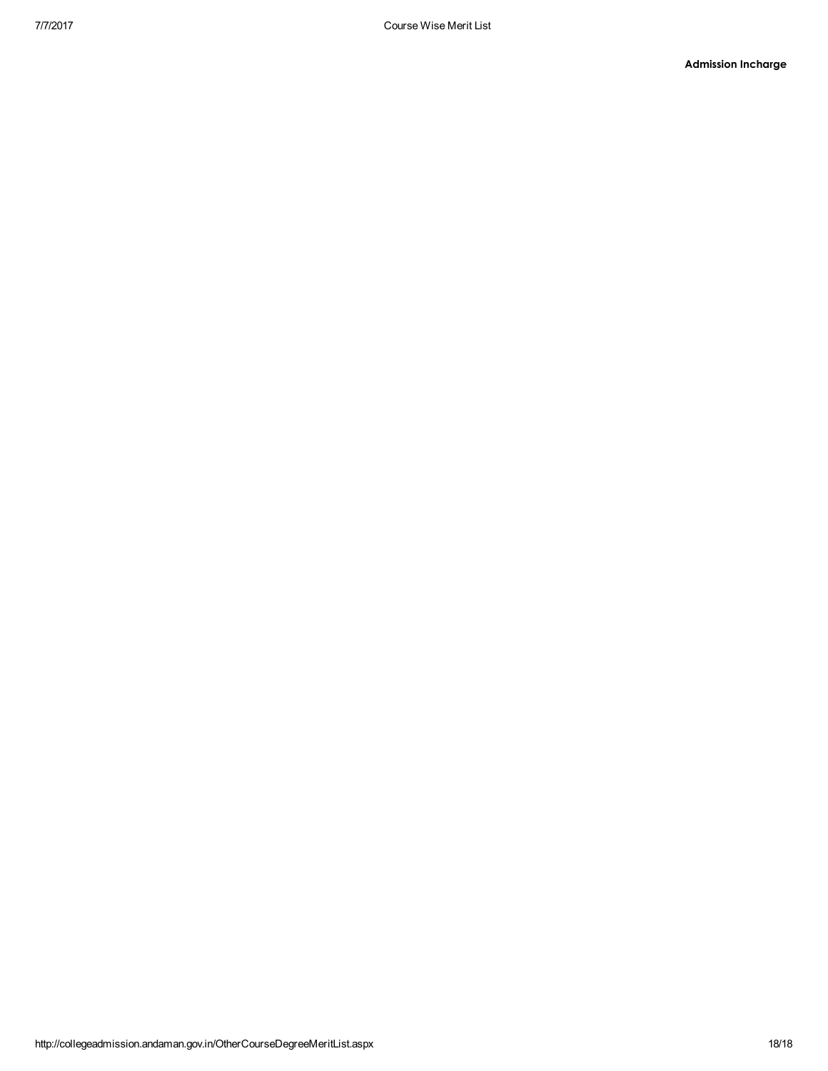**Admission Incharge**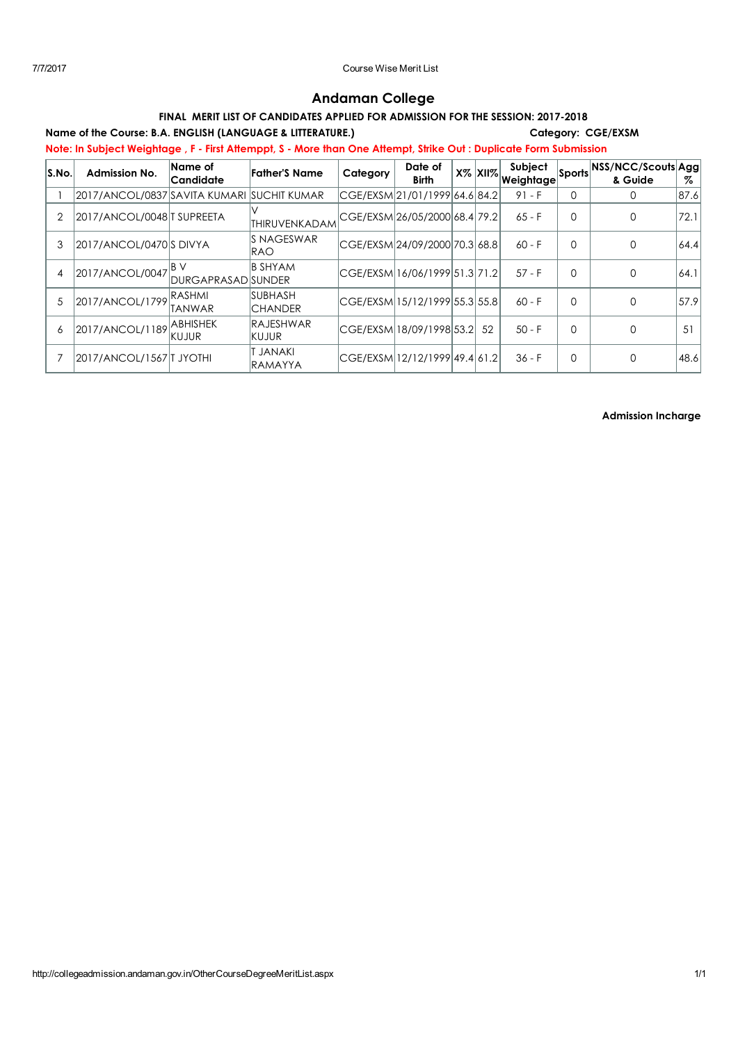# Andaman College

### FINAL MERIT LIST OF CANDIDATES APPLIED FOR ADMISSION FOR THE SESSION: 2017-2018

**Name of the Course: B.A. ENGLISH (LANGUAGE & LITTERATURE.)** **Category: CGE/EXSM**

**Note: In Subject Weightage , F - First Attemppt, S - More than One Attempt, Strike Out : Duplicate Form Submission**

| S.No. | Admission No. | Name of Candidate | Father'S Name | Category | Date of Birth | X% | XII% | Subject Weightage | Sports | NSS/NCC/Scouts & Guide | Agg % |
|---|---|---|---|---|---|---|---|---|---|---|---|
| 1 | 2017/ANCOL/0837 | SAVITA KUMARI | SUCHIT KUMAR | CGE/EXSM | 21/01/1999 | 64.6 | 84.2 | 91 - F | 0 | 0 | 87.6 |
| 2 | 2017/ANCOL/0048 | T SUPREETA | V THIRUVENKADAM | CGE/EXSM | 26/05/2000 | 68.4 | 79.2 | 65 - F | 0 | 0 | 72.1 |
| 3 | 2017/ANCOL/0470 | S DIVYA | S NAGESWAR RAO | CGE/EXSM | 24/09/2000 | 70.3 | 68.8 | 60 - F | 0 | 0 | 64.4 |
| 4 | 2017/ANCOL/0047 | B V DURGAPRASAD | B SHYAM SUNDER | CGE/EXSM | 16/06/1999 | 51.3 | 71.2 | 57 - F | 0 | 0 | 64.1 |
| 5 | 2017/ANCOL/1799 | RASHMI TANWAR | SUBHASH CHANDER | CGE/EXSM | 15/12/1999 | 55.3 | 55.8 | 60 - F | 0 | 0 | 57.9 |
| 6 | 2017/ANCOL/1189 | ABHISHEK KUJUR | RAJESHWAR KUJUR | CGE/EXSM | 18/09/1998 | 53.2 | 52 | 50 - F | 0 | 0 | 51 |
| 7 | 2017/ANCOL/1567 | T JYOTHI | T JANAKI RAMAYYA | CGE/EXSM | 12/12/1999 | 49.4 | 61.2 | 36 - F | 0 | 0 | 48.6 |

**Admission Incharge**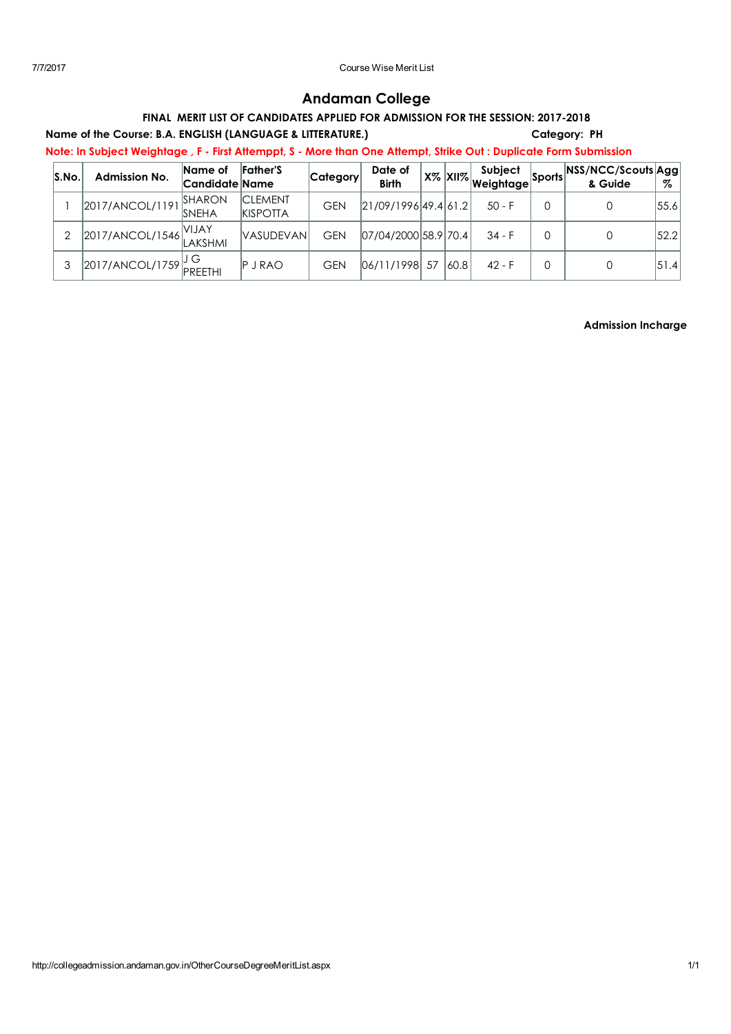# Andaman College

**FINAL MERIT LIST OF CANDIDATES APPLIED FOR ADMISSION FOR THE SESSION: 2017-2018**

**Name of the Course: B.A. ENGLISH (LANGUAGE & LITTERATURE.)** **Category: PH**

**Note: In Subject Weightage , F - First Attemppt, S - More than One Attempt, Strike Out : Duplicate Form Submission**

| S.No. | Admission No. | Name of Candidate | Father'S Name | Category | Date of Birth | X% | XII% | Subject Weightage | Sports | NSS/NCC/Scouts & Guide | Agg % |
|---|---|---|---|---|---|---|---|---|---|---|---|
| 1 | 2017/ANCOL/1191 | SHARON SNEHA | CLEMENT KISPOTTA | GEN | 21/09/1996 | 49.4 | 61.2 | 50 - F | 0 | 0 | 55.6 |
| 2 | 2017/ANCOL/1546 | VIJAY LAKSHMI | VASUDEVAN | GEN | 07/04/2000 | 58.9 | 70.4 | 34 - F | 0 | 0 | 52.2 |
| 3 | 2017/ANCOL/1759 | J G PREETHI | P J RAO | GEN | 06/11/1998 | 57 | 60.8 | 42 - F | 0 | 0 | 51.4 |

**Admission Incharge**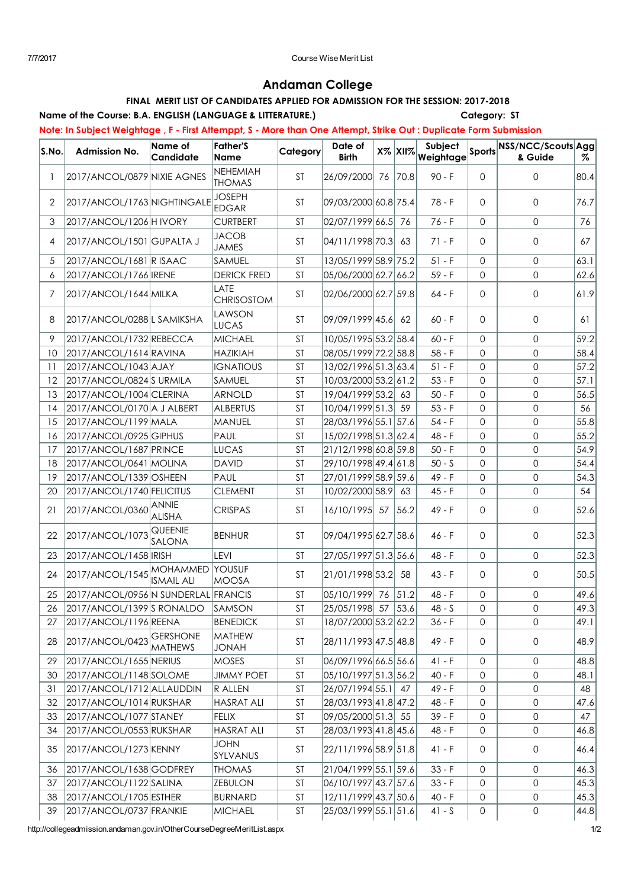# Andaman College

## FINAL MERIT LIST OF CANDIDATES APPLIED FOR ADMISSION FOR THE SESSION: 2017-2018

**Name of the Course: B.A. ENGLISH (LANGUAGE & LITTERATURE.)** **Category: ST**

**Note: In Subject Weightage , F - First Attemppt, S - More than One Attempt, Strike Out : Duplicate Form Submission**

| S.No. | Admission No. | Name of Candidate | Father'S Name | Category | Date of Birth | X% | XII% | Subject Weightage | Sports | NSS/NCC/Scouts & Guide | Agg % |
|---|---|---|---|---|---|---|---|---|---|---|---|
| 1 | 2017/ANCOL/0879 | NIXIE AGNES | NEHEMIAH THOMAS | ST | 26/09/2000 | 76 | 70.8 | 90 - F | 0 | 0 | 80.4 |
| 2 | 2017/ANCOL/1763 | NIGHTINGALE | JOSEPH EDGAR | ST | 09/03/2000 | 60.8 | 75.4 | 78 - F | 0 | 0 | 76.7 |
| 3 | 2017/ANCOL/1206 | H IVORY | CURTBERT | ST | 02/07/1999 | 66.5 | 76 | 76 - F | 0 | 0 | 76 |
| 4 | 2017/ANCOL/1501 | GUPALTA J | JACOB JAMES | ST | 04/11/1998 | 70.3 | 63 | 71 - F | 0 | 0 | 67 |
| 5 | 2017/ANCOL/1681 | R ISAAC | SAMUEL | ST | 13/05/1999 | 58.9 | 75.2 | 51 - F | 0 | 0 | 63.1 |
| 6 | 2017/ANCOL/1766 | IRENE | DERICK FRED | ST | 05/06/2000 | 62.7 | 66.2 | 59 - F | 0 | 0 | 62.6 |
| 7 | 2017/ANCOL/1644 | MILKA | LATE CHRISOSTOM | ST | 02/06/2000 | 62.7 | 59.8 | 64 - F | 0 | 0 | 61.9 |
| 8 | 2017/ANCOL/0288 | L SAMIKSHA | LAWSON LUCAS | ST | 09/09/1999 | 45.6 | 62 | 60 - F | 0 | 0 | 61 |
| 9 | 2017/ANCOL/1732 | REBECCA | MICHAEL | ST | 10/05/1995 | 53.2 | 58.4 | 60 - F | 0 | 0 | 59.2 |
| 10 | 2017/ANCOL/1614 | RAVINA | HAZIKIAH | ST | 08/05/1999 | 72.2 | 58.8 | 58 - F | 0 | 0 | 58.4 |
| 11 | 2017/ANCOL/1043 | AJAY | IGNATIOUS | ST | 13/02/1996 | 51.3 | 63.4 | 51 - F | 0 | 0 | 57.2 |
| 12 | 2017/ANCOL/0824 | S URMILA | SAMUEL | ST | 10/03/2000 | 53.2 | 61.2 | 53 - F | 0 | 0 | 57.1 |
| 13 | 2017/ANCOL/1004 | CLERINA | ARNOLD | ST | 19/04/1999 | 53.2 | 63 | 50 - F | 0 | 0 | 56.5 |
| 14 | 2017/ANCOL/0170 | A J ALBERT | ALBERTUS | ST | 10/04/1999 | 51.3 | 59 | 53 - F | 0 | 0 | 56 |
| 15 | 2017/ANCOL/1199 | MALA | MANUEL | ST | 28/03/1996 | 55.1 | 57.6 | 54 - F | 0 | 0 | 55.8 |
| 16 | 2017/ANCOL/0925 | GIPHUS | PAUL | ST | 15/02/1998 | 51.3 | 62.4 | 48 - F | 0 | 0 | 55.2 |
| 17 | 2017/ANCOL/1687 | PRINCE | LUCAS | ST | 21/12/1998 | 60.8 | 59.8 | 50 - F | 0 | 0 | 54.9 |
| 18 | 2017/ANCOL/0641 | MOLINA | DAVID | ST | 29/10/1998 | 49.4 | 61.8 | 50 - S | 0 | 0 | 54.4 |
| 19 | 2017/ANCOL/1339 | OSHEEN | PAUL | ST | 27/01/1999 | 58.9 | 59.6 | 49 - F | 0 | 0 | 54.3 |
| 20 | 2017/ANCOL/1740 | FELICITUS | CLEMENT | ST | 10/02/2000 | 58.9 | 63 | 45 - F | 0 | 0 | 54 |
| 21 | 2017/ANCOL/0360 | ANNIE ALISHA | CRISPAS | ST | 16/10/1995 | 57 | 56.2 | 49 - F | 0 | 0 | 52.6 |
| 22 | 2017/ANCOL/1073 | QUEENIE SALONA | BENHUR | ST | 09/04/1995 | 62.7 | 58.6 | 46 - F | 0 | 0 | 52.3 |
| 23 | 2017/ANCOL/1458 | IRISH | LEVI | ST | 27/05/1997 | 51.3 | 56.6 | 48 - F | 0 | 0 | 52.3 |
| 24 | 2017/ANCOL/1545 | MOHAMMED ISMAIL ALI | YOUSUF MOOSA | ST | 21/01/1998 | 53.2 | 58 | 43 - F | 0 | 0 | 50.5 |
| 25 | 2017/ANCOL/0956 | N SUNDERLAL | FRANCIS | ST | 05/10/1999 | 76 | 51.2 | 48 - F | 0 | 0 | 49.6 |
| 26 | 2017/ANCOL/1399 | S RONALDO | SAMSON | ST | 25/05/1998 | 57 | 53.6 | 48 - S | 0 | 0 | 49.3 |
| 27 | 2017/ANCOL/1196 | REENA | BENEDICK | ST | 18/07/2000 | 53.2 | 62.2 | 36 - F | 0 | 0 | 49.1 |
| 28 | 2017/ANCOL/0423 | GERSHONE MATHEWS | MATHEW JONAH | ST | 28/11/1993 | 47.5 | 48.8 | 49 - F | 0 | 0 | 48.9 |
| 29 | 2017/ANCOL/1655 | NERIUS | MOSES | ST | 06/09/1996 | 66.5 | 56.6 | 41 - F | 0 | 0 | 48.8 |
| 30 | 2017/ANCOL/1148 | SOLOME | JIMMY POET | ST | 05/10/1997 | 51.3 | 56.2 | 40 - F | 0 | 0 | 48.1 |
| 31 | 2017/ANCOL/1712 | ALLAUDDIN | R ALLEN | ST | 26/07/1994 | 55.1 | 47 | 49 - F | 0 | 0 | 48 |
| 32 | 2017/ANCOL/1014 | RUKSHAR | HASRAT ALI | ST | 28/03/1993 | 41.8 | 47.2 | 48 - F | 0 | 0 | 47.6 |
| 33 | 2017/ANCOL/1077 | STANEY | FELIX | ST | 09/05/2000 | 51.3 | 55 | 39 - F | 0 | 0 | 47 |
| 34 | 2017/ANCOL/0553 | RUKSHAR | HASRAT ALI | ST | 28/03/1993 | 41.8 | 45.6 | 48 - F | 0 | 0 | 46.8 |
| 35 | 2017/ANCOL/1273 | KENNY | JOHN SYLVANUS | ST | 22/11/1996 | 58.9 | 51.8 | 41 - F | 0 | 0 | 46.4 |
| 36 | 2017/ANCOL/1638 | GODFREY | THOMAS | ST | 21/04/1999 | 55.1 | 59.6 | 33 - F | 0 | 0 | 46.3 |
| 37 | 2017/ANCOL/1122 | SALINA | ZEBULON | ST | 06/10/1997 | 43.7 | 57.6 | 33 - F | 0 | 0 | 45.3 |
| 38 | 2017/ANCOL/1705 | ESTHER | BURNARD | ST | 12/11/1999 | 43.7 | 50.6 | 40 - F | 0 | 0 | 45.3 |
| 39 | 2017/ANCOL/0737 | FRANKIE | MICHAEL | ST | 25/03/1999 | 55.1 | 51.6 | 41 - S | 0 | 0 | 44.8 |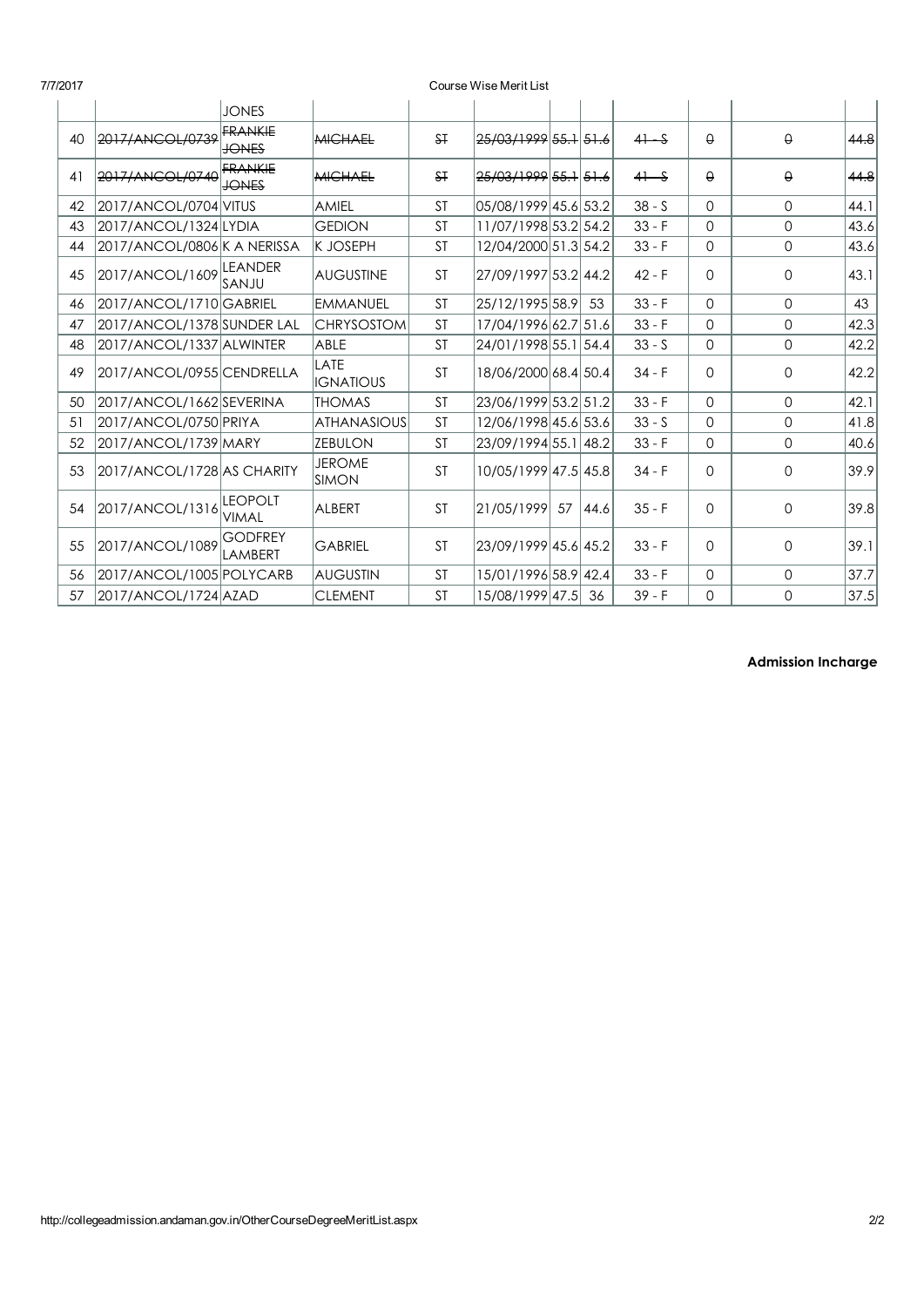| | | | | | | | | | | | |
|---|---|---|---|---|---|---|---|---|---|---|---|
| | | JONES | | | | | | | | | |
| 40 | ~~2017/ANCOL/0739~~ | ~~FRANKIE JONES~~ | ~~MICHAEL~~ | ~~ST~~ | ~~25/03/1999~~ | ~~55.1~~ | ~~51.6~~ | ~~41 - S~~ | ~~0~~ | ~~0~~ | ~~44.8~~ |
| 41 | ~~2017/ANCOL/0740~~ | ~~FRANKIE JONES~~ | ~~MICHAEL~~ | ~~ST~~ | ~~25/03/1999~~ | ~~55.1~~ | ~~51.6~~ | ~~41 - S~~ | ~~0~~ | ~~0~~ | ~~44.8~~ |
| 42 | 2017/ANCOL/0704 | VITUS | AMIEL | ST | 05/08/1999 | 45.6 | 53.2 | 38 - S | 0 | 0 | 44.1 |
| 43 | 2017/ANCOL/1324 | LYDIA | GEDION | ST | 11/07/1998 | 53.2 | 54.2 | 33 - F | 0 | 0 | 43.6 |
| 44 | 2017/ANCOL/0806 | K A NERISSA | K JOSEPH | ST | 12/04/2000 | 51.3 | 54.2 | 33 - F | 0 | 0 | 43.6 |
| 45 | 2017/ANCOL/1609 | LEANDER SANJU | AUGUSTINE | ST | 27/09/1997 | 53.2 | 44.2 | 42 - F | 0 | 0 | 43.1 |
| 46 | 2017/ANCOL/1710 | GABRIEL | EMMANUEL | ST | 25/12/1995 | 58.9 | 53 | 33 - F | 0 | 0 | 43 |
| 47 | 2017/ANCOL/1378 | SUNDER LAL | CHRYSOSTOM | ST | 17/04/1996 | 62.7 | 51.6 | 33 - F | 0 | 0 | 42.3 |
| 48 | 2017/ANCOL/1337 | ALWINTER | ABLE | ST | 24/01/1998 | 55.1 | 54.4 | 33 - S | 0 | 0 | 42.2 |
| 49 | 2017/ANCOL/0955 | CENDRELLA | LATE IGNATIOUS | ST | 18/06/2000 | 68.4 | 50.4 | 34 - F | 0 | 0 | 42.2 |
| 50 | 2017/ANCOL/1662 | SEVERINA | THOMAS | ST | 23/06/1999 | 53.2 | 51.2 | 33 - F | 0 | 0 | 42.1 |
| 51 | 2017/ANCOL/0750 | PRIYA | ATHANASIOUS | ST | 12/06/1998 | 45.6 | 53.6 | 33 - S | 0 | 0 | 41.8 |
| 52 | 2017/ANCOL/1739 | MARY | ZEBULON | ST | 23/09/1994 | 55.1 | 48.2 | 33 - F | 0 | 0 | 40.6 |
| 53 | 2017/ANCOL/1728 | AS CHARITY | JEROME SIMON | ST | 10/05/1999 | 47.5 | 45.8 | 34 - F | 0 | 0 | 39.9 |
| 54 | 2017/ANCOL/1316 | LEOPOLT VIMAL | ALBERT | ST | 21/05/1999 | 57 | 44.6 | 35 - F | 0 | 0 | 39.8 |
| 55 | 2017/ANCOL/1089 | GODFREY LAMBERT | GABRIEL | ST | 23/09/1999 | 45.6 | 45.2 | 33 - F | 0 | 0 | 39.1 |
| 56 | 2017/ANCOL/1005 | POLYCARB | AUGUSTIN | ST | 15/01/1996 | 58.9 | 42.4 | 33 - F | 0 | 0 | 37.7 |
| 57 | 2017/ANCOL/1724 | AZAD | CLEMENT | ST | 15/08/1999 | 47.5 | 36 | 39 - F | 0 | 0 | 37.5 |

**Admission Incharge**